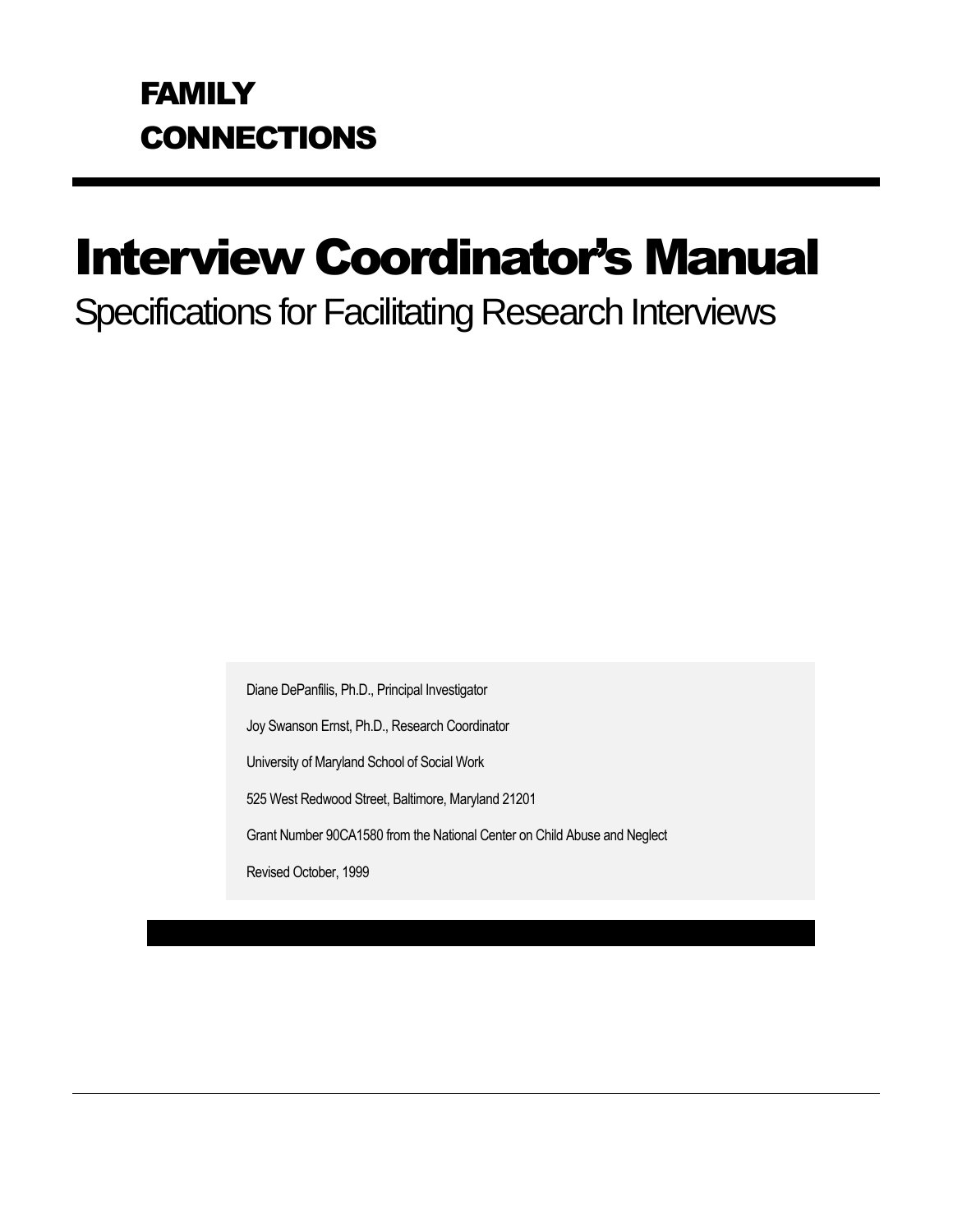**FAMILY CONNECTIONS**

# Interview Coordinator's Manual

## Specifications for Facilitating Research Interviews

Diane DePanfilis, Ph.D., Principal Investigator

Joy Swanson Ernst, Ph.D., Research Coordinator

University of Maryland School of Social Work

525 West Redwood Street, Baltimore, Maryland 21201

Grant Number 90CA1580 from the National Center on Child Abuse and Neglect

Revised October, 1999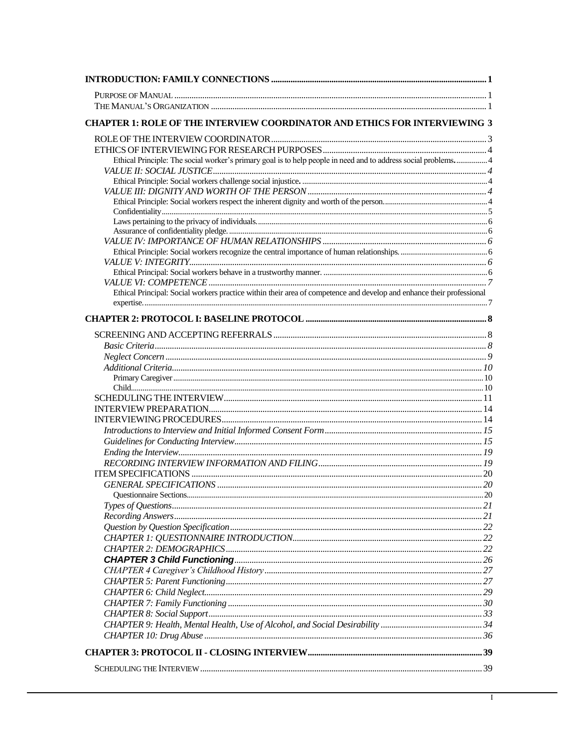**INTRODUCTION: FAMILY CONNECTIONS** .................................................................................................. 1

PURPOSE OF MANUAL ................................................................................................................................ 1
THE MANUAL'S ORGANIZATION ................................................................................................................ 1

**CHAPTER 1: ROLE OF THE INTERVIEW COORDINATOR AND ETHICS FOR INTERVIEWING** 3

ROLE OF THE INTERVIEW COORDINATOR ................................................................................................ 3
ETHICS OF INTERVIEWING FOR RESEARCH PURPOSES ........................................................................... 4
Ethical Principle: The social worker's primary goal is to help people in need and to address social problems. ................ 4
*VALUE II: SOCIAL JUSTICE* ............................................................................................................... 4
Ethical Principle: Social workers challenge social injustice. ................................................................................ 4
*VALUE III: DIGNITY AND WORTH OF THE PERSON* ............................................................................... 4
Ethical Principle: Social workers respect the inherent dignity and worth of the person. ...................................... 4
Confidentiality ............................................................................................................................................. 5
Laws pertaining to the privacy of individuals. ........................................................................................... 6
Assurance of confidentiality pledge. ......................................................................................................... 6
*VALUE IV: IMPORTANCE OF HUMAN RELATIONSHIPS* ........................................................................... 6
Ethical Principle: Social workers recognize the central importance of human relationships. ............................ 6
*VALUE V: INTEGRITY* ............................................................................................................................. 6
Ethical Principal: Social workers behave in a trustworthy manner. ................................................................... 6
*VALUE VI: COMPETENCE* ........................................................................................................................ 7
Ethical Principal: Social workers practice within their area of competence and develop and enhance their professional expertise. ......................................................................................................................................... 7

**CHAPTER 2: PROTOCOL I: BASELINE PROTOCOL** ................................................................................... 8

SCREENING AND ACCEPTING REFERRALS .................................................................................................. 8
*Basic Criteria* ............................................................................................................................................ 8
*Neglect Concern* ...................................................................................................................................... 9
*Additional Criteria* ................................................................................................................................... 10
Primary Caregiver ..................................................................................................................................... 10
Child ............................................................................................................................................................ 10
SCHEDULING THE INTERVIEW ...................................................................................................................... 11
INTERVIEW PREPARATION ........................................................................................................................... 14
INTERVIEWING PROCEDURES ...................................................................................................................... 14
*Introductions to Interview and Initial Informed Consent Form* ........................................................................ 15
*Guidelines for Conducting Interview* ........................................................................................................... 15
*Ending the Interview* .................................................................................................................................. 19
*RECORDING INTERVIEW INFORMATION AND FILING* .............................................................................. 19
ITEM SPECIFICATIONS .................................................................................................................................. 20
*GENERAL SPECIFICATIONS* ..................................................................................................................... 20
Questionnaire Sections .............................................................................................................................. 20
*Types of Questions* .................................................................................................................................... 21
*Recording Answers* .................................................................................................................................... 21
*Question by Question Specification* .......................................................................................................... 22
*CHAPTER 1: QUESTIONNAIRE INTRODUCTION* .......................................................................................... 22
*CHAPTER 2: DEMOGRAPHICS* ..................................................................................................................... 22
***CHAPTER 3 Child Functioning*** ................................................................................................................... 26
*CHAPTER 4 Caregiver's Childhood History* ................................................................................................ 27
*CHAPTER 5: Parent Functioning* ................................................................................................................. 27
*CHAPTER 6: Child Neglect* ......................................................................................................................... 29
*CHAPTER 7: Family Functioning* ................................................................................................................. 30
*CHAPTER 8: Social Support* ........................................................................................................................ 33
*CHAPTER 9: Health, Mental Health, Use of Alcohol, and Social Desirability* ................................................ 34
*CHAPTER 10: Drug Abuse* ........................................................................................................................... 36

**CHAPTER 3: PROTOCOL II - CLOSING INTERVIEW** .................................................................................. 39

SCHEDULING THE INTERVIEW ...................................................................................................................... 39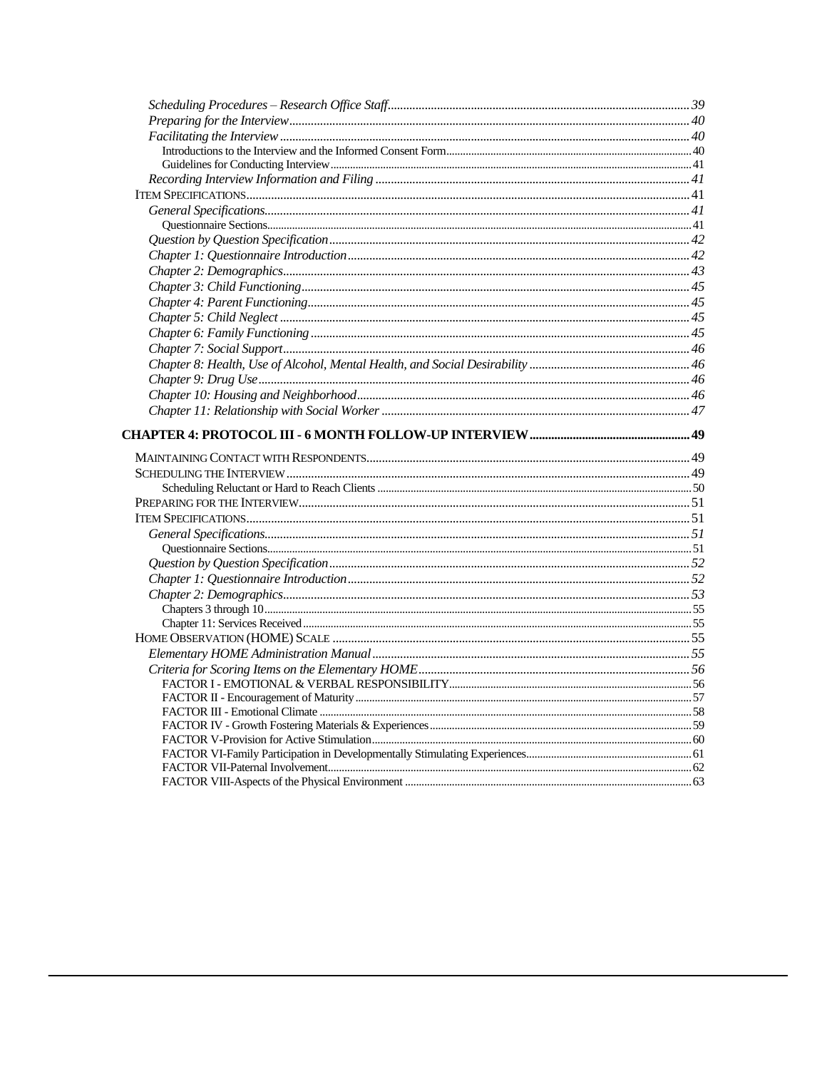*Scheduling Procedures – Research Office Staff* ..... 39
*Preparing for the Interview* ..... 40
*Facilitating the Interview* ..... 40
Introductions to the Interview and the Informed Consent Form ..... 40
Guidelines for Conducting Interview ..... 41
*Recording Interview Information and Filing* ..... 41
ITEM SPECIFICATIONS ..... 41
*General Specifications* ..... 41
Questionnaire Sections ..... 41
*Question by Question Specification* ..... 42
*Chapter 1: Questionnaire Introduction* ..... 42
*Chapter 2: Demographics* ..... 43
*Chapter 3: Child Functioning* ..... 45
*Chapter 4: Parent Functioning* ..... 45
*Chapter 5: Child Neglect* ..... 45
*Chapter 6: Family Functioning* ..... 45
*Chapter 7: Social Support* ..... 46
*Chapter 8: Health, Use of Alcohol, Mental Health, and Social Desirability* ..... 46
*Chapter 9: Drug Use* ..... 46
*Chapter 10: Housing and Neighborhood* ..... 46
*Chapter 11: Relationship with Social Worker* ..... 47

**CHAPTER 4: PROTOCOL III - 6 MONTH FOLLOW-UP INTERVIEW** ..... 49

MAINTAINING CONTACT WITH RESPONDENTS ..... 49
SCHEDULING THE INTERVIEW ..... 49
Scheduling Reluctant or Hard to Reach Clients ..... 50
PREPARING FOR THE INTERVIEW ..... 51
ITEM SPECIFICATIONS ..... 51
*General Specifications* ..... 51
Questionnaire Sections ..... 51
*Question by Question Specification* ..... 52
*Chapter 1: Questionnaire Introduction* ..... 52
*Chapter 2: Demographics* ..... 53
Chapters 3 through 10 ..... 55
Chapter 11: Services Received ..... 55
HOME OBSERVATION (HOME) SCALE ..... 55
*Elementary HOME Administration Manual* ..... 55
*Criteria for Scoring Items on the Elementary HOME* ..... 56
FACTOR I - EMOTIONAL & VERBAL RESPONSIBILITY ..... 56
FACTOR II - Encouragement of Maturity ..... 57
FACTOR III - Emotional Climate ..... 58
FACTOR IV - Growth Fostering Materials & Experiences ..... 59
FACTOR V-Provision for Active Stimulation ..... 60
FACTOR VI-Family Participation in Developmentally Stimulating Experiences ..... 61
FACTOR VII-Paternal Involvement ..... 62
FACTOR VIII-Aspects of the Physical Environment ..... 63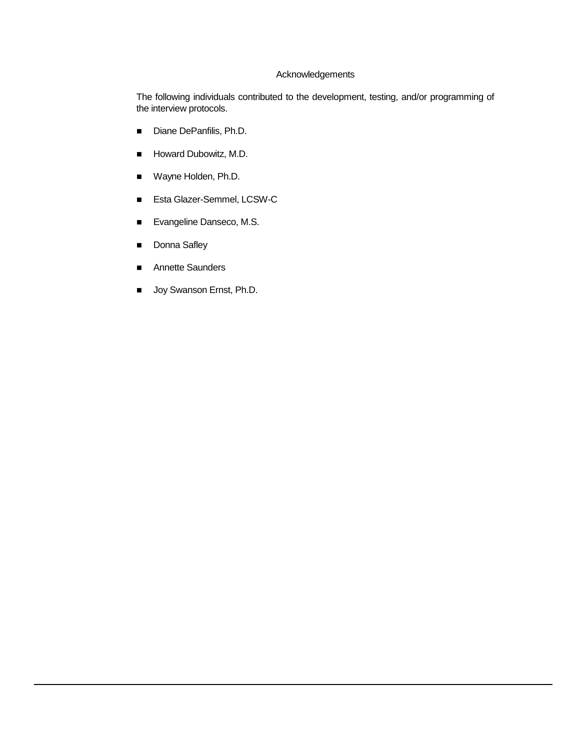# Acknowledgements

The following individuals contributed to the development, testing, and/or programming of the interview protocols.

- Diane DePanfilis, Ph.D.
- Howard Dubowitz, M.D.
- Wayne Holden, Ph.D.
- Esta Glazer-Semmel, LCSW-C
- Evangeline Danseco, M.S.
- Donna Safley
- Annette Saunders
- Joy Swanson Ernst, Ph.D.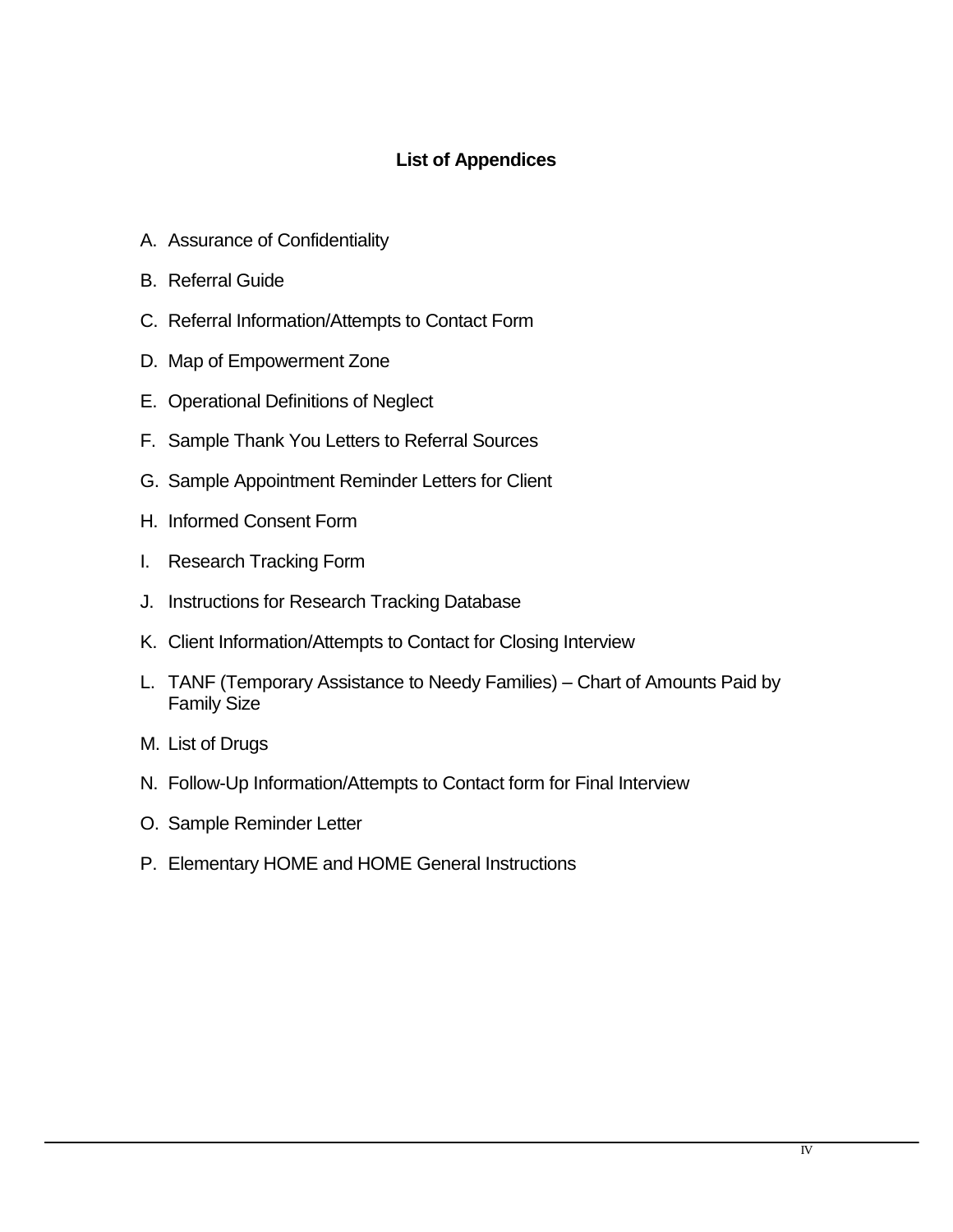# List of Appendices

A. Assurance of Confidentiality

B. Referral Guide

C. Referral Information/Attempts to Contact Form

D. Map of Empowerment Zone

E. Operational Definitions of Neglect

F. Sample Thank You Letters to Referral Sources

G. Sample Appointment Reminder Letters for Client

H. Informed Consent Form

I. Research Tracking Form

J. Instructions for Research Tracking Database

K. Client Information/Attempts to Contact for Closing Interview

L. TANF (Temporary Assistance to Needy Families) – Chart of Amounts Paid by Family Size

M. List of Drugs

N. Follow-Up Information/Attempts to Contact form for Final Interview

O. Sample Reminder Letter

P. Elementary HOME and HOME General Instructions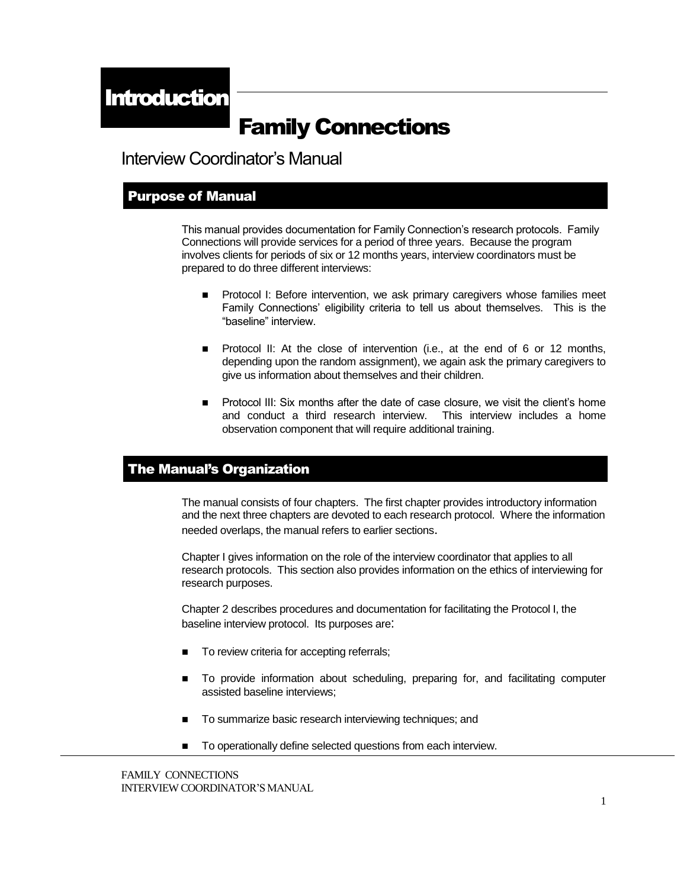# Introduction

# Family Connections

## Interview Coordinator's Manual

### Purpose of Manual

This manual provides documentation for Family Connection's research protocols. Family Connections will provide services for a period of three years. Because the program involves clients for periods of six or 12 months years, interview coordinators must be prepared to do three different interviews:

- Protocol I: Before intervention, we ask primary caregivers whose families meet Family Connections' eligibility criteria to tell us about themselves. This is the "baseline" interview.
- Protocol II: At the close of intervention (i.e., at the end of 6 or 12 months, depending upon the random assignment), we again ask the primary caregivers to give us information about themselves and their children.
- Protocol III: Six months after the date of case closure, we visit the client's home and conduct a third research interview. This interview includes a home observation component that will require additional training.

### The Manual's Organization

The manual consists of four chapters. The first chapter provides introductory information and the next three chapters are devoted to each research protocol. Where the information needed overlaps, the manual refers to earlier sections.

Chapter I gives information on the role of the interview coordinator that applies to all research protocols. This section also provides information on the ethics of interviewing for research purposes.

Chapter 2 describes procedures and documentation for facilitating the Protocol I, the baseline interview protocol. Its purposes are:

- To review criteria for accepting referrals;
- To provide information about scheduling, preparing for, and facilitating computer assisted baseline interviews;
- To summarize basic research interviewing techniques; and
- To operationally define selected questions from each interview.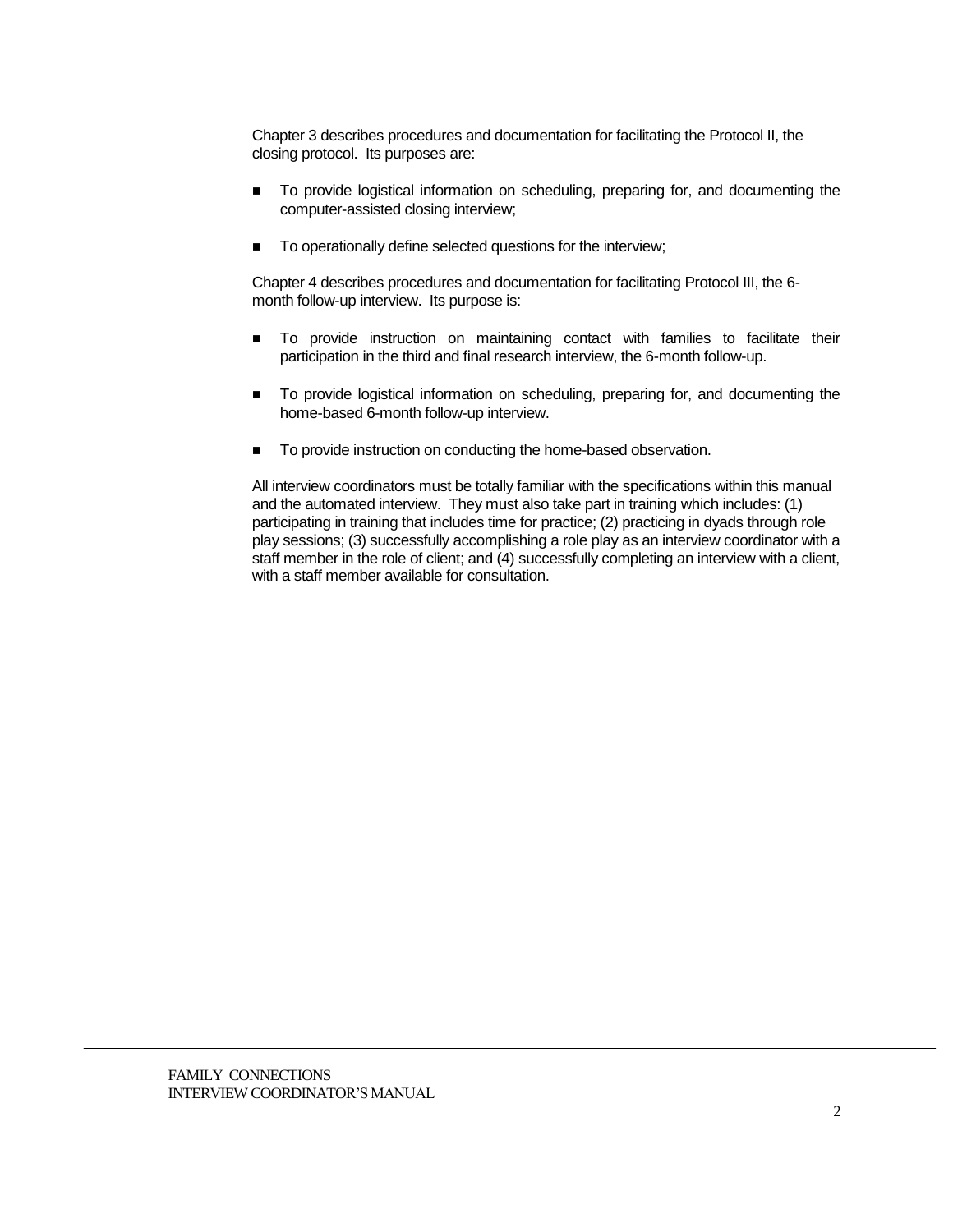Chapter 3 describes procedures and documentation for facilitating the Protocol II, the closing protocol. Its purposes are:

- To provide logistical information on scheduling, preparing for, and documenting the computer-assisted closing interview;
- To operationally define selected questions for the interview;

Chapter 4 describes procedures and documentation for facilitating Protocol III, the 6-month follow-up interview. Its purpose is:

- To provide instruction on maintaining contact with families to facilitate their participation in the third and final research interview, the 6-month follow-up.
- To provide logistical information on scheduling, preparing for, and documenting the home-based 6-month follow-up interview.
- To provide instruction on conducting the home-based observation.

All interview coordinators must be totally familiar with the specifications within this manual and the automated interview. They must also take part in training which includes: (1) participating in training that includes time for practice; (2) practicing in dyads through role play sessions; (3) successfully accomplishing a role play as an interview coordinator with a staff member in the role of client; and (4) successfully completing an interview with a client, with a staff member available for consultation.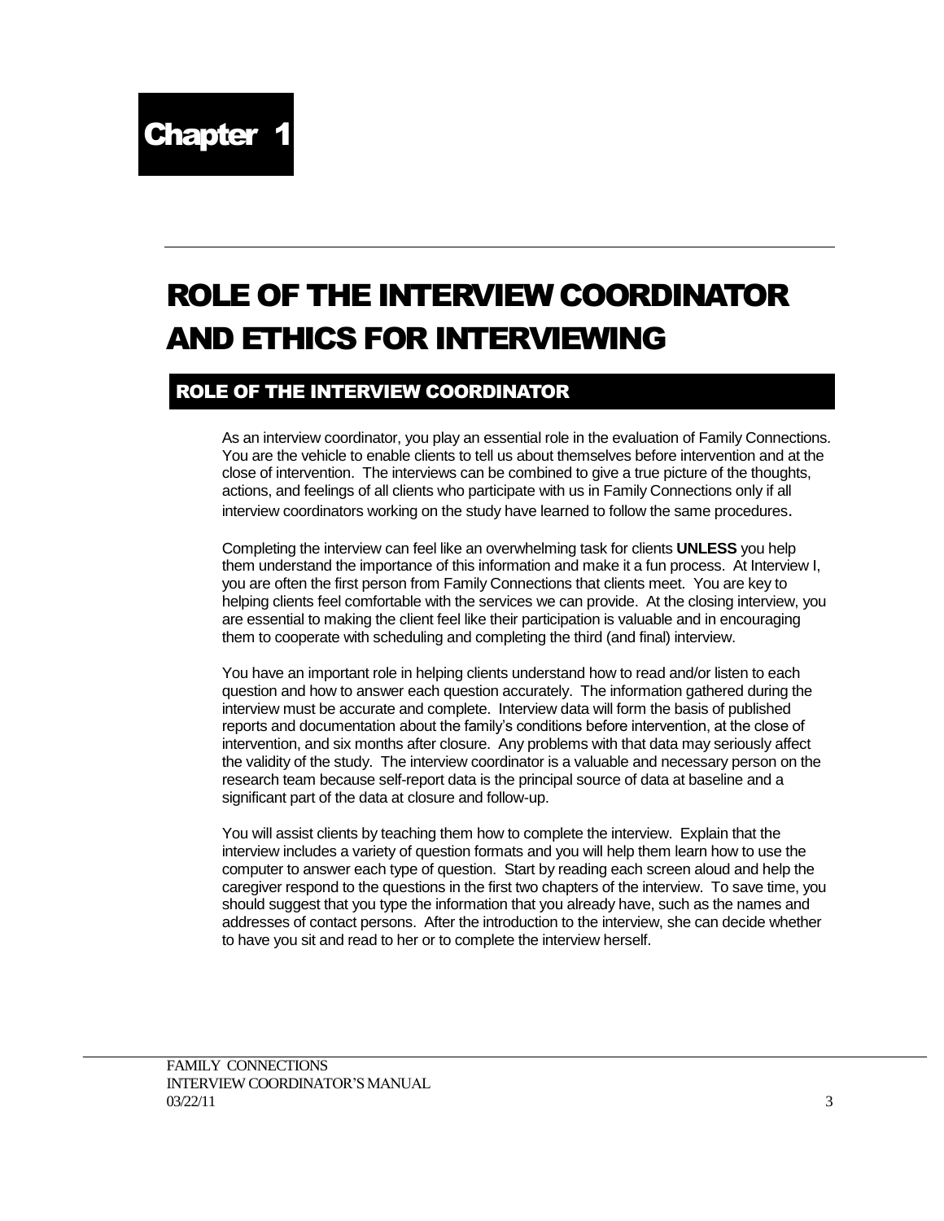# Chapter 1

# ROLE OF THE INTERVIEW COORDINATOR AND ETHICS FOR INTERVIEWING

## ROLE OF THE INTERVIEW COORDINATOR

As an interview coordinator, you play an essential role in the evaluation of Family Connections. You are the vehicle to enable clients to tell us about themselves before intervention and at the close of intervention. The interviews can be combined to give a true picture of the thoughts, actions, and feelings of all clients who participate with us in Family Connections only if all interview coordinators working on the study have learned to follow the same procedures.

Completing the interview can feel like an overwhelming task for clients **UNLESS** you help them understand the importance of this information and make it a fun process. At Interview I, you are often the first person from Family Connections that clients meet. You are key to helping clients feel comfortable with the services we can provide. At the closing interview, you are essential to making the client feel like their participation is valuable and in encouraging them to cooperate with scheduling and completing the third (and final) interview.

You have an important role in helping clients understand how to read and/or listen to each question and how to answer each question accurately. The information gathered during the interview must be accurate and complete. Interview data will form the basis of published reports and documentation about the family's conditions before intervention, at the close of intervention, and six months after closure. Any problems with that data may seriously affect the validity of the study. The interview coordinator is a valuable and necessary person on the research team because self-report data is the principal source of data at baseline and a significant part of the data at closure and follow-up.

You will assist clients by teaching them how to complete the interview. Explain that the interview includes a variety of question formats and you will help them learn how to use the computer to answer each type of question. Start by reading each screen aloud and help the caregiver respond to the questions in the first two chapters of the interview. To save time, you should suggest that you type the information that you already have, such as the names and addresses of contact persons. After the introduction to the interview, she can decide whether to have you sit and read to her or to complete the interview herself.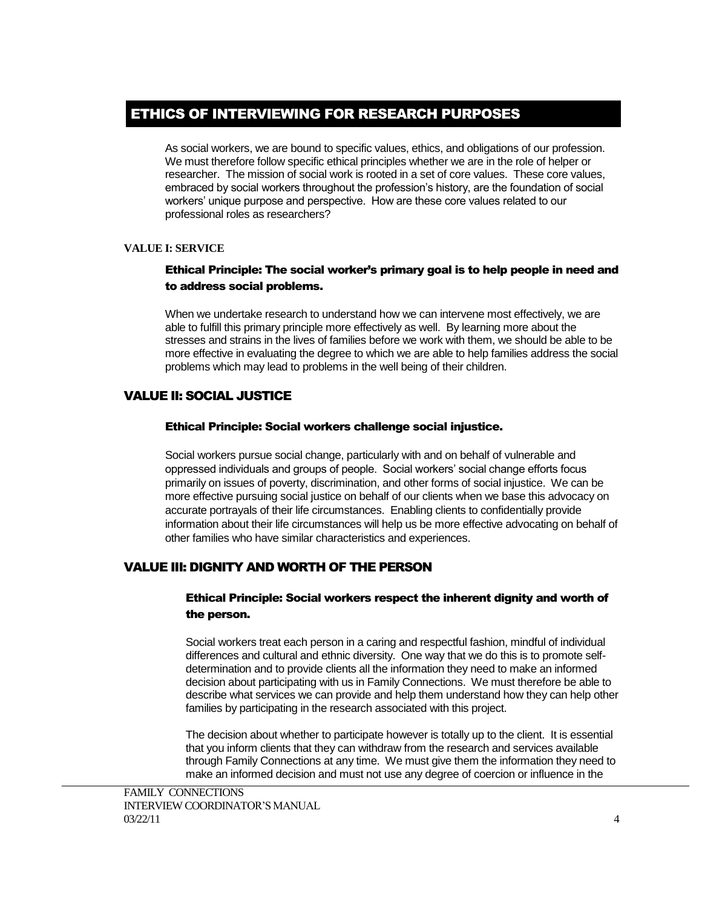# ETHICS OF INTERVIEWING FOR RESEARCH PURPOSES

As social workers, we are bound to specific values, ethics, and obligations of our profession. We must therefore follow specific ethical principles whether we are in the role of helper or researcher. The mission of social work is rooted in a set of core values. These core values, embraced by social workers throughout the profession's history, are the foundation of social workers' unique purpose and perspective. How are these core values related to our professional roles as researchers?

## VALUE I: SERVICE

### Ethical Principle: The social worker's primary goal is to help people in need and to address social problems.

When we undertake research to understand how we can intervene most effectively, we are able to fulfill this primary principle more effectively as well. By learning more about the stresses and strains in the lives of families before we work with them, we should be able to be more effective in evaluating the degree to which we are able to help families address the social problems which may lead to problems in the well being of their children.

## VALUE II: SOCIAL JUSTICE

### Ethical Principle: Social workers challenge social injustice.

Social workers pursue social change, particularly with and on behalf of vulnerable and oppressed individuals and groups of people. Social workers' social change efforts focus primarily on issues of poverty, discrimination, and other forms of social injustice. We can be more effective pursuing social justice on behalf of our clients when we base this advocacy on accurate portrayals of their life circumstances. Enabling clients to confidentially provide information about their life circumstances will help us be more effective advocating on behalf of other families who have similar characteristics and experiences.

## VALUE III: DIGNITY AND WORTH OF THE PERSON

### Ethical Principle: Social workers respect the inherent dignity and worth of the person.

Social workers treat each person in a caring and respectful fashion, mindful of individual differences and cultural and ethnic diversity. One way that we do this is to promote self-determination and to provide clients all the information they need to make an informed decision about participating with us in Family Connections. We must therefore be able to describe what services we can provide and help them understand how they can help other families by participating in the research associated with this project.

The decision about whether to participate however is totally up to the client. It is essential that you inform clients that they can withdraw from the research and services available through Family Connections at any time. We must give them the information they need to make an informed decision and must not use any degree of coercion or influence in the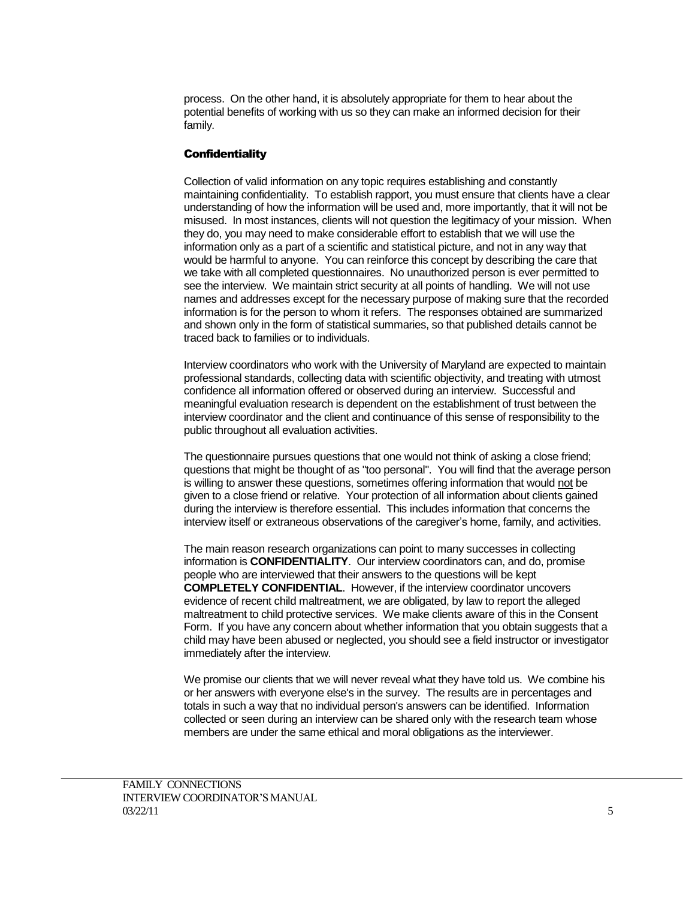process. On the other hand, it is absolutely appropriate for them to hear about the potential benefits of working with us so they can make an informed decision for their family.

### Confidentiality

Collection of valid information on any topic requires establishing and constantly maintaining confidentiality. To establish rapport, you must ensure that clients have a clear understanding of how the information will be used and, more importantly, that it will not be misused. In most instances, clients will not question the legitimacy of your mission. When they do, you may need to make considerable effort to establish that we will use the information only as a part of a scientific and statistical picture, and not in any way that would be harmful to anyone. You can reinforce this concept by describing the care that we take with all completed questionnaires. No unauthorized person is ever permitted to see the interview. We maintain strict security at all points of handling. We will not use names and addresses except for the necessary purpose of making sure that the recorded information is for the person to whom it refers. The responses obtained are summarized and shown only in the form of statistical summaries, so that published details cannot be traced back to families or to individuals.

Interview coordinators who work with the University of Maryland are expected to maintain professional standards, collecting data with scientific objectivity, and treating with utmost confidence all information offered or observed during an interview. Successful and meaningful evaluation research is dependent on the establishment of trust between the interview coordinator and the client and continuance of this sense of responsibility to the public throughout all evaluation activities.

The questionnaire pursues questions that one would not think of asking a close friend; questions that might be thought of as "too personal". You will find that the average person is willing to answer these questions, sometimes offering information that would <u>not</u> be given to a close friend or relative. Your protection of all information about clients gained during the interview is therefore essential. This includes information that concerns the interview itself or extraneous observations of the caregiver's home, family, and activities.

The main reason research organizations can point to many successes in collecting information is **CONFIDENTIALITY**. Our interview coordinators can, and do, promise people who are interviewed that their answers to the questions will be kept **COMPLETELY CONFIDENTIAL**. However, if the interview coordinator uncovers evidence of recent child maltreatment, we are obligated, by law to report the alleged maltreatment to child protective services. We make clients aware of this in the Consent Form. If you have any concern about whether information that you obtain suggests that a child may have been abused or neglected, you should see a field instructor or investigator immediately after the interview.

We promise our clients that we will never reveal what they have told us. We combine his or her answers with everyone else's in the survey. The results are in percentages and totals in such a way that no individual person's answers can be identified. Information collected or seen during an interview can be shared only with the research team whose members are under the same ethical and moral obligations as the interviewer.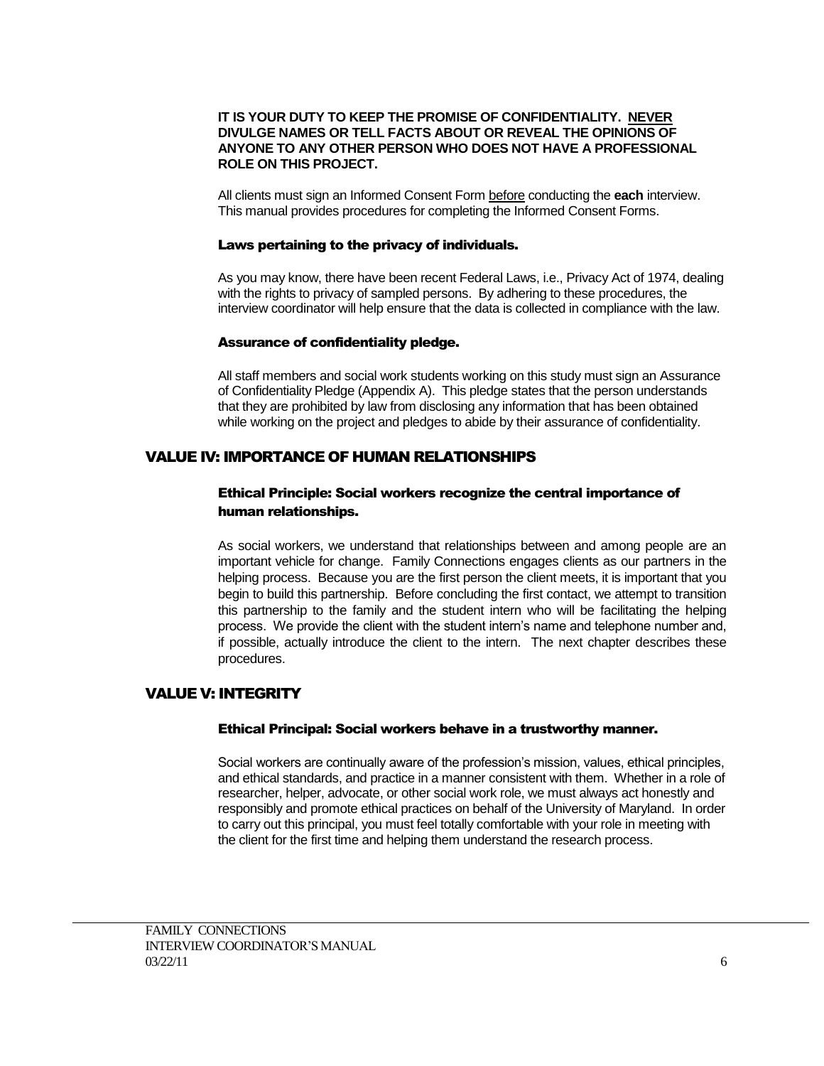**IT IS YOUR DUTY TO KEEP THE PROMISE OF CONFIDENTIALITY. NEVER DIVULGE NAMES OR TELL FACTS ABOUT OR REVEAL THE OPINIONS OF ANYONE TO ANY OTHER PERSON WHO DOES NOT HAVE A PROFESSIONAL ROLE ON THIS PROJECT.**

All clients must sign an Informed Consent Form before conducting the **each** interview. This manual provides procedures for completing the Informed Consent Forms.

#### Laws pertaining to the privacy of individuals.

As you may know, there have been recent Federal Laws, i.e., Privacy Act of 1974, dealing with the rights to privacy of sampled persons. By adhering to these procedures, the interview coordinator will help ensure that the data is collected in compliance with the law.

#### Assurance of confidentiality pledge.

All staff members and social work students working on this study must sign an Assurance of Confidentiality Pledge (Appendix A). This pledge states that the person understands that they are prohibited by law from disclosing any information that has been obtained while working on the project and pledges to abide by their assurance of confidentiality.

## VALUE IV: IMPORTANCE OF HUMAN RELATIONSHIPS

### Ethical Principle: Social workers recognize the central importance of human relationships.

As social workers, we understand that relationships between and among people are an important vehicle for change. Family Connections engages clients as our partners in the helping process. Because you are the first person the client meets, it is important that you begin to build this partnership. Before concluding the first contact, we attempt to transition this partnership to the family and the student intern who will be facilitating the helping process. We provide the client with the student intern's name and telephone number and, if possible, actually introduce the client to the intern. The next chapter describes these procedures.

## VALUE V: INTEGRITY

#### Ethical Principal: Social workers behave in a trustworthy manner.

Social workers are continually aware of the profession's mission, values, ethical principles, and ethical standards, and practice in a manner consistent with them. Whether in a role of researcher, helper, advocate, or other social work role, we must always act honestly and responsibly and promote ethical practices on behalf of the University of Maryland. In order to carry out this principal, you must feel totally comfortable with your role in meeting with the client for the first time and helping them understand the research process.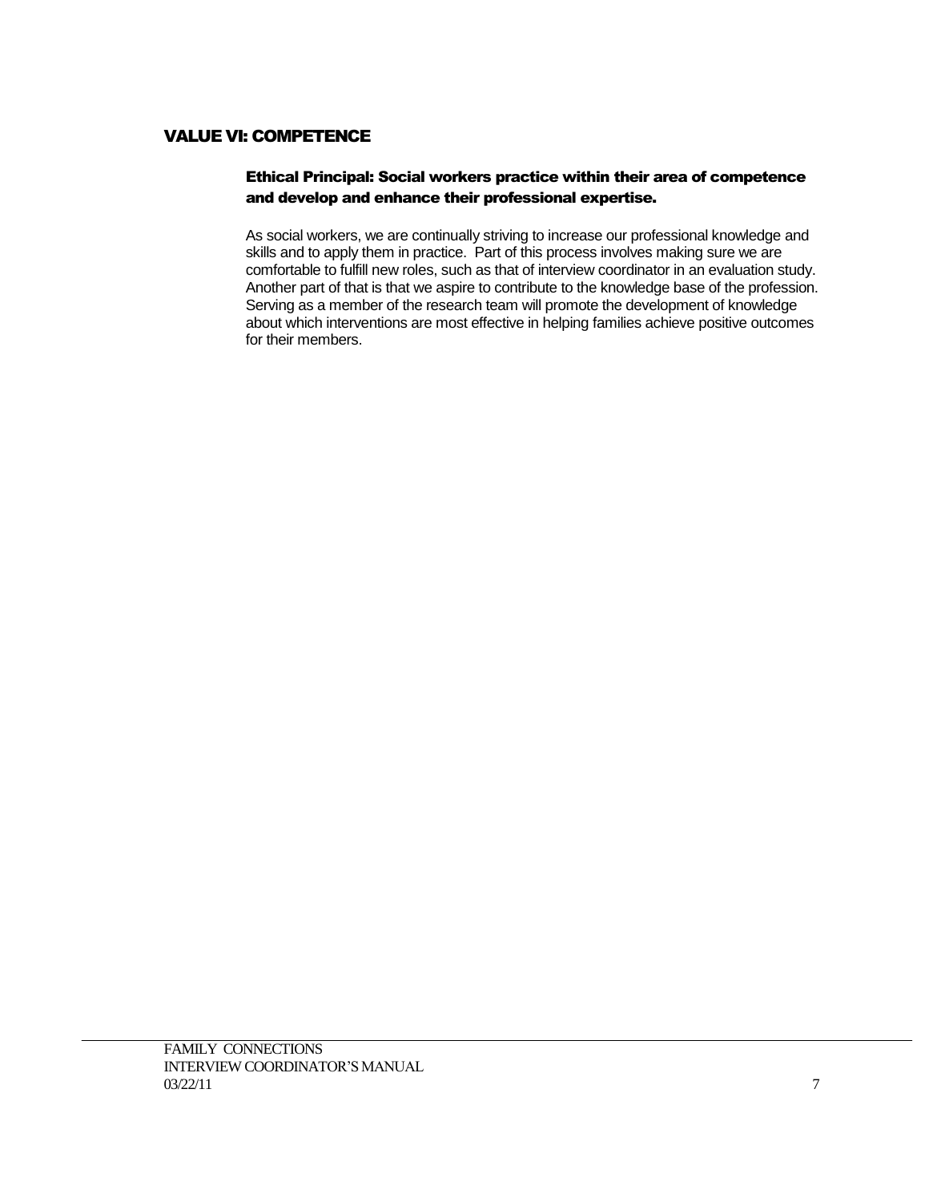## VALUE VI: COMPETENCE

### Ethical Principal: Social workers practice within their area of competence and develop and enhance their professional expertise.

As social workers, we are continually striving to increase our professional knowledge and skills and to apply them in practice. Part of this process involves making sure we are comfortable to fulfill new roles, such as that of interview coordinator in an evaluation study. Another part of that is that we aspire to contribute to the knowledge base of the profession. Serving as a member of the research team will promote the development of knowledge about which interventions are most effective in helping families achieve positive outcomes for their members.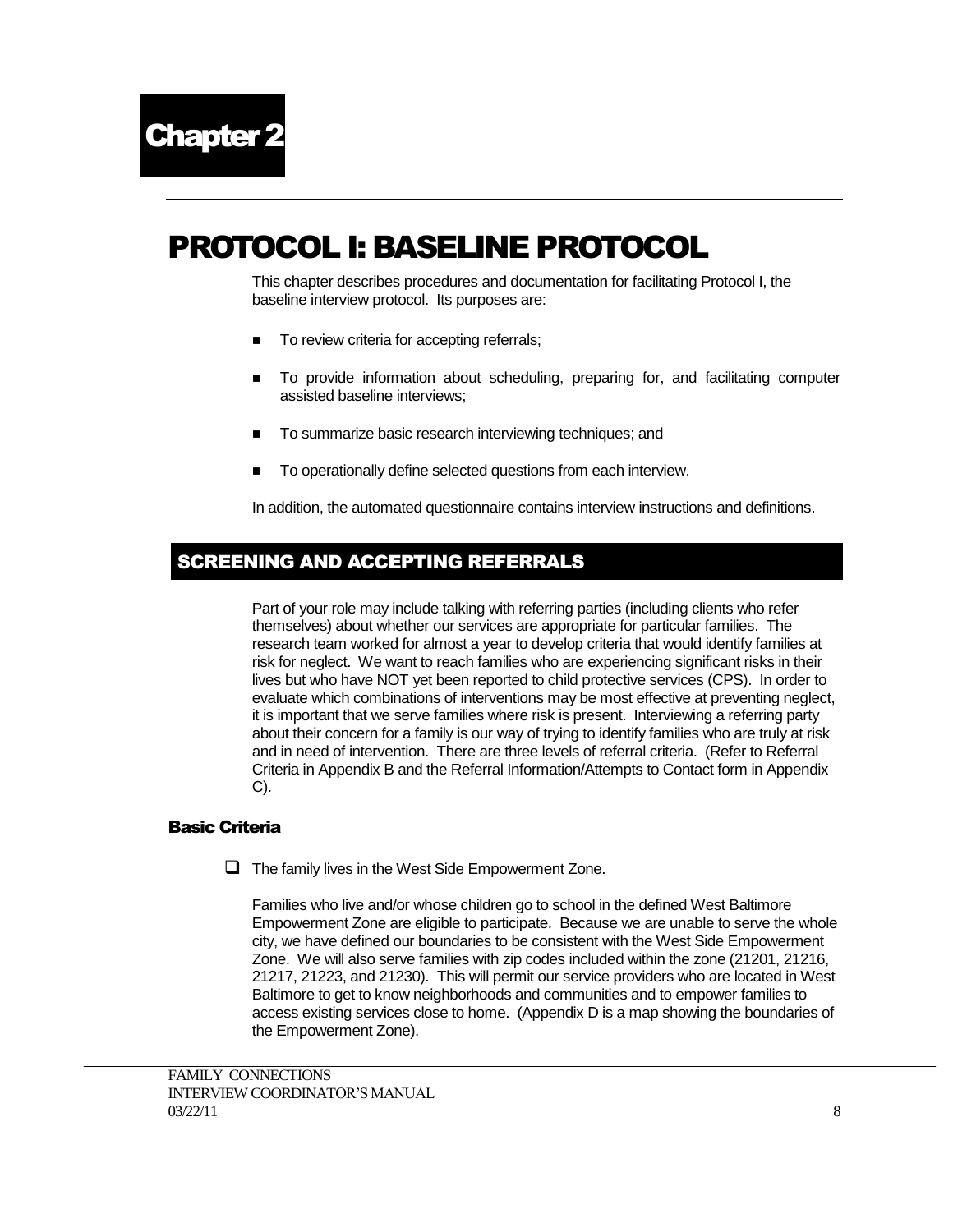# Chapter 2

# PROTOCOL I: BASELINE PROTOCOL

This chapter describes procedures and documentation for facilitating Protocol I, the baseline interview protocol. Its purposes are:

- To review criteria for accepting referrals;
- To provide information about scheduling, preparing for, and facilitating computer assisted baseline interviews;
- To summarize basic research interviewing techniques; and
- To operationally define selected questions from each interview.

In addition, the automated questionnaire contains interview instructions and definitions.

## SCREENING AND ACCEPTING REFERRALS

Part of your role may include talking with referring parties (including clients who refer themselves) about whether our services are appropriate for particular families. The research team worked for almost a year to develop criteria that would identify families at risk for neglect. We want to reach families who are experiencing significant risks in their lives but who have NOT yet been reported to child protective services (CPS). In order to evaluate which combinations of interventions may be most effective at preventing neglect, it is important that we serve families where risk is present. Interviewing a referring party about their concern for a family is our way of trying to identify families who are truly at risk and in need of intervention. There are three levels of referral criteria. (Refer to Referral Criteria in Appendix B and the Referral Information/Attempts to Contact form in Appendix C).

### Basic Criteria

- ❑ The family lives in the West Side Empowerment Zone.

Families who live and/or whose children go to school in the defined West Baltimore Empowerment Zone are eligible to participate. Because we are unable to serve the whole city, we have defined our boundaries to be consistent with the West Side Empowerment Zone. We will also serve families with zip codes included within the zone (21201, 21216, 21217, 21223, and 21230). This will permit our service providers who are located in West Baltimore to get to know neighborhoods and communities and to empower families to access existing services close to home. (Appendix D is a map showing the boundaries of the Empowerment Zone).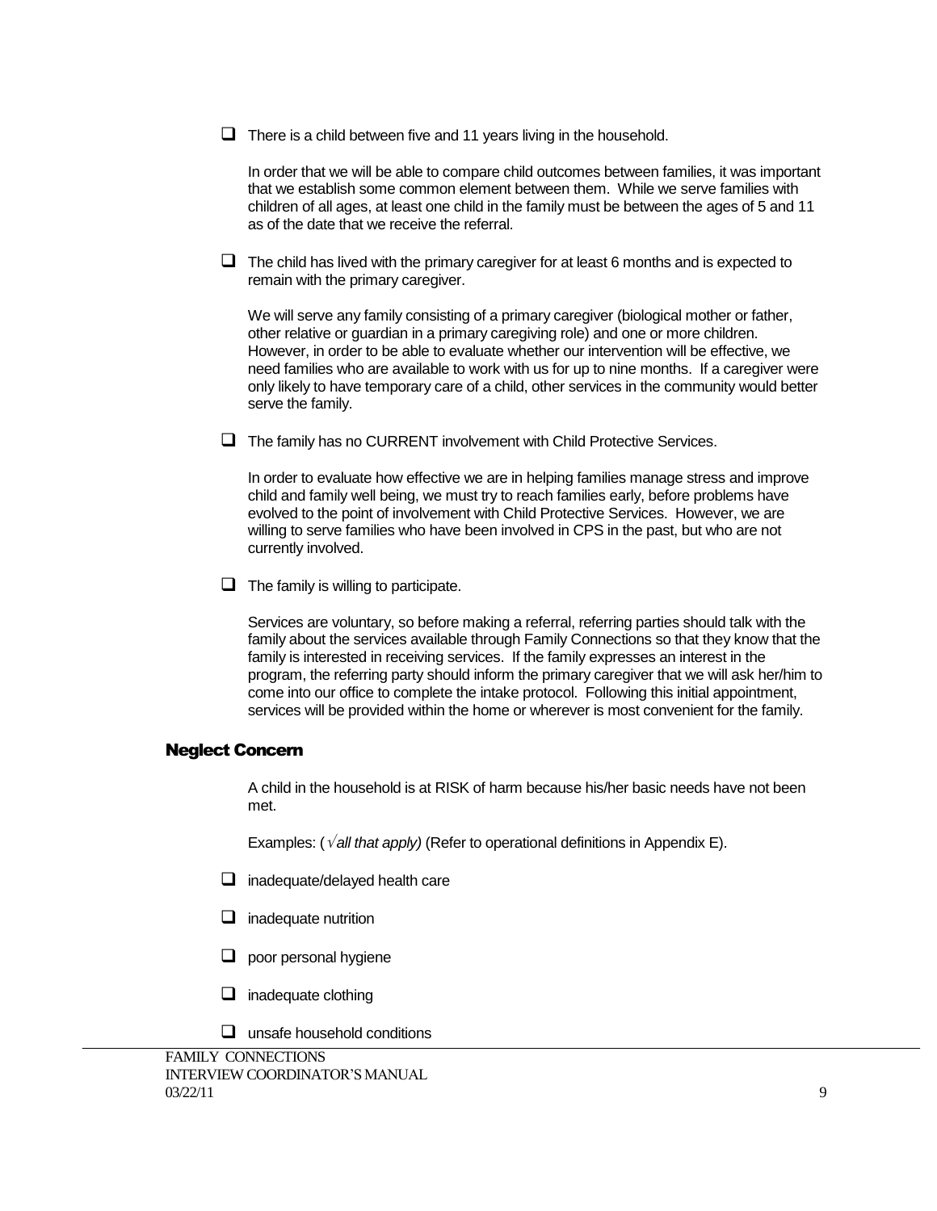- [ ] There is a child between five and 11 years living in the household.

  In order that we will be able to compare child outcomes between families, it was important that we establish some common element between them. While we serve families with children of all ages, at least one child in the family must be between the ages of 5 and 11 as of the date that we receive the referral.

- [ ] The child has lived with the primary caregiver for at least 6 months and is expected to remain with the primary caregiver.

  We will serve any family consisting of a primary caregiver (biological mother or father, other relative or guardian in a primary caregiving role) and one or more children. However, in order to be able to evaluate whether our intervention will be effective, we need families who are available to work with us for up to nine months. If a caregiver were only likely to have temporary care of a child, other services in the community would better serve the family.

- [ ] The family has no CURRENT involvement with Child Protective Services.

  In order to evaluate how effective we are in helping families manage stress and improve child and family well being, we must try to reach families early, before problems have evolved to the point of involvement with Child Protective Services. However, we are willing to serve families who have been involved in CPS in the past, but who are not currently involved.

- [ ] The family is willing to participate.

  Services are voluntary, so before making a referral, referring parties should talk with the family about the services available through Family Connections so that they know that the family is interested in receiving services. If the family expresses an interest in the program, the referring party should inform the primary caregiver that we will ask her/him to come into our office to complete the intake protocol. Following this initial appointment, services will be provided within the home or wherever is most convenient for the family.

## Neglect Concern

A child in the household is at RISK of harm because his/her basic needs have not been met.

Examples: (*√all that apply)* (Refer to operational definitions in Appendix E).

- [ ] inadequate/delayed health care
- [ ] inadequate nutrition
- [ ] poor personal hygiene
- [ ] inadequate clothing
- [ ] unsafe household conditions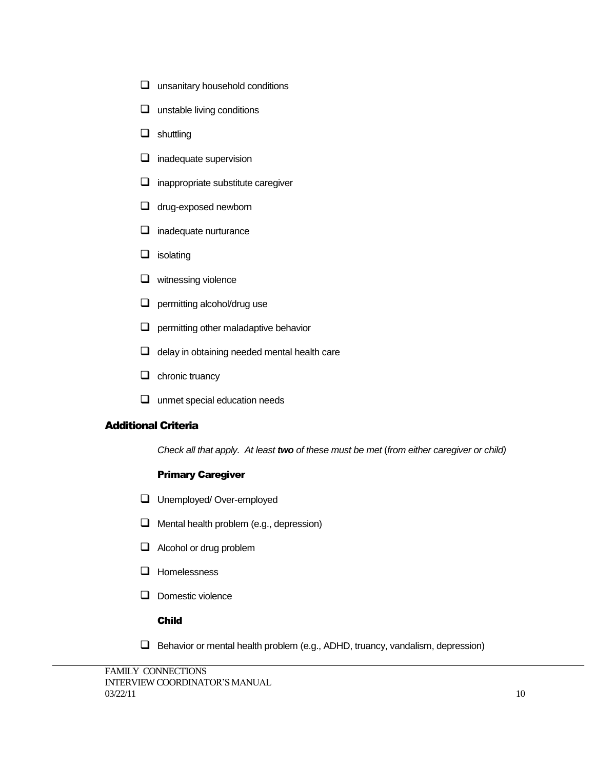- [ ] unsanitary household conditions
- [ ] unstable living conditions
- [ ] shuttling
- [ ] inadequate supervision
- [ ] inappropriate substitute caregiver
- [ ] drug-exposed newborn
- [ ] inadequate nurturance
- [ ] isolating
- [ ] witnessing violence
- [ ] permitting alcohol/drug use
- [ ] permitting other maladaptive behavior
- [ ] delay in obtaining needed mental health care
- [ ] chronic truancy
- [ ] unmet special education needs

## Additional Criteria

*Check all that apply. At least **two** of these must be met (from either caregiver or child)*

### Primary Caregiver

- [ ] Unemployed/ Over-employed
- [ ] Mental health problem (e.g., depression)
- [ ] Alcohol or drug problem
- [ ] Homelessness
- [ ] Domestic violence

### Child

- [ ] Behavior or mental health problem (e.g., ADHD, truancy, vandalism, depression)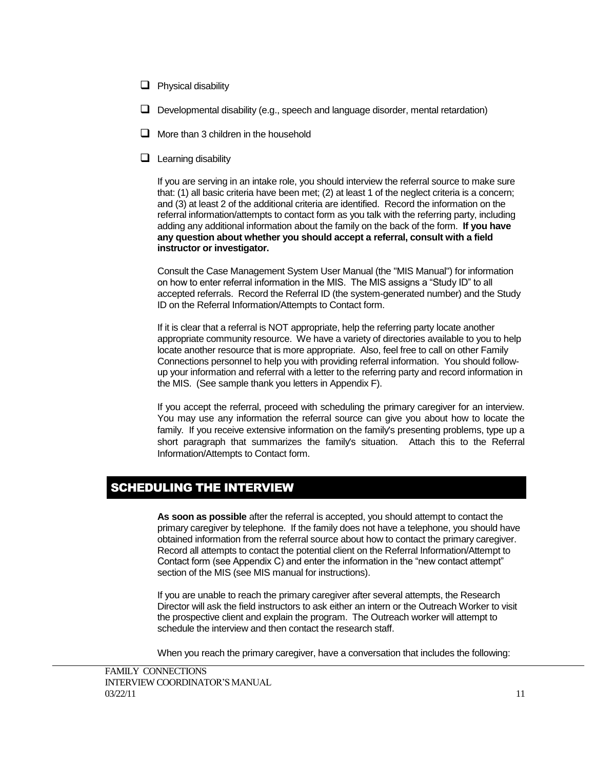- [ ] Physical disability
- [ ] Developmental disability (e.g., speech and language disorder, mental retardation)
- [ ] More than 3 children in the household
- [ ] Learning disability

If you are serving in an intake role, you should interview the referral source to make sure that: (1) all basic criteria have been met; (2) at least 1 of the neglect criteria is a concern; and (3) at least 2 of the additional criteria are identified. Record the information on the referral information/attempts to contact form as you talk with the referring party, including adding any additional information about the family on the back of the form. **If you have any question about whether you should accept a referral, consult with a field instructor or investigator.**

Consult the Case Management System User Manual (the "MIS Manual") for information on how to enter referral information in the MIS. The MIS assigns a "Study ID" to all accepted referrals. Record the Referral ID (the system-generated number) and the Study ID on the Referral Information/Attempts to Contact form.

If it is clear that a referral is NOT appropriate, help the referring party locate another appropriate community resource. We have a variety of directories available to you to help locate another resource that is more appropriate. Also, feel free to call on other Family Connections personnel to help you with providing referral information. You should follow-up your information and referral with a letter to the referring party and record information in the MIS. (See sample thank you letters in Appendix F).

If you accept the referral, proceed with scheduling the primary caregiver for an interview. You may use any information the referral source can give you about how to locate the family. If you receive extensive information on the family's presenting problems, type up a short paragraph that summarizes the family's situation. Attach this to the Referral Information/Attempts to Contact form.

## SCHEDULING THE INTERVIEW

**As soon as possible** after the referral is accepted, you should attempt to contact the primary caregiver by telephone. If the family does not have a telephone, you should have obtained information from the referral source about how to contact the primary caregiver. Record all attempts to contact the potential client on the Referral Information/Attempt to Contact form (see Appendix C) and enter the information in the "new contact attempt" section of the MIS (see MIS manual for instructions).

If you are unable to reach the primary caregiver after several attempts, the Research Director will ask the field instructors to ask either an intern or the Outreach Worker to visit the prospective client and explain the program. The Outreach worker will attempt to schedule the interview and then contact the research staff.

When you reach the primary caregiver, have a conversation that includes the following: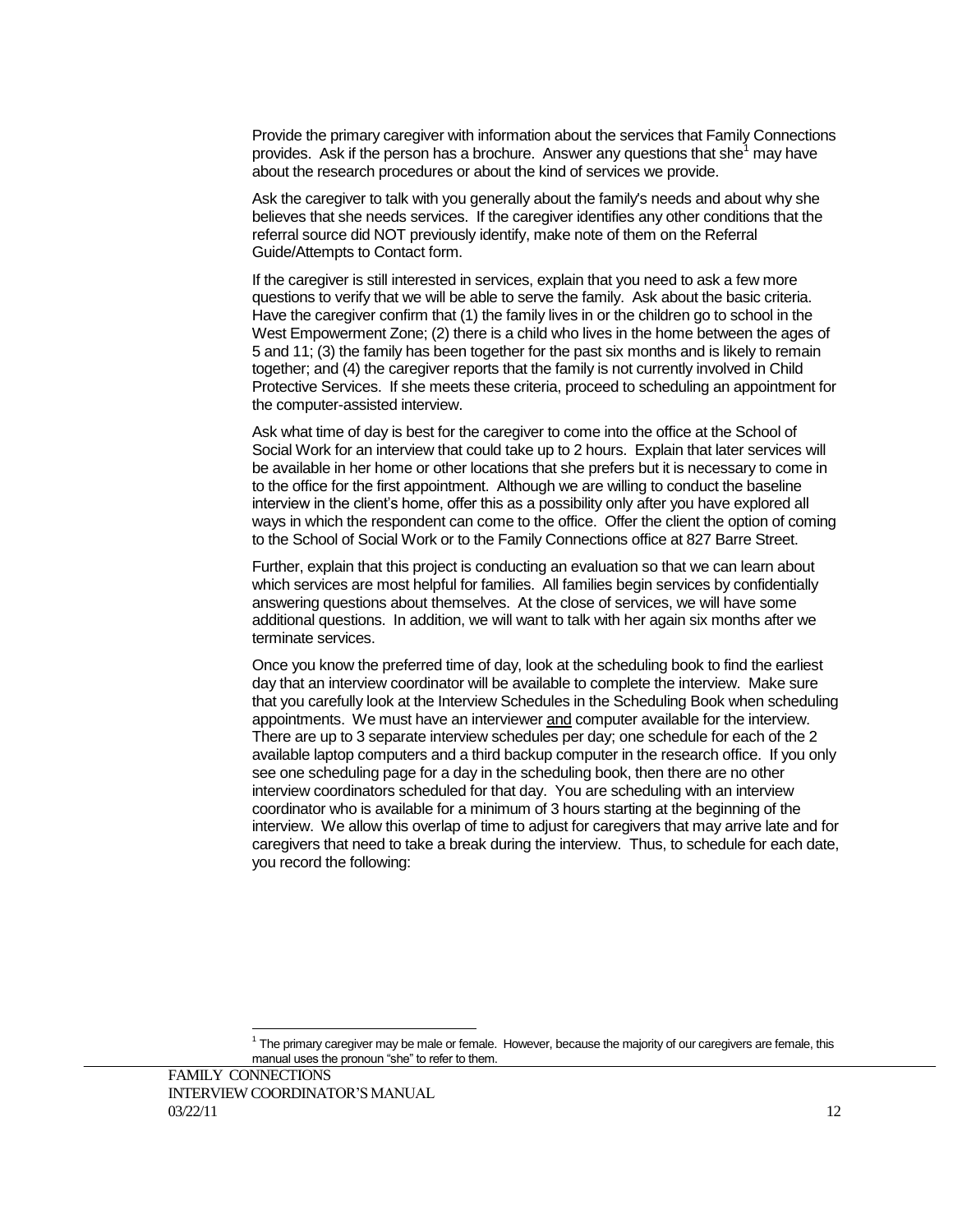Provide the primary caregiver with information about the services that Family Connections provides. Ask if the person has a brochure. Answer any questions that she[1] may have about the research procedures or about the kind of services we provide.

Ask the caregiver to talk with you generally about the family's needs and about why she believes that she needs services. If the caregiver identifies any other conditions that the referral source did NOT previously identify, make note of them on the Referral Guide/Attempts to Contact form.

If the caregiver is still interested in services, explain that you need to ask a few more questions to verify that we will be able to serve the family. Ask about the basic criteria. Have the caregiver confirm that (1) the family lives in or the children go to school in the West Empowerment Zone; (2) there is a child who lives in the home between the ages of 5 and 11; (3) the family has been together for the past six months and is likely to remain together; and (4) the caregiver reports that the family is not currently involved in Child Protective Services. If she meets these criteria, proceed to scheduling an appointment for the computer-assisted interview.

Ask what time of day is best for the caregiver to come into the office at the School of Social Work for an interview that could take up to 2 hours. Explain that later services will be available in her home or other locations that she prefers but it is necessary to come in to the office for the first appointment. Although we are willing to conduct the baseline interview in the client's home, offer this as a possibility only after you have explored all ways in which the respondent can come to the office. Offer the client the option of coming to the School of Social Work or to the Family Connections office at 827 Barre Street.

Further, explain that this project is conducting an evaluation so that we can learn about which services are most helpful for families. All families begin services by confidentially answering questions about themselves. At the close of services, we will have some additional questions. In addition, we will want to talk with her again six months after we terminate services.

Once you know the preferred time of day, look at the scheduling book to find the earliest day that an interview coordinator will be available to complete the interview. Make sure that you carefully look at the Interview Schedules in the Scheduling Book when scheduling appointments. We must have an interviewer <u>and</u> computer available for the interview. There are up to 3 separate interview schedules per day; one schedule for each of the 2 available laptop computers and a third backup computer in the research office. If you only see one scheduling page for a day in the scheduling book, then there are no other interview coordinators scheduled for that day. You are scheduling with an interview coordinator who is available for a minimum of 3 hours starting at the beginning of the interview. We allow this overlap of time to adjust for caregivers that may arrive late and for caregivers that need to take a break during the interview. Thus, to schedule for each date, you record the following:

[1] The primary caregiver may be male or female. However, because the majority of our caregivers are female, this manual uses the pronoun "she" to refer to them.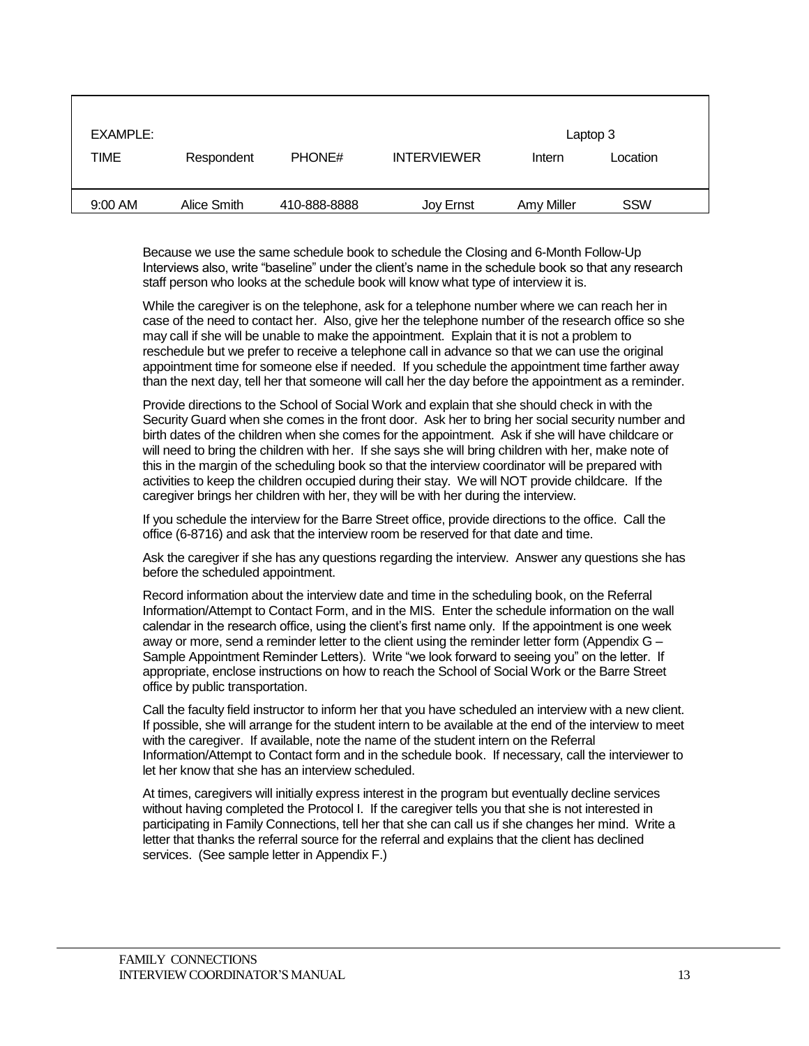| EXAMPLE: | | | | Laptop 3 | |
|---|---|---|---|---|---|
| TIME | Respondent | PHONE# | INTERVIEWER | Intern | Location |
| 9:00 AM | Alice Smith | 410-888-8888 | Joy Ernst | Amy Miller | SSW |

Because we use the same schedule book to schedule the Closing and 6-Month Follow-Up Interviews also, write "baseline" under the client's name in the schedule book so that any research staff person who looks at the schedule book will know what type of interview it is.

While the caregiver is on the telephone, ask for a telephone number where we can reach her in case of the need to contact her. Also, give her the telephone number of the research office so she may call if she will be unable to make the appointment. Explain that it is not a problem to reschedule but we prefer to receive a telephone call in advance so that we can use the original appointment time for someone else if needed. If you schedule the appointment time farther away than the next day, tell her that someone will call her the day before the appointment as a reminder.

Provide directions to the School of Social Work and explain that she should check in with the Security Guard when she comes in the front door. Ask her to bring her social security number and birth dates of the children when she comes for the appointment. Ask if she will have childcare or will need to bring the children with her. If she says she will bring children with her, make note of this in the margin of the scheduling book so that the interview coordinator will be prepared with activities to keep the children occupied during their stay. We will NOT provide childcare. If the caregiver brings her children with her, they will be with her during the interview.

If you schedule the interview for the Barre Street office, provide directions to the office. Call the office (6-8716) and ask that the interview room be reserved for that date and time.

Ask the caregiver if she has any questions regarding the interview. Answer any questions she has before the scheduled appointment.

Record information about the interview date and time in the scheduling book, on the Referral Information/Attempt to Contact Form, and in the MIS. Enter the schedule information on the wall calendar in the research office, using the client's first name only. If the appointment is one week away or more, send a reminder letter to the client using the reminder letter form (Appendix G – Sample Appointment Reminder Letters). Write "we look forward to seeing you" on the letter. If appropriate, enclose instructions on how to reach the School of Social Work or the Barre Street office by public transportation.

Call the faculty field instructor to inform her that you have scheduled an interview with a new client. If possible, she will arrange for the student intern to be available at the end of the interview to meet with the caregiver. If available, note the name of the student intern on the Referral Information/Attempt to Contact form and in the schedule book. If necessary, call the interviewer to let her know that she has an interview scheduled.

At times, caregivers will initially express interest in the program but eventually decline services without having completed the Protocol I. If the caregiver tells you that she is not interested in participating in Family Connections, tell her that she can call us if she changes her mind. Write a letter that thanks the referral source for the referral and explains that the client has declined services. (See sample letter in Appendix F.)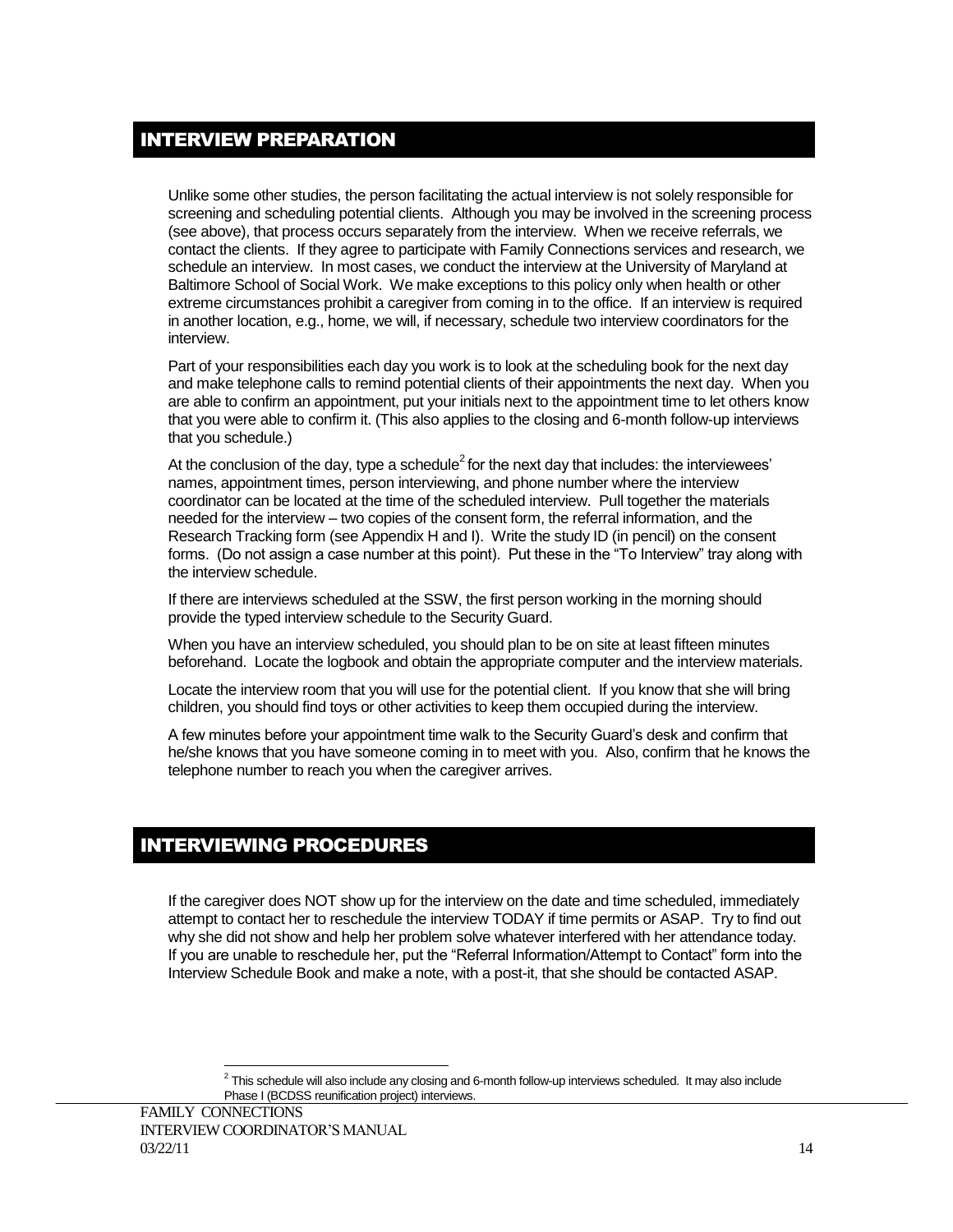## INTERVIEW PREPARATION

Unlike some other studies, the person facilitating the actual interview is not solely responsible for screening and scheduling potential clients. Although you may be involved in the screening process (see above), that process occurs separately from the interview. When we receive referrals, we contact the clients. If they agree to participate with Family Connections services and research, we schedule an interview. In most cases, we conduct the interview at the University of Maryland at Baltimore School of Social Work. We make exceptions to this policy only when health or other extreme circumstances prohibit a caregiver from coming in to the office. If an interview is required in another location, e.g., home, we will, if necessary, schedule two interview coordinators for the interview.

Part of your responsibilities each day you work is to look at the scheduling book for the next day and make telephone calls to remind potential clients of their appointments the next day. When you are able to confirm an appointment, put your initials next to the appointment time to let others know that you were able to confirm it. (This also applies to the closing and 6-month follow-up interviews that you schedule.)

At the conclusion of the day, type a schedule[2] for the next day that includes: the interviewees' names, appointment times, person interviewing, and phone number where the interview coordinator can be located at the time of the scheduled interview. Pull together the materials needed for the interview – two copies of the consent form, the referral information, and the Research Tracking form (see Appendix H and I). Write the study ID (in pencil) on the consent forms. (Do not assign a case number at this point). Put these in the "To Interview" tray along with the interview schedule.

If there are interviews scheduled at the SSW, the first person working in the morning should provide the typed interview schedule to the Security Guard.

When you have an interview scheduled, you should plan to be on site at least fifteen minutes beforehand. Locate the logbook and obtain the appropriate computer and the interview materials.

Locate the interview room that you will use for the potential client. If you know that she will bring children, you should find toys or other activities to keep them occupied during the interview.

A few minutes before your appointment time walk to the Security Guard's desk and confirm that he/she knows that you have someone coming in to meet with you. Also, confirm that he knows the telephone number to reach you when the caregiver arrives.

## INTERVIEWING PROCEDURES

If the caregiver does NOT show up for the interview on the date and time scheduled, immediately attempt to contact her to reschedule the interview TODAY if time permits or ASAP. Try to find out why she did not show and help her problem solve whatever interfered with her attendance today. If you are unable to reschedule her, put the "Referral Information/Attempt to Contact" form into the Interview Schedule Book and make a note, with a post-it, that she should be contacted ASAP.

---

[2] This schedule will also include any closing and 6-month follow-up interviews scheduled. It may also include Phase I (BCDSS reunification project) interviews.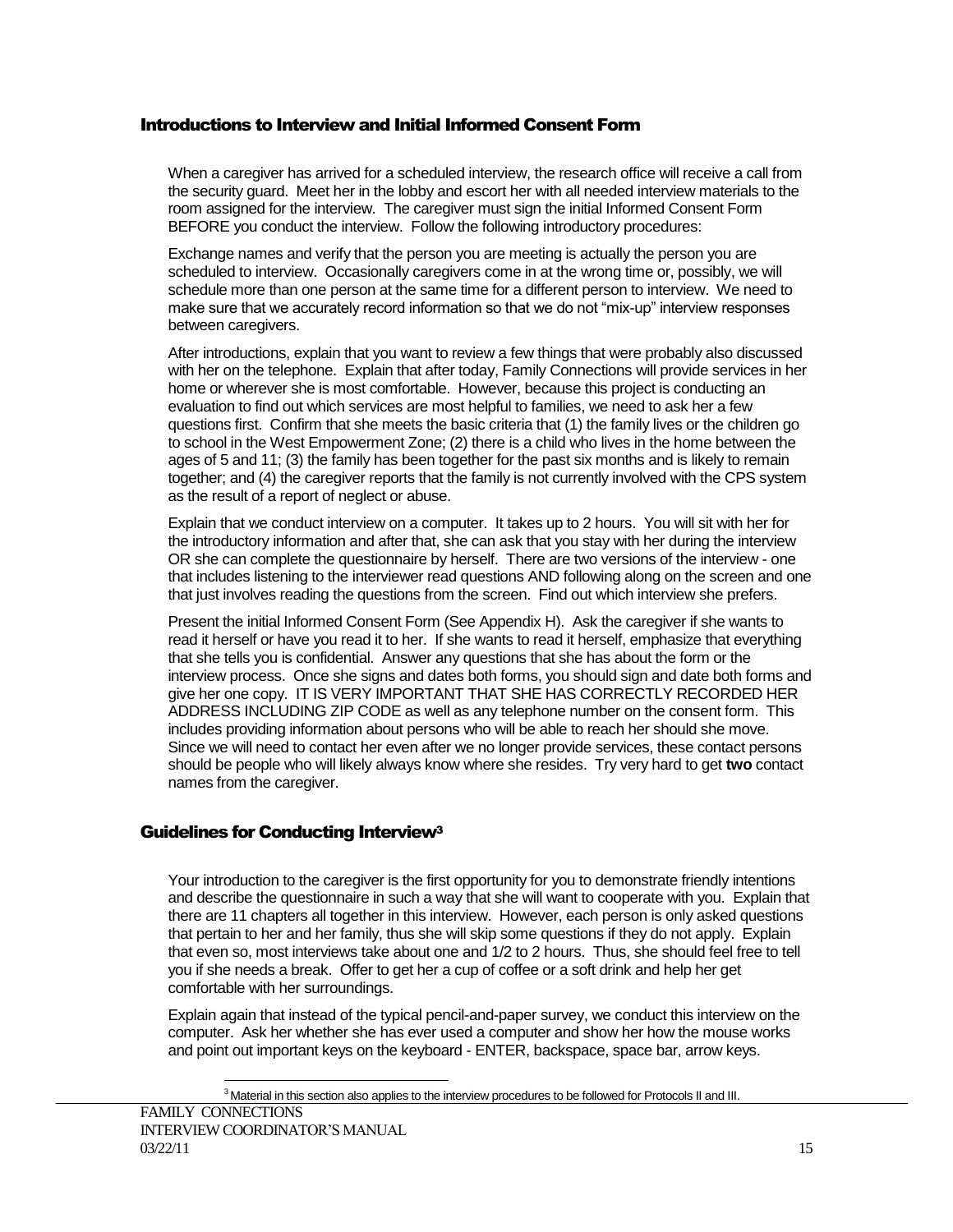## Introductions to Interview and Initial Informed Consent Form

When a caregiver has arrived for a scheduled interview, the research office will receive a call from the security guard. Meet her in the lobby and escort her with all needed interview materials to the room assigned for the interview. The caregiver must sign the initial Informed Consent Form BEFORE you conduct the interview. Follow the following introductory procedures:

Exchange names and verify that the person you are meeting is actually the person you are scheduled to interview. Occasionally caregivers come in at the wrong time or, possibly, we will schedule more than one person at the same time for a different person to interview. We need to make sure that we accurately record information so that we do not "mix-up" interview responses between caregivers.

After introductions, explain that you want to review a few things that were probably also discussed with her on the telephone. Explain that after today, Family Connections will provide services in her home or wherever she is most comfortable. However, because this project is conducting an evaluation to find out which services are most helpful to families, we need to ask her a few questions first. Confirm that she meets the basic criteria that (1) the family lives or the children go to school in the West Empowerment Zone; (2) there is a child who lives in the home between the ages of 5 and 11; (3) the family has been together for the past six months and is likely to remain together; and (4) the caregiver reports that the family is not currently involved with the CPS system as the result of a report of neglect or abuse.

Explain that we conduct interview on a computer. It takes up to 2 hours. You will sit with her for the introductory information and after that, she can ask that you stay with her during the interview OR she can complete the questionnaire by herself. There are two versions of the interview - one that includes listening to the interviewer read questions AND following along on the screen and one that just involves reading the questions from the screen. Find out which interview she prefers.

Present the initial Informed Consent Form (See Appendix H). Ask the caregiver if she wants to read it herself or have you read it to her. If she wants to read it herself, emphasize that everything that she tells you is confidential. Answer any questions that she has about the form or the interview process. Once she signs and dates both forms, you should sign and date both forms and give her one copy. IT IS VERY IMPORTANT THAT SHE HAS CORRECTLY RECORDED HER ADDRESS INCLUDING ZIP CODE as well as any telephone number on the consent form. This includes providing information about persons who will be able to reach her should she move. Since we will need to contact her even after we no longer provide services, these contact persons should be people who will likely always know where she resides. Try very hard to get **two** contact names from the caregiver.

## Guidelines for Conducting Interview[3]

Your introduction to the caregiver is the first opportunity for you to demonstrate friendly intentions and describe the questionnaire in such a way that she will want to cooperate with you. Explain that there are 11 chapters all together in this interview. However, each person is only asked questions that pertain to her and her family, thus she will skip some questions if they do not apply. Explain that even so, most interviews take about one and 1/2 to 2 hours. Thus, she should feel free to tell you if she needs a break. Offer to get her a cup of coffee or a soft drink and help her get comfortable with her surroundings.

Explain again that instead of the typical pencil-and-paper survey, we conduct this interview on the computer. Ask her whether she has ever used a computer and show her how the mouse works and point out important keys on the keyboard - ENTER, backspace, space bar, arrow keys.

[3] Material in this section also applies to the interview procedures to be followed for Protocols II and III.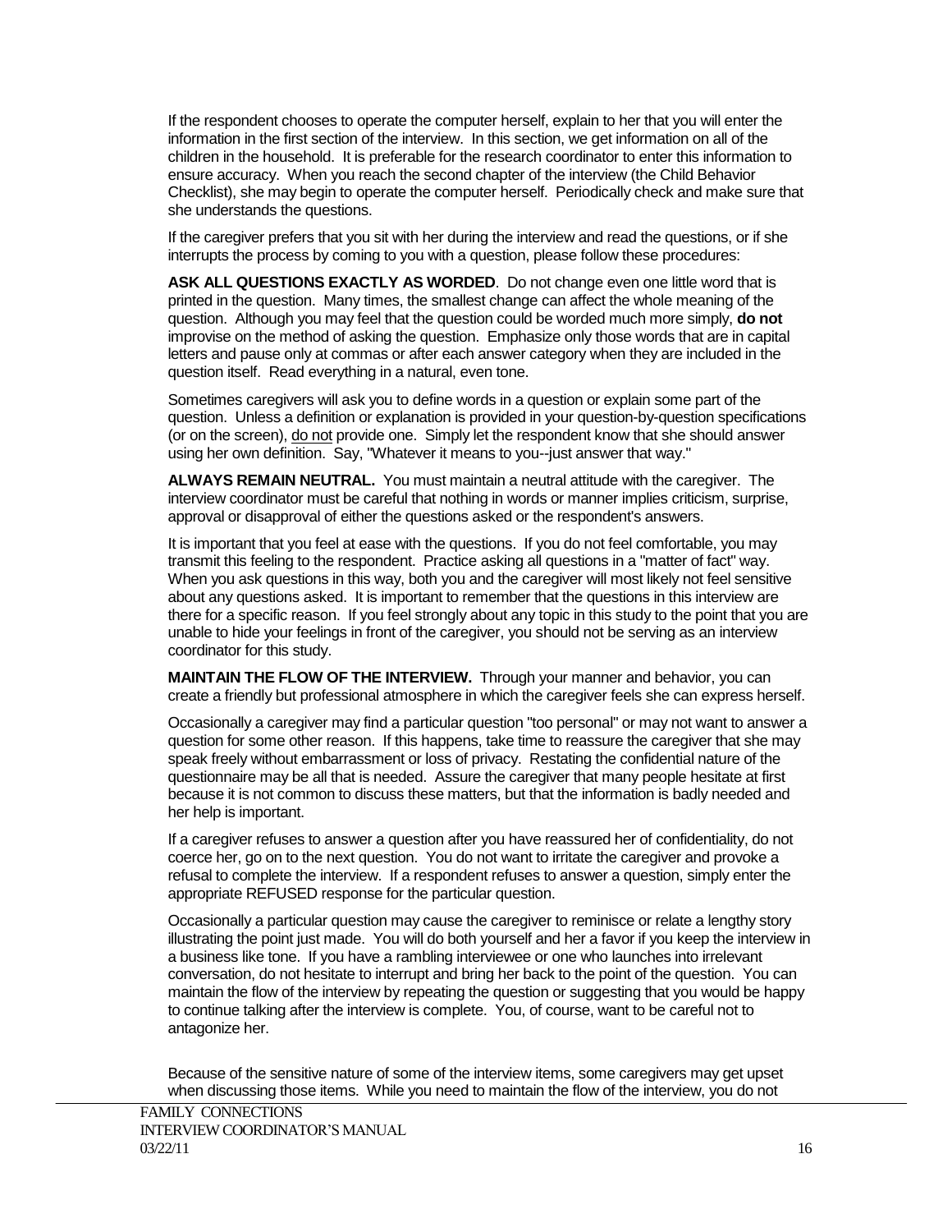If the respondent chooses to operate the computer herself, explain to her that you will enter the information in the first section of the interview. In this section, we get information on all of the children in the household. It is preferable for the research coordinator to enter this information to ensure accuracy. When you reach the second chapter of the interview (the Child Behavior Checklist), she may begin to operate the computer herself. Periodically check and make sure that she understands the questions.

If the caregiver prefers that you sit with her during the interview and read the questions, or if she interrupts the process by coming to you with a question, please follow these procedures:

**ASK ALL QUESTIONS EXACTLY AS WORDED**. Do not change even one little word that is printed in the question. Many times, the smallest change can affect the whole meaning of the question. Although you may feel that the question could be worded much more simply, **do not** improvise on the method of asking the question. Emphasize only those words that are in capital letters and pause only at commas or after each answer category when they are included in the question itself. Read everything in a natural, even tone.

Sometimes caregivers will ask you to define words in a question or explain some part of the question. Unless a definition or explanation is provided in your question-by-question specifications (or on the screen), do not provide one. Simply let the respondent know that she should answer using her own definition. Say, "Whatever it means to you--just answer that way."

**ALWAYS REMAIN NEUTRAL.** You must maintain a neutral attitude with the caregiver. The interview coordinator must be careful that nothing in words or manner implies criticism, surprise, approval or disapproval of either the questions asked or the respondent's answers.

It is important that you feel at ease with the questions. If you do not feel comfortable, you may transmit this feeling to the respondent. Practice asking all questions in a "matter of fact" way. When you ask questions in this way, both you and the caregiver will most likely not feel sensitive about any questions asked. It is important to remember that the questions in this interview are there for a specific reason. If you feel strongly about any topic in this study to the point that you are unable to hide your feelings in front of the caregiver, you should not be serving as an interview coordinator for this study.

**MAINTAIN THE FLOW OF THE INTERVIEW.** Through your manner and behavior, you can create a friendly but professional atmosphere in which the caregiver feels she can express herself.

Occasionally a caregiver may find a particular question "too personal" or may not want to answer a question for some other reason. If this happens, take time to reassure the caregiver that she may speak freely without embarrassment or loss of privacy. Restating the confidential nature of the questionnaire may be all that is needed. Assure the caregiver that many people hesitate at first because it is not common to discuss these matters, but that the information is badly needed and her help is important.

If a caregiver refuses to answer a question after you have reassured her of confidentiality, do not coerce her, go on to the next question. You do not want to irritate the caregiver and provoke a refusal to complete the interview. If a respondent refuses to answer a question, simply enter the appropriate REFUSED response for the particular question.

Occasionally a particular question may cause the caregiver to reminisce or relate a lengthy story illustrating the point just made. You will do both yourself and her a favor if you keep the interview in a business like tone. If you have a rambling interviewee or one who launches into irrelevant conversation, do not hesitate to interrupt and bring her back to the point of the question. You can maintain the flow of the interview by repeating the question or suggesting that you would be happy to continue talking after the interview is complete. You, of course, want to be careful not to antagonize her.

Because of the sensitive nature of some of the interview items, some caregivers may get upset when discussing those items. While you need to maintain the flow of the interview, you do not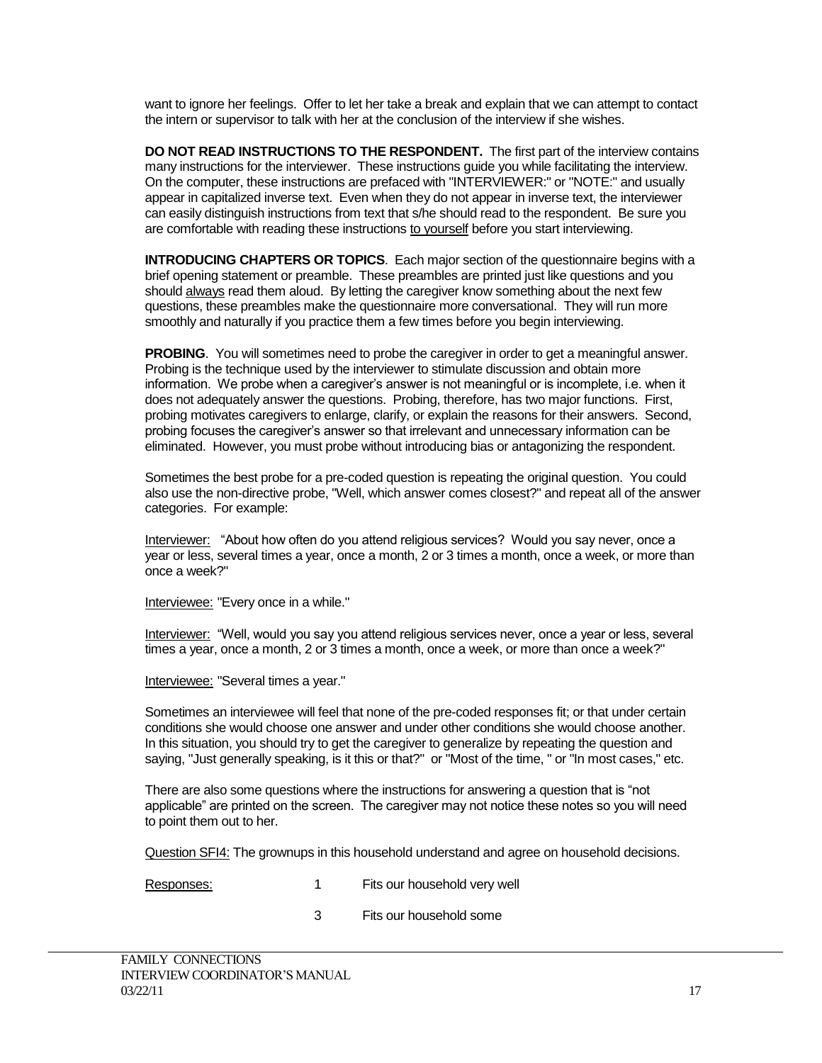want to ignore her feelings. Offer to let her take a break and explain that we can attempt to contact the intern or supervisor to talk with her at the conclusion of the interview if she wishes.

**DO NOT READ INSTRUCTIONS TO THE RESPONDENT.** The first part of the interview contains many instructions for the interviewer. These instructions guide you while facilitating the interview. On the computer, these instructions are prefaced with "INTERVIEWER:" or "NOTE:" and usually appear in capitalized inverse text. Even when they do not appear in inverse text, the interviewer can easily distinguish instructions from text that s/he should read to the respondent. Be sure you are comfortable with reading these instructions <u>to yourself</u> before you start interviewing.

**INTRODUCING CHAPTERS OR TOPICS**. Each major section of the questionnaire begins with a brief opening statement or preamble. These preambles are printed just like questions and you should <u>always</u> read them aloud. By letting the caregiver know something about the next few questions, these preambles make the questionnaire more conversational. They will run more smoothly and naturally if you practice them a few times before you begin interviewing.

**PROBING**. You will sometimes need to probe the caregiver in order to get a meaningful answer. Probing is the technique used by the interviewer to stimulate discussion and obtain more information. We probe when a caregiver's answer is not meaningful or is incomplete, i.e. when it does not adequately answer the questions. Probing, therefore, has two major functions. First, probing motivates caregivers to enlarge, clarify, or explain the reasons for their answers. Second, probing focuses the caregiver's answer so that irrelevant and unnecessary information can be eliminated. However, you must probe without introducing bias or antagonizing the respondent.

Sometimes the best probe for a pre-coded question is repeating the original question. You could also use the non-directive probe, "Well, which answer comes closest?" and repeat all of the answer categories. For example:

<u>Interviewer:</u> "About how often do you attend religious services? Would you say never, once a year or less, several times a year, once a month, 2 or 3 times a month, once a week, or more than once a week?"

<u>Interviewee:</u> "Every once in a while."

<u>Interviewer:</u> "Well, would you say you attend religious services never, once a year or less, several times a year, once a month, 2 or 3 times a month, once a week, or more than once a week?"

<u>Interviewee:</u> "Several times a year."

Sometimes an interviewee will feel that none of the pre-coded responses fit; or that under certain conditions she would choose one answer and under other conditions she would choose another. In this situation, you should try to get the caregiver to generalize by repeating the question and saying, "Just generally speaking, is it this or that?" or "Most of the time, " or "In most cases," etc.

There are also some questions where the instructions for answering a question that is "not applicable" are printed on the screen. The caregiver may not notice these notes so you will need to point them out to her.

<u>Question SFI4:</u> The grownups in this household understand and agree on household decisions.

<u>Responses:</u>

1 Fits our household very well

3 Fits our household some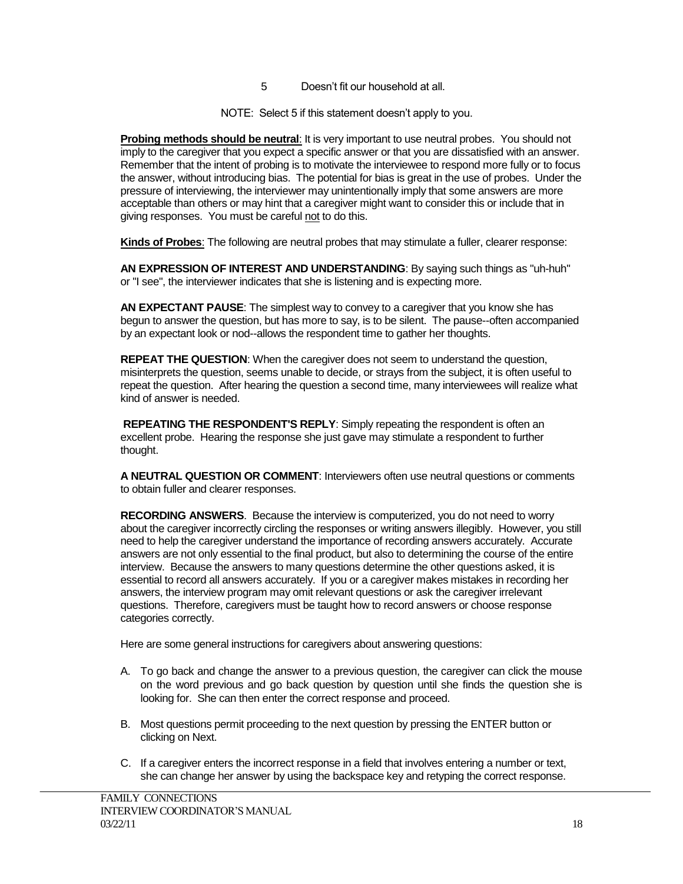5 Doesn't fit our household at all.

NOTE: Select 5 if this statement doesn't apply to you.

**Probing methods should be neutral**: It is very important to use neutral probes. You should not imply to the caregiver that you expect a specific answer or that you are dissatisfied with an answer. Remember that the intent of probing is to motivate the interviewee to respond more fully or to focus the answer, without introducing bias. The potential for bias is great in the use of probes. Under the pressure of interviewing, the interviewer may unintentionally imply that some answers are more acceptable than others or may hint that a caregiver might want to consider this or include that in giving responses. You must be careful not to do this.

**Kinds of Probes**: The following are neutral probes that may stimulate a fuller, clearer response:

**AN EXPRESSION OF INTEREST AND UNDERSTANDING**: By saying such things as "uh-huh" or "I see", the interviewer indicates that she is listening and is expecting more.

**AN EXPECTANT PAUSE**: The simplest way to convey to a caregiver that you know she has begun to answer the question, but has more to say, is to be silent. The pause--often accompanied by an expectant look or nod--allows the respondent time to gather her thoughts.

**REPEAT THE QUESTION**: When the caregiver does not seem to understand the question, misinterprets the question, seems unable to decide, or strays from the subject, it is often useful to repeat the question. After hearing the question a second time, many interviewees will realize what kind of answer is needed.

**REPEATING THE RESPONDENT'S REPLY**: Simply repeating the respondent is often an excellent probe. Hearing the response she just gave may stimulate a respondent to further thought.

**A NEUTRAL QUESTION OR COMMENT**: Interviewers often use neutral questions or comments to obtain fuller and clearer responses.

**RECORDING ANSWERS**. Because the interview is computerized, you do not need to worry about the caregiver incorrectly circling the responses or writing answers illegibly. However, you still need to help the caregiver understand the importance of recording answers accurately. Accurate answers are not only essential to the final product, but also to determining the course of the entire interview. Because the answers to many questions determine the other questions asked, it is essential to record all answers accurately. If you or a caregiver makes mistakes in recording her answers, the interview program may omit relevant questions or ask the caregiver irrelevant questions. Therefore, caregivers must be taught how to record answers or choose response categories correctly.

Here are some general instructions for caregivers about answering questions:

A. To go back and change the answer to a previous question, the caregiver can click the mouse on the word previous and go back question by question until she finds the question she is looking for. She can then enter the correct response and proceed.

B. Most questions permit proceeding to the next question by pressing the ENTER button or clicking on Next.

C. If a caregiver enters the incorrect response in a field that involves entering a number or text, she can change her answer by using the backspace key and retyping the correct response.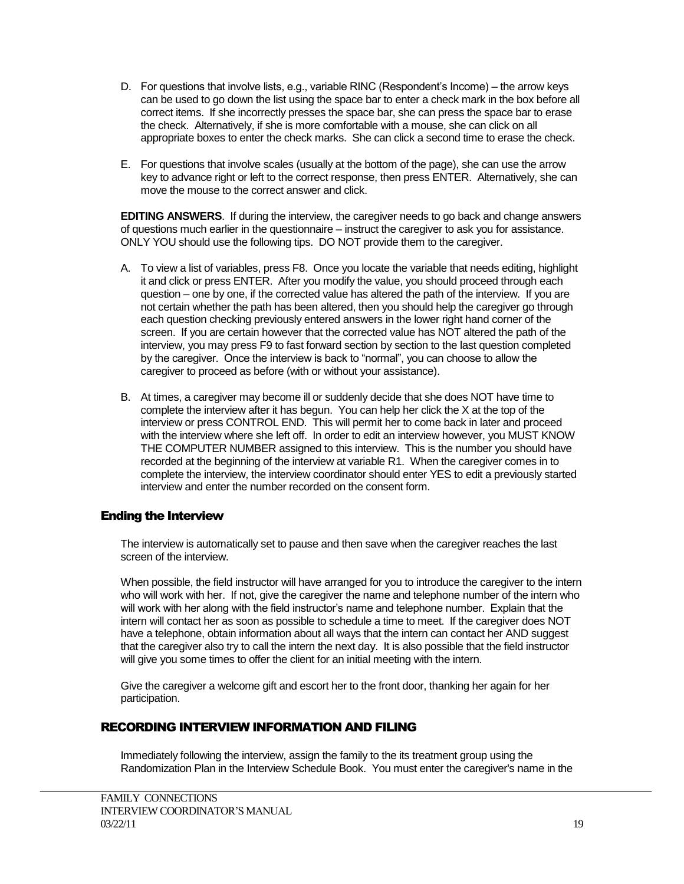D. For questions that involve lists, e.g., variable RINC (Respondent's Income) – the arrow keys can be used to go down the list using the space bar to enter a check mark in the box before all correct items. If she incorrectly presses the space bar, she can press the space bar to erase the check. Alternatively, if she is more comfortable with a mouse, she can click on all appropriate boxes to enter the check marks. She can click a second time to erase the check.

E. For questions that involve scales (usually at the bottom of the page), she can use the arrow key to advance right or left to the correct response, then press ENTER. Alternatively, she can move the mouse to the correct answer and click.

**EDITING ANSWERS**. If during the interview, the caregiver needs to go back and change answers of questions much earlier in the questionnaire – instruct the caregiver to ask you for assistance. ONLY YOU should use the following tips. DO NOT provide them to the caregiver.

A. To view a list of variables, press F8. Once you locate the variable that needs editing, highlight it and click or press ENTER. After you modify the value, you should proceed through each question – one by one, if the corrected value has altered the path of the interview. If you are not certain whether the path has been altered, then you should help the caregiver go through each question checking previously entered answers in the lower right hand corner of the screen. If you are certain however that the corrected value has NOT altered the path of the interview, you may press F9 to fast forward section by section to the last question completed by the caregiver. Once the interview is back to "normal", you can choose to allow the caregiver to proceed as before (with or without your assistance).

B. At times, a caregiver may become ill or suddenly decide that she does NOT have time to complete the interview after it has begun. You can help her click the X at the top of the interview or press CONTROL END. This will permit her to come back in later and proceed with the interview where she left off. In order to edit an interview however, you MUST KNOW THE COMPUTER NUMBER assigned to this interview. This is the number you should have recorded at the beginning of the interview at variable R1. When the caregiver comes in to complete the interview, the interview coordinator should enter YES to edit a previously started interview and enter the number recorded on the consent form.

## Ending the Interview

The interview is automatically set to pause and then save when the caregiver reaches the last screen of the interview.

When possible, the field instructor will have arranged for you to introduce the caregiver to the intern who will work with her. If not, give the caregiver the name and telephone number of the intern who will work with her along with the field instructor's name and telephone number. Explain that the intern will contact her as soon as possible to schedule a time to meet. If the caregiver does NOT have a telephone, obtain information about all ways that the intern can contact her AND suggest that the caregiver also try to call the intern the next day. It is also possible that the field instructor will give you some times to offer the client for an initial meeting with the intern.

Give the caregiver a welcome gift and escort her to the front door, thanking her again for her participation.

## RECORDING INTERVIEW INFORMATION AND FILING

Immediately following the interview, assign the family to the its treatment group using the Randomization Plan in the Interview Schedule Book. You must enter the caregiver's name in the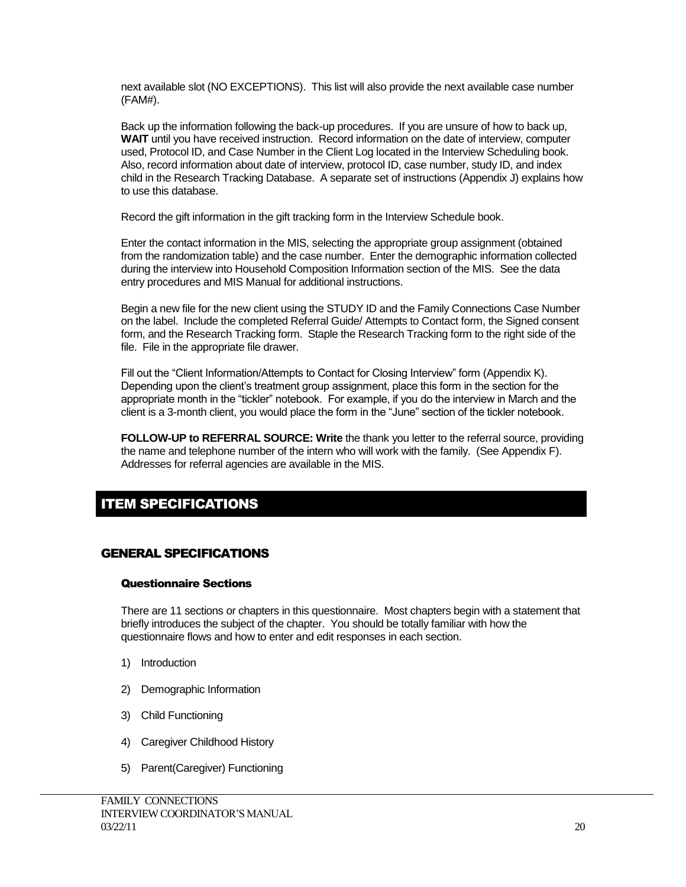next available slot (NO EXCEPTIONS). This list will also provide the next available case number (FAM#).

Back up the information following the back-up procedures. If you are unsure of how to back up, **WAIT** until you have received instruction. Record information on the date of interview, computer used, Protocol ID, and Case Number in the Client Log located in the Interview Scheduling book. Also, record information about date of interview, protocol ID, case number, study ID, and index child in the Research Tracking Database. A separate set of instructions (Appendix J) explains how to use this database.

Record the gift information in the gift tracking form in the Interview Schedule book.

Enter the contact information in the MIS, selecting the appropriate group assignment (obtained from the randomization table) and the case number. Enter the demographic information collected during the interview into Household Composition Information section of the MIS. See the data entry procedures and MIS Manual for additional instructions.

Begin a new file for the new client using the STUDY ID and the Family Connections Case Number on the label. Include the completed Referral Guide/ Attempts to Contact form, the Signed consent form, and the Research Tracking form. Staple the Research Tracking form to the right side of the file. File in the appropriate file drawer.

Fill out the "Client Information/Attempts to Contact for Closing Interview" form (Appendix K). Depending upon the client's treatment group assignment, place this form in the section for the appropriate month in the "tickler" notebook. For example, if you do the interview in March and the client is a 3-month client, you would place the form in the "June" section of the tickler notebook.

**FOLLOW-UP to REFERRAL SOURCE: Write** the thank you letter to the referral source, providing the name and telephone number of the intern who will work with the family. (See Appendix F). Addresses for referral agencies are available in the MIS.

# ITEM SPECIFICATIONS

## GENERAL SPECIFICATIONS

### Questionnaire Sections

There are 11 sections or chapters in this questionnaire. Most chapters begin with a statement that briefly introduces the subject of the chapter. You should be totally familiar with how the questionnaire flows and how to enter and edit responses in each section.

1) Introduction
2) Demographic Information
3) Child Functioning
4) Caregiver Childhood History
5) Parent(Caregiver) Functioning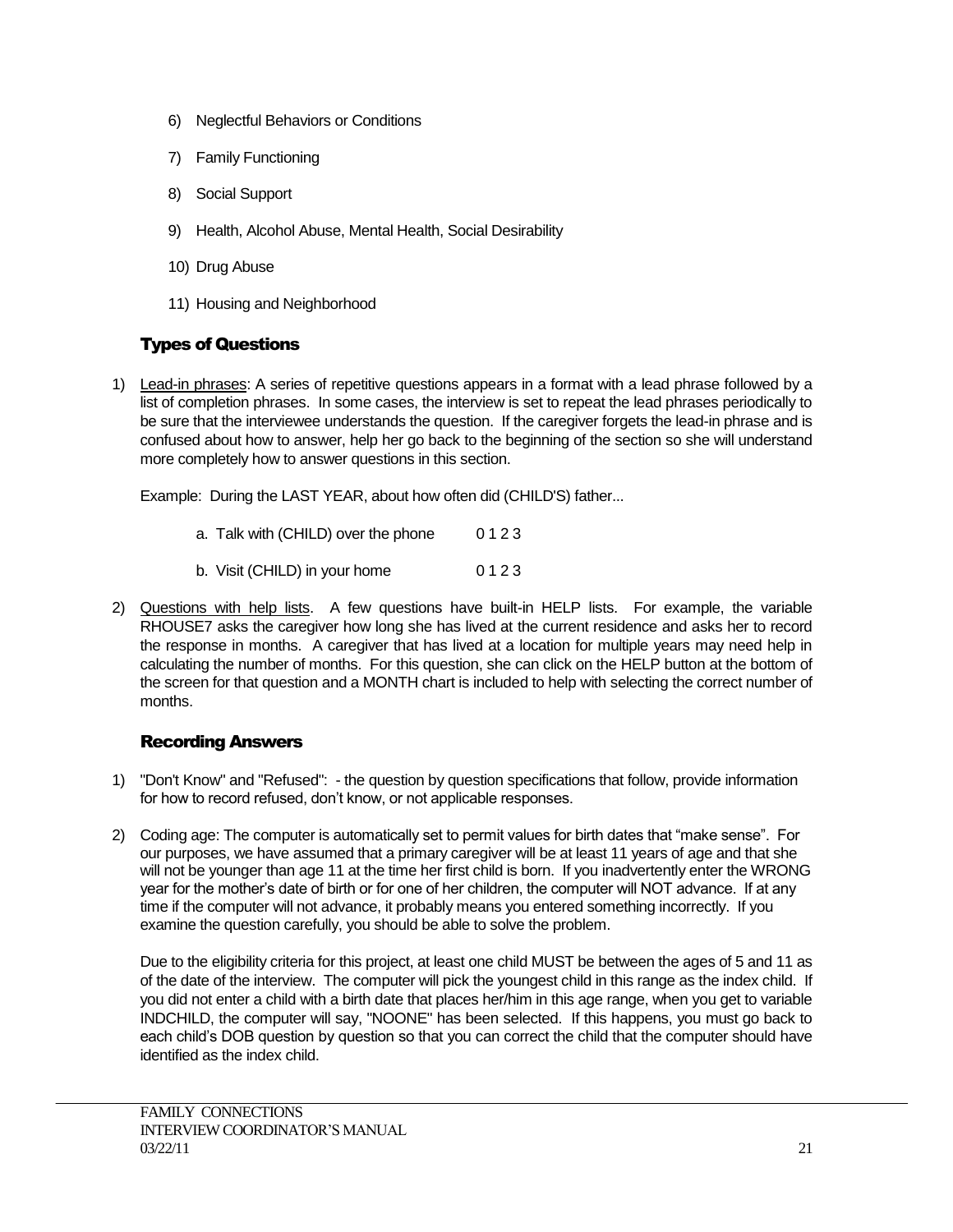6) Neglectful Behaviors or Conditions

7) Family Functioning

8) Social Support

9) Health, Alcohol Abuse, Mental Health, Social Desirability

10) Drug Abuse

11) Housing and Neighborhood

## Types of Questions

1) Lead-in phrases: A series of repetitive questions appears in a format with a lead phrase followed by a list of completion phrases. In some cases, the interview is set to repeat the lead phrases periodically to be sure that the interviewee understands the question. If the caregiver forgets the lead-in phrase and is confused about how to answer, help her go back to the beginning of the section so she will understand more completely how to answer questions in this section.

   Example: During the LAST YEAR, about how often did (CHILD'S) father...

   a. Talk with (CHILD) over the phone     0 1 2 3

   b. Visit (CHILD) in your home     0 1 2 3

2) Questions with help lists. A few questions have built-in HELP lists. For example, the variable RHOUSE7 asks the caregiver how long she has lived at the current residence and asks her to record the response in months. A caregiver that has lived at a location for multiple years may need help in calculating the number of months. For this question, she can click on the HELP button at the bottom of the screen for that question and a MONTH chart is included to help with selecting the correct number of months.

## Recording Answers

1) "Don't Know" and "Refused": - the question by question specifications that follow, provide information for how to record refused, don't know, or not applicable responses.

2) Coding age: The computer is automatically set to permit values for birth dates that "make sense". For our purposes, we have assumed that a primary caregiver will be at least 11 years of age and that she will not be younger than age 11 at the time her first child is born. If you inadvertently enter the WRONG year for the mother's date of birth or for one of her children, the computer will NOT advance. If at any time if the computer will not advance, it probably means you entered something incorrectly. If you examine the question carefully, you should be able to solve the problem.

   Due to the eligibility criteria for this project, at least one child MUST be between the ages of 5 and 11 as of the date of the interview. The computer will pick the youngest child in this range as the index child. If you did not enter a child with a birth date that places her/him in this age range, when you get to variable INDCHILD, the computer will say, "NOONE" has been selected. If this happens, you must go back to each child's DOB question by question so that you can correct the child that the computer should have identified as the index child.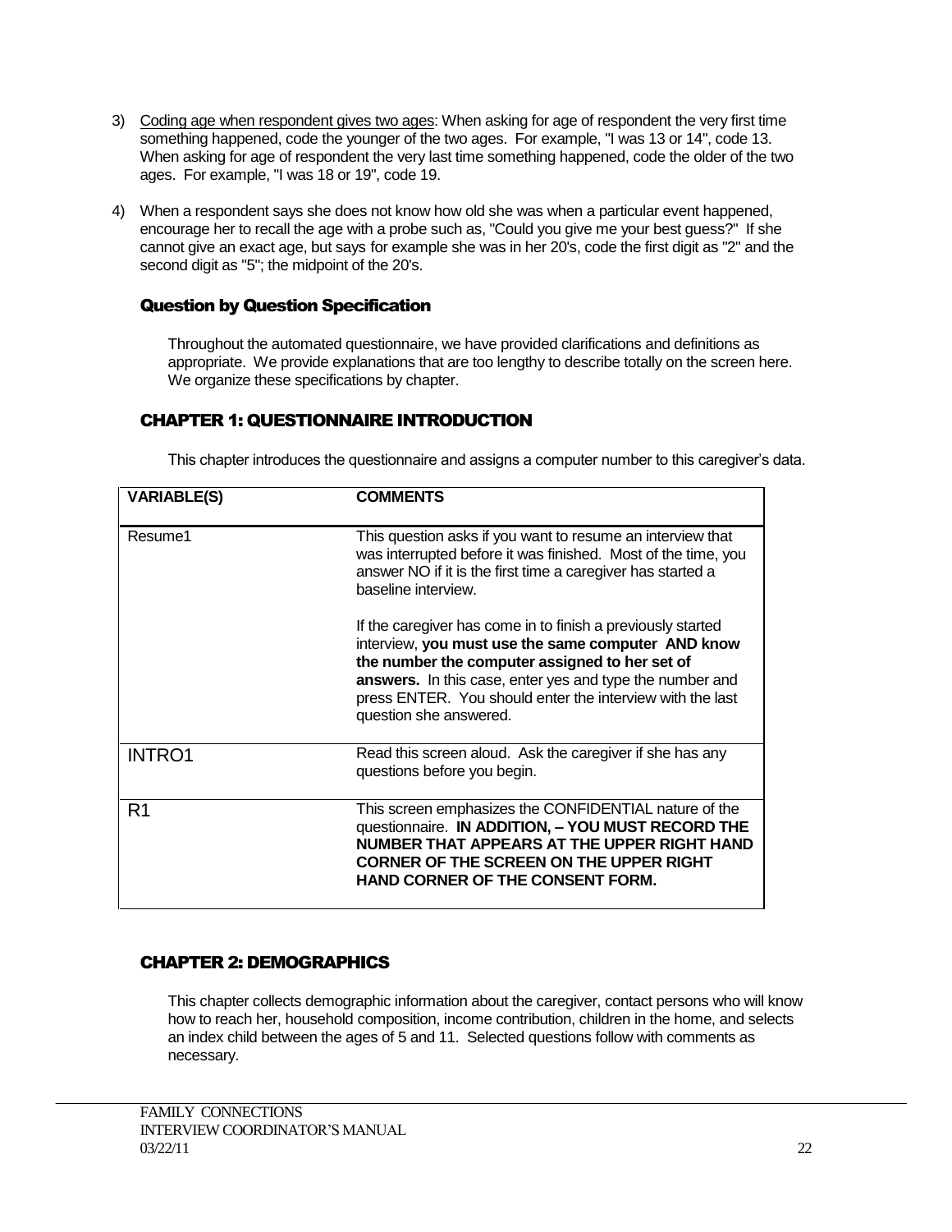3) Coding age when respondent gives two ages: When asking for age of respondent the very first time something happened, code the younger of the two ages. For example, "I was 13 or 14", code 13. When asking for age of respondent the very last time something happened, code the older of the two ages. For example, "I was 18 or 19", code 19.

4) When a respondent says she does not know how old she was when a particular event happened, encourage her to recall the age with a probe such as, "Could you give me your best guess?" If she cannot give an exact age, but says for example she was in her 20's, code the first digit as "2" and the second digit as "5"; the midpoint of the 20's.

## Question by Question Specification

Throughout the automated questionnaire, we have provided clarifications and definitions as appropriate. We provide explanations that are too lengthy to describe totally on the screen here. We organize these specifications by chapter.

## CHAPTER 1: QUESTIONNAIRE INTRODUCTION

This chapter introduces the questionnaire and assigns a computer number to this caregiver's data.

| VARIABLE(S) | COMMENTS |
|---|---|
| Resume1 | This question asks if you want to resume an interview that was interrupted before it was finished. Most of the time, you answer NO if it is the first time a caregiver has started a baseline interview.<br><br>If the caregiver has come in to finish a previously started interview, **you must use the same computer AND know the number the computer assigned to her set of answers.** In this case, enter yes and type the number and press ENTER. You should enter the interview with the last question she answered. |
| INTRO1 | Read this screen aloud. Ask the caregiver if she has any questions before you begin. |
| R1 | This screen emphasizes the CONFIDENTIAL nature of the questionnaire. **IN ADDITION, – YOU MUST RECORD THE NUMBER THAT APPEARS AT THE UPPER RIGHT HAND CORNER OF THE SCREEN ON THE UPPER RIGHT HAND CORNER OF THE CONSENT FORM.** |

## CHAPTER 2: DEMOGRAPHICS

This chapter collects demographic information about the caregiver, contact persons who will know how to reach her, household composition, income contribution, children in the home, and selects an index child between the ages of 5 and 11. Selected questions follow with comments as necessary.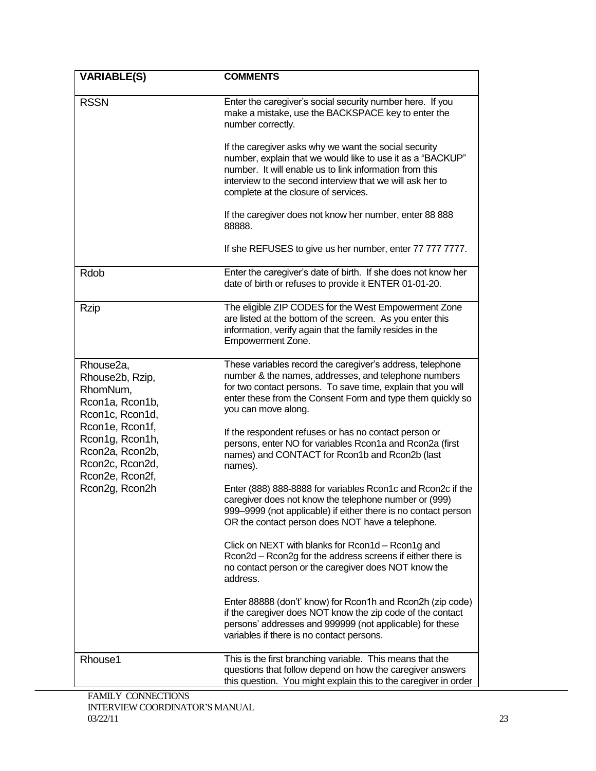| VARIABLE(S) | COMMENTS |
|---|---|
| RSSN | Enter the caregiver's social security number here. If you make a mistake, use the BACKSPACE key to enter the number correctly.<br><br>If the caregiver asks why we want the social security number, explain that we would like to use it as a "BACKUP" number. It will enable us to link information from this interview to the second interview that we will ask her to complete at the closure of services.<br><br>If the caregiver does not know her number, enter 88 888 88888.<br><br>If she REFUSES to give us her number, enter 77 777 7777. |
| Rdob | Enter the caregiver's date of birth. If she does not know her date of birth or refuses to provide it ENTER 01-01-20. |
| Rzip | The eligible ZIP CODES for the West Empowerment Zone are listed at the bottom of the screen. As you enter this information, verify again that the family resides in the Empowerment Zone. |
| Rhouse2a, Rhouse2b, Rzip, RhomNum, Rcon1a, Rcon1b, Rcon1c, Rcon1d, Rcon1e, Rcon1f, Rcon1g, Rcon1h, Rcon2a, Rcon2b, Rcon2c, Rcon2d, Rcon2e, Rcon2f, Rcon2g, Rcon2h | These variables record the caregiver's address, telephone number & the names, addresses, and telephone numbers for two contact persons. To save time, explain that you will enter these from the Consent Form and type them quickly so you can move along.<br><br>If the respondent refuses or has no contact person or persons, enter NO for variables Rcon1a and Rcon2a (first names) and CONTACT for Rcon1b and Rcon2b (last names).<br><br>Enter (888) 888-8888 for variables Rcon1c and Rcon2c if the caregiver does not know the telephone number or (999) 999–9999 (not applicable) if either there is no contact person OR the contact person does NOT have a telephone.<br><br>Click on NEXT with blanks for Rcon1d – Rcon1g and Rcon2d – Rcon2g for the address screens if either there is no contact person or the caregiver does NOT know the address.<br><br>Enter 88888 (don't' know) for Rcon1h and Rcon2h (zip code) if the caregiver does NOT know the zip code of the contact persons' addresses and 999999 (not applicable) for these variables if there is no contact persons. |
| Rhouse1 | This is the first branching variable. This means that the questions that follow depend on how the caregiver answers this question. You might explain this to the caregiver in order |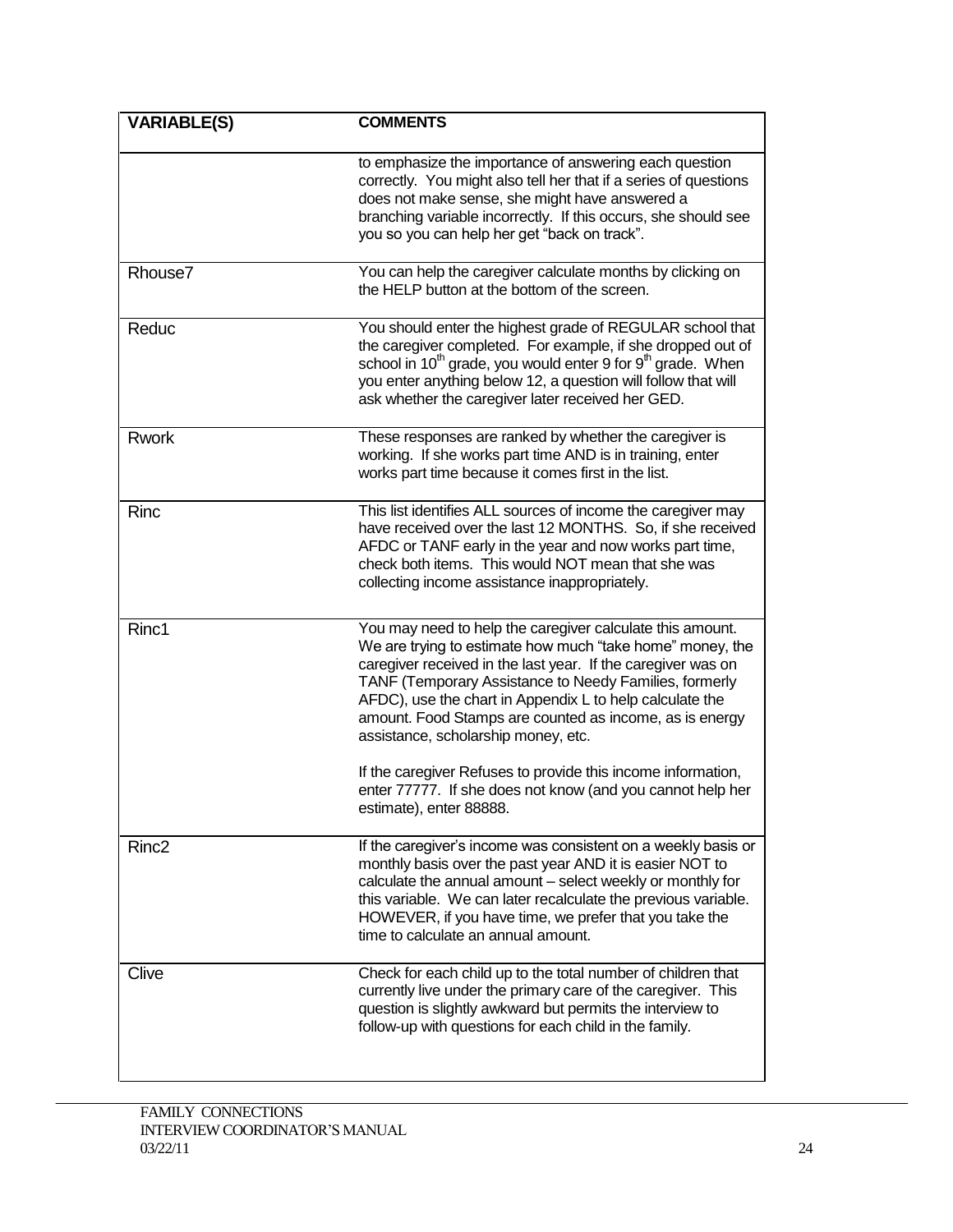| VARIABLE(S) | COMMENTS |
|---|---|
| | to emphasize the importance of answering each question correctly. You might also tell her that if a series of questions does not make sense, she might have answered a branching variable incorrectly. If this occurs, she should see you so you can help her get "back on track". |
| Rhouse7 | You can help the caregiver calculate months by clicking on the HELP button at the bottom of the screen. |
| Reduc | You should enter the highest grade of REGULAR school that the caregiver completed. For example, if she dropped out of school in 10th grade, you would enter 9 for 9th grade. When you enter anything below 12, a question will follow that will ask whether the caregiver later received her GED. |
| Rwork | These responses are ranked by whether the caregiver is working. If she works part time AND is in training, enter works part time because it comes first in the list. |
| Rinc | This list identifies ALL sources of income the caregiver may have received over the last 12 MONTHS. So, if she received AFDC or TANF early in the year and now works part time, check both items. This would NOT mean that she was collecting income assistance inappropriately. |
| Rinc1 | You may need to help the caregiver calculate this amount. We are trying to estimate how much "take home" money, the caregiver received in the last year. If the caregiver was on TANF (Temporary Assistance to Needy Families, formerly AFDC), use the chart in Appendix L to help calculate the amount. Food Stamps are counted as income, as is energy assistance, scholarship money, etc.<br><br>If the caregiver Refuses to provide this income information, enter 77777. If she does not know (and you cannot help her estimate), enter 88888. |
| Rinc2 | If the caregiver's income was consistent on a weekly basis or monthly basis over the past year AND it is easier NOT to calculate the annual amount – select weekly or monthly for this variable. We can later recalculate the previous variable. HOWEVER, if you have time, we prefer that you take the time to calculate an annual amount. |
| Clive | Check for each child up to the total number of children that currently live under the primary care of the caregiver. This question is slightly awkward but permits the interview to follow-up with questions for each child in the family. |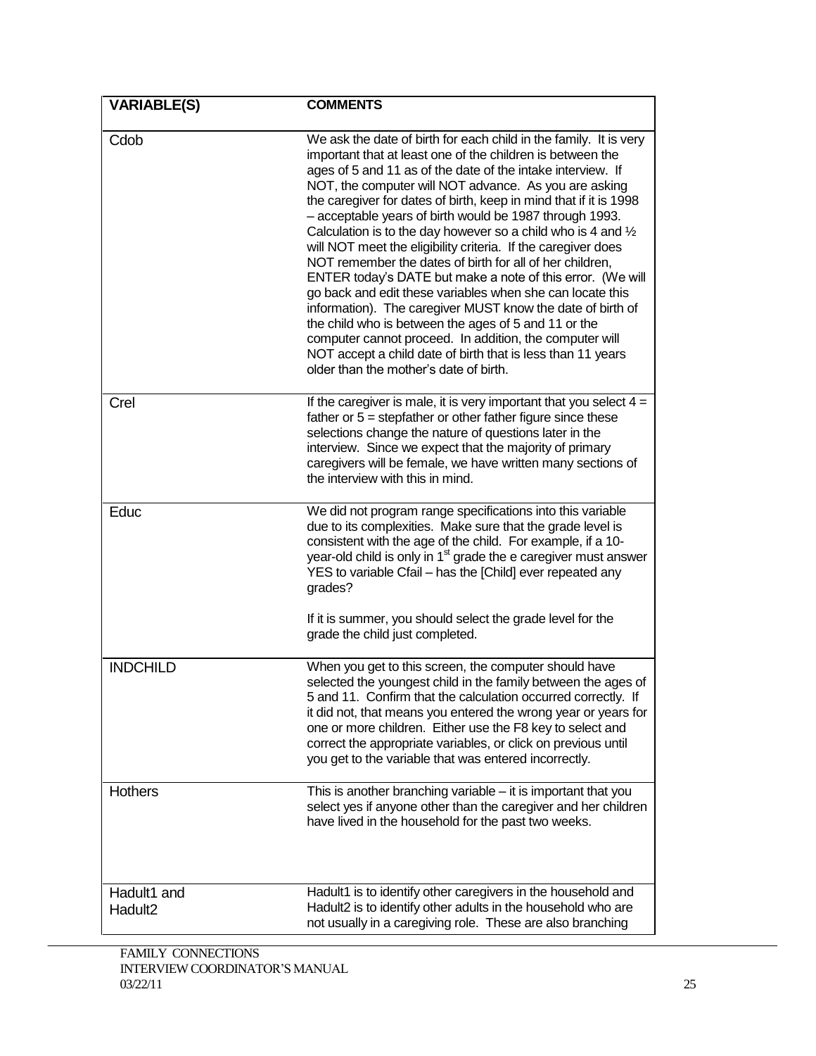| VARIABLE(S) | COMMENTS |
|---|---|
| Cdob | We ask the date of birth for each child in the family. It is very important that at least one of the children is between the ages of 5 and 11 as of the date of the intake interview. If NOT, the computer will NOT advance. As you are asking the caregiver for dates of birth, keep in mind that if it is 1998 – acceptable years of birth would be 1987 through 1993. Calculation is to the day however so a child who is 4 and ½ will NOT meet the eligibility criteria. If the caregiver does NOT remember the dates of birth for all of her children, ENTER today's DATE but make a note of this error. (We will go back and edit these variables when she can locate this information). The caregiver MUST know the date of birth of the child who is between the ages of 5 and 11 or the computer cannot proceed. In addition, the computer will NOT accept a child date of birth that is less than 11 years older than the mother's date of birth. |
| Crel | If the caregiver is male, it is very important that you select 4 = father or 5 = stepfather or other father figure since these selections change the nature of questions later in the interview. Since we expect that the majority of primary caregivers will be female, we have written many sections of the interview with this in mind. |
| Educ | We did not program range specifications into this variable due to its complexities. Make sure that the grade level is consistent with the age of the child. For example, if a 10-year-old child is only in 1st grade the e caregiver must answer YES to variable Cfail – has the [Child] ever repeated any grades?<br><br>If it is summer, you should select the grade level for the grade the child just completed. |
| INDCHILD | When you get to this screen, the computer should have selected the youngest child in the family between the ages of 5 and 11. Confirm that the calculation occurred correctly. If it did not, that means you entered the wrong year or years for one or more children. Either use the F8 key to select and correct the appropriate variables, or click on previous until you get to the variable that was entered incorrectly. |
| Hothers | This is another branching variable – it is important that you select yes if anyone other than the caregiver and her children have lived in the household for the past two weeks. |
| Hadult1 and Hadult2 | Hadult1 is to identify other caregivers in the household and Hadult2 is to identify other adults in the household who are not usually in a caregiving role. These are also branching |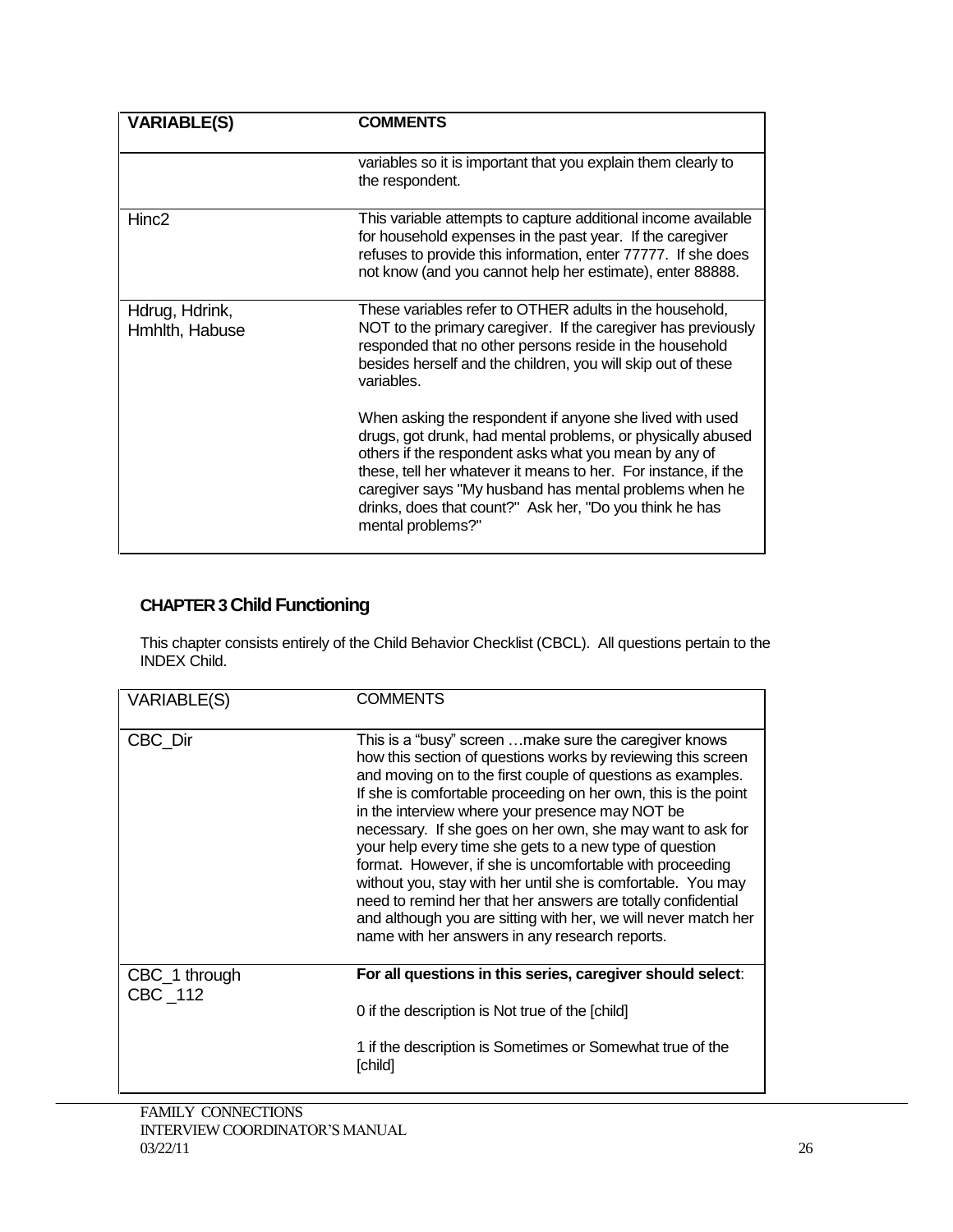| VARIABLE(S) | COMMENTS |
|---|---|
| | variables so it is important that you explain them clearly to the respondent. |
| Hinc2 | This variable attempts to capture additional income available for household expenses in the past year. If the caregiver refuses to provide this information, enter 77777. If she does not know (and you cannot help her estimate), enter 88888. |
| Hdrug, Hdrink, Hmhlth, Habuse | These variables refer to OTHER adults in the household, NOT to the primary caregiver. If the caregiver has previously responded that no other persons reside in the household besides herself and the children, you will skip out of these variables.<br><br>When asking the respondent if anyone she lived with used drugs, got drunk, had mental problems, or physically abused others if the respondent asks what you mean by any of these, tell her whatever it means to her. For instance, if the caregiver says "My husband has mental problems when he drinks, does that count?" Ask her, "Do you think he has mental problems?" |

## CHAPTER 3 Child Functioning

This chapter consists entirely of the Child Behavior Checklist (CBCL). All questions pertain to the INDEX Child.

| VARIABLE(S) | COMMENTS |
|---|---|
| CBC_Dir | This is a "busy" screen …make sure the caregiver knows how this section of questions works by reviewing this screen and moving on to the first couple of questions as examples. If she is comfortable proceeding on her own, this is the point in the interview where your presence may NOT be necessary. If she goes on her own, she may want to ask for your help every time she gets to a new type of question format. However, if she is uncomfortable with proceeding without you, stay with her until she is comfortable. You may need to remind her that her answers are totally confidential and although you are sitting with her, we will never match her name with her answers in any research reports. |
| CBC_1 through CBC _112 | **For all questions in this series, caregiver should select**:<br><br>0 if the description is Not true of the [child]<br><br>1 if the description is Sometimes or Somewhat true of the [child] |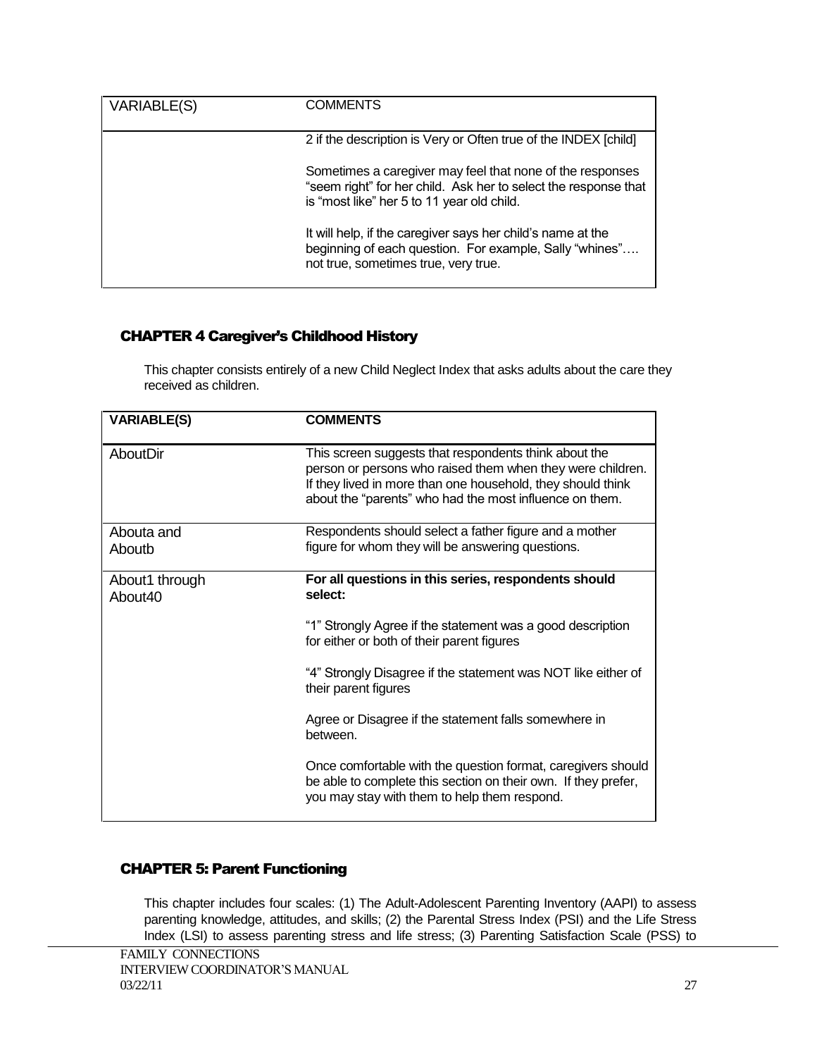| VARIABLE(S) | COMMENTS |
|---|---|
| | 2 if the description is Very or Often true of the INDEX [child]<br><br>Sometimes a caregiver may feel that none of the responses "seem right" for her child. Ask her to select the response that is "most like" her 5 to 11 year old child.<br><br>It will help, if the caregiver says her child's name at the beginning of each question. For example, Sally "whines"…. not true, sometimes true, very true. |

## CHAPTER 4 Caregiver's Childhood History

This chapter consists entirely of a new Child Neglect Index that asks adults about the care they received as children.

| VARIABLE(S) | COMMENTS |
|---|---|
| AboutDir | This screen suggests that respondents think about the person or persons who raised them when they were children. If they lived in more than one household, they should think about the "parents" who had the most influence on them. |
| Abouta and Aboutb | Respondents should select a father figure and a mother figure for whom they will be answering questions. |
| About1 through About40 | **For all questions in this series, respondents should select:**<br><br>"1" Strongly Agree if the statement was a good description for either or both of their parent figures<br><br>"4" Strongly Disagree if the statement was NOT like either of their parent figures<br><br>Agree or Disagree if the statement falls somewhere in between.<br><br>Once comfortable with the question format, caregivers should be able to complete this section on their own. If they prefer, you may stay with them to help them respond. |

## CHAPTER 5: Parent Functioning

This chapter includes four scales: (1) The Adult-Adolescent Parenting Inventory (AAPI) to assess parenting knowledge, attitudes, and skills; (2) the Parental Stress Index (PSI) and the Life Stress Index (LSI) to assess parenting stress and life stress; (3) Parenting Satisfaction Scale (PSS) to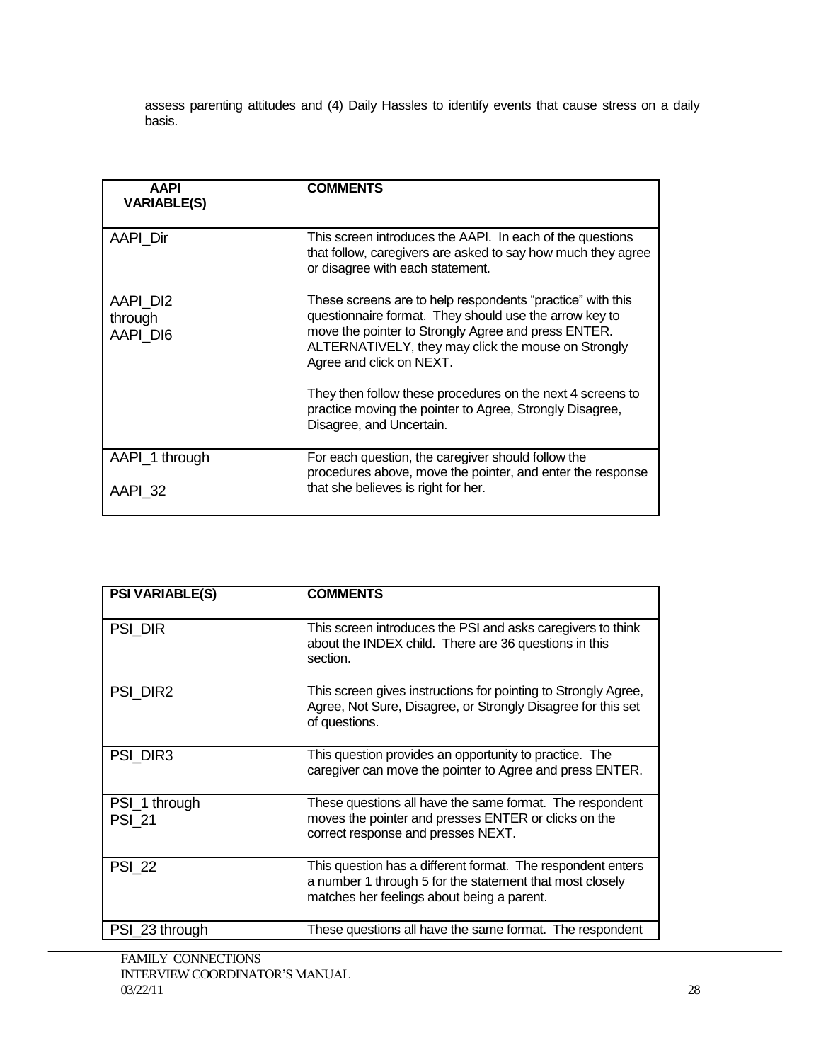assess parenting attitudes and (4) Daily Hassles to identify events that cause stress on a daily basis.

| AAPI VARIABLE(S) | COMMENTS |
|---|---|
| AAPI_Dir | This screen introduces the AAPI. In each of the questions that follow, caregivers are asked to say how much they agree or disagree with each statement. |
| AAPI_DI2 through AAPI_DI6 | These screens are to help respondents "practice" with this questionnaire format. They should use the arrow key to move the pointer to Strongly Agree and press ENTER. ALTERNATIVELY, they may click the mouse on Strongly Agree and click on NEXT.<br><br>They then follow these procedures on the next 4 screens to practice moving the pointer to Agree, Strongly Disagree, Disagree, and Uncertain. |
| AAPI_1 through AAPI_32 | For each question, the caregiver should follow the procedures above, move the pointer, and enter the response that she believes is right for her. |

| PSI VARIABLE(S) | COMMENTS |
|---|---|
| PSI_DIR | This screen introduces the PSI and asks caregivers to think about the INDEX child. There are 36 questions in this section. |
| PSI_DIR2 | This screen gives instructions for pointing to Strongly Agree, Agree, Not Sure, Disagree, or Strongly Disagree for this set of questions. |
| PSI_DIR3 | This question provides an opportunity to practice. The caregiver can move the pointer to Agree and press ENTER. |
| PSI_1 through PSI_21 | These questions all have the same format. The respondent moves the pointer and presses ENTER or clicks on the correct response and presses NEXT. |
| PSI_22 | This question has a different format. The respondent enters a number 1 through 5 for the statement that most closely matches her feelings about being a parent. |
| PSI_23 through | These questions all have the same format. The respondent |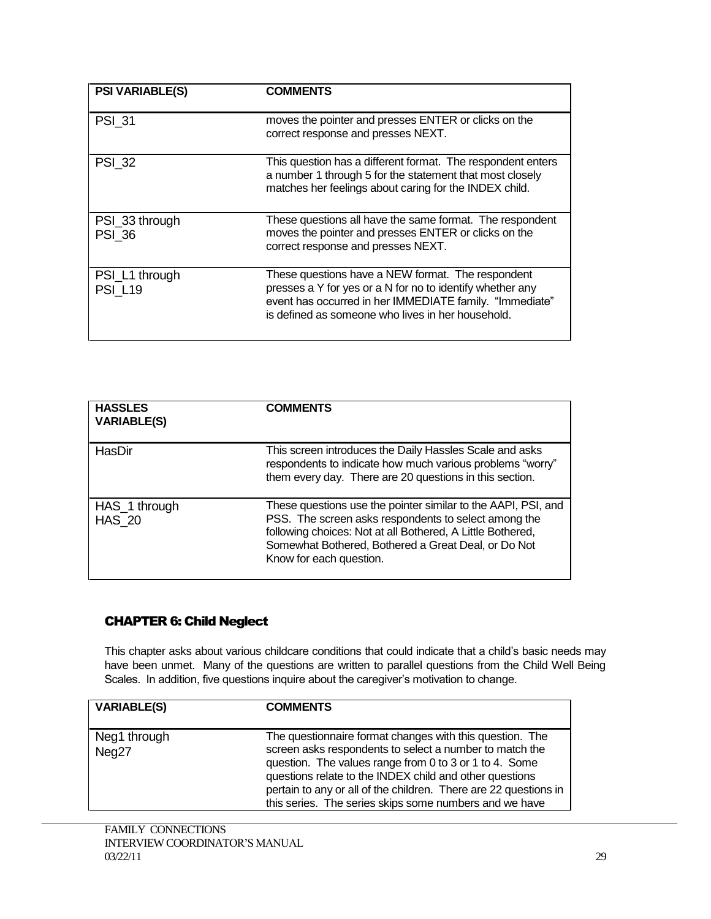| PSI VARIABLE(S) | COMMENTS |
|---|---|
| PSI_31 | moves the pointer and presses ENTER or clicks on the correct response and presses NEXT. |
| PSI_32 | This question has a different format. The respondent enters a number 1 through 5 for the statement that most closely matches her feelings about caring for the INDEX child. |
| PSI_33 through PSI_36 | These questions all have the same format. The respondent moves the pointer and presses ENTER or clicks on the correct response and presses NEXT. |
| PSI_L1 through PSI_L19 | These questions have a NEW format. The respondent presses a Y for yes or a N for no to identify whether any event has occurred in her IMMEDIATE family. "Immediate" is defined as someone who lives in her household. |

| HASSLES VARIABLE(S) | COMMENTS |
|---|---|
| HasDir | This screen introduces the Daily Hassles Scale and asks respondents to indicate how much various problems "worry" them every day. There are 20 questions in this section. |
| HAS_1 through HAS_20 | These questions use the pointer similar to the AAPI, PSI, and PSS. The screen asks respondents to select among the following choices: Not at all Bothered, A Little Bothered, Somewhat Bothered, Bothered a Great Deal, or Do Not Know for each question. |

## CHAPTER 6: Child Neglect

This chapter asks about various childcare conditions that could indicate that a child's basic needs may have been unmet. Many of the questions are written to parallel questions from the Child Well Being Scales. In addition, five questions inquire about the caregiver's motivation to change.

| VARIABLE(S) | COMMENTS |
|---|---|
| Neg1 through Neg27 | The questionnaire format changes with this question. The screen asks respondents to select a number to match the question. The values range from 0 to 3 or 1 to 4. Some questions relate to the INDEX child and other questions pertain to any or all of the children. There are 22 questions in this series. The series skips some numbers and we have |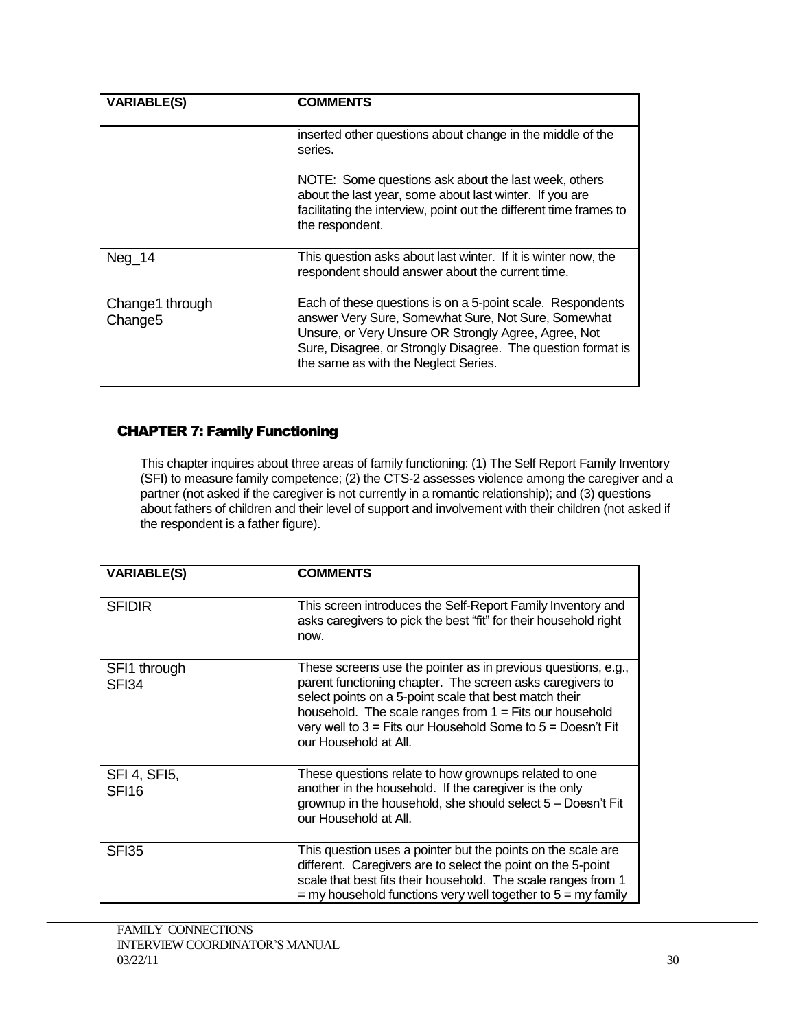| VARIABLE(S) | COMMENTS |
|---|---|
| | inserted other questions about change in the middle of the series.<br><br>NOTE: Some questions ask about the last week, others about the last year, some about last winter. If you are facilitating the interview, point out the different time frames to the respondent. |
| Neg_14 | This question asks about last winter. If it is winter now, the respondent should answer about the current time. |
| Change1 through Change5 | Each of these questions is on a 5-point scale. Respondents answer Very Sure, Somewhat Sure, Not Sure, Somewhat Unsure, or Very Unsure OR Strongly Agree, Agree, Not Sure, Disagree, or Strongly Disagree. The question format is the same as with the Neglect Series. |

## CHAPTER 7: Family Functioning

This chapter inquires about three areas of family functioning: (1) The Self Report Family Inventory (SFI) to measure family competence; (2) the CTS-2 assesses violence among the caregiver and a partner (not asked if the caregiver is not currently in a romantic relationship); and (3) questions about fathers of children and their level of support and involvement with their children (not asked if the respondent is a father figure).

| VARIABLE(S) | COMMENTS |
|---|---|
| SFIDIR | This screen introduces the Self-Report Family Inventory and asks caregivers to pick the best "fit" for their household right now. |
| SFI1 through SFI34 | These screens use the pointer as in previous questions, e.g., parent functioning chapter. The screen asks caregivers to select points on a 5-point scale that best match their household. The scale ranges from 1 = Fits our household very well to 3 = Fits our Household Some to 5 = Doesn't Fit our Household at All. |
| SFI 4, SFI5, SFI16 | These questions relate to how grownups related to one another in the household. If the caregiver is the only grownup in the household, she should select 5 – Doesn't Fit our Household at All. |
| SFI35 | This question uses a pointer but the points on the scale are different. Caregivers are to select the point on the 5-point scale that best fits their household. The scale ranges from 1 = my household functions very well together to 5 = my family |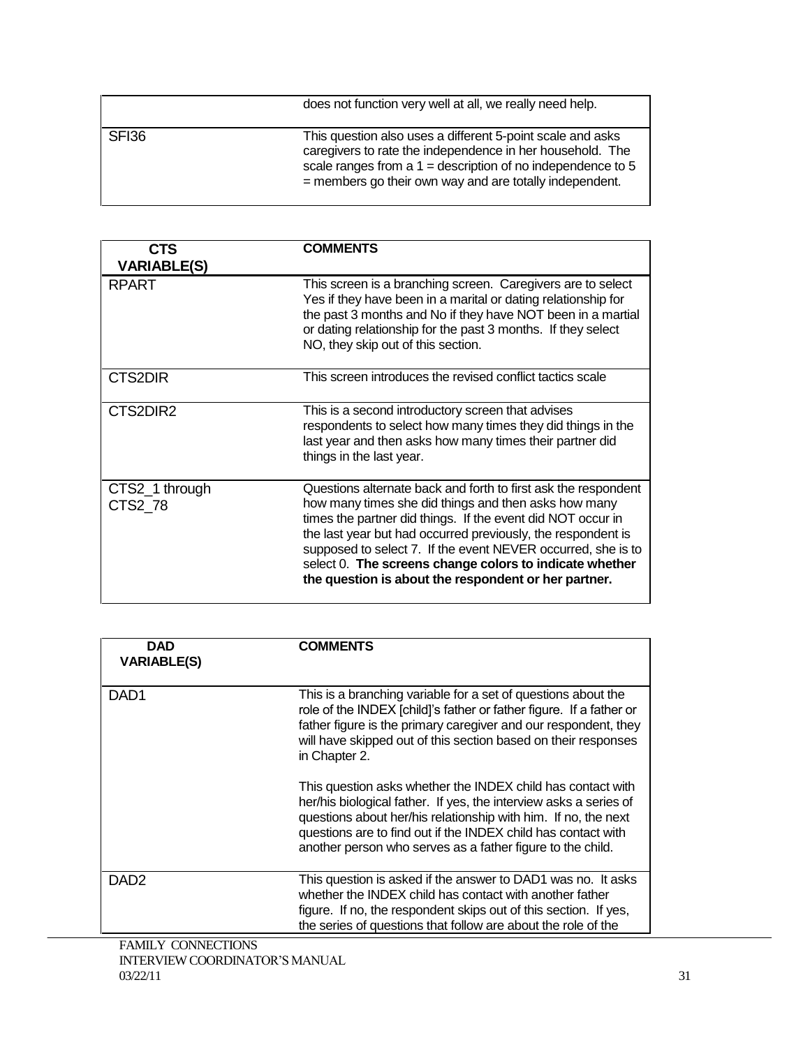| | |
|---|---|
| | does not function very well at all, we really need help. |
| SFI36 | This question also uses a different 5-point scale and asks caregivers to rate the independence in her household. The scale ranges from a 1 = description of no independence to 5 = members go their own way and are totally independent. |

| CTS VARIABLE(S) | COMMENTS |
|---|---|
| RPART | This screen is a branching screen. Caregivers are to select Yes if they have been in a marital or dating relationship for the past 3 months and No if they have NOT been in a martial or dating relationship for the past 3 months. If they select NO, they skip out of this section. |
| CTS2DIR | This screen introduces the revised conflict tactics scale |
| CTS2DIR2 | This is a second introductory screen that advises respondents to select how many times they did things in the last year and then asks how many times their partner did things in the last year. |
| CTS2_1 through CTS2_78 | Questions alternate back and forth to first ask the respondent how many times she did things and then asks how many times the partner did things. If the event did NOT occur in the last year but had occurred previously, the respondent is supposed to select 7. If the event NEVER occurred, she is to select 0. **The screens change colors to indicate whether the question is about the respondent or her partner.** |

| DAD VARIABLE(S) | COMMENTS |
|---|---|
| DAD1 | This is a branching variable for a set of questions about the role of the INDEX [child]'s father or father figure. If a father or father figure is the primary caregiver and our respondent, they will have skipped out of this section based on their responses in Chapter 2.<br><br>This question asks whether the INDEX child has contact with her/his biological father. If yes, the interview asks a series of questions about her/his relationship with him. If no, the next questions are to find out if the INDEX child has contact with another person who serves as a father figure to the child. |
| DAD2 | This question is asked if the answer to DAD1 was no. It asks whether the INDEX child has contact with another father figure. If no, the respondent skips out of this section. If yes, the series of questions that follow are about the role of the |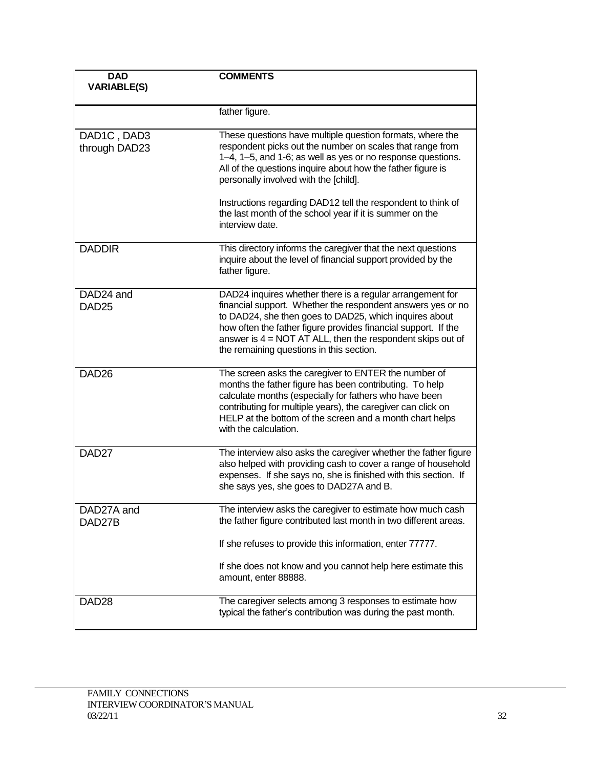| DAD VARIABLE(S) | COMMENTS |
|---|---|
| | father figure. |
| DAD1C , DAD3 through DAD23 | These questions have multiple question formats, where the respondent picks out the number on scales that range from 1–4, 1–5, and 1-6; as well as yes or no response questions. All of the questions inquire about how the father figure is personally involved with the [child].<br><br>Instructions regarding DAD12 tell the respondent to think of the last month of the school year if it is summer on the interview date. |
| DADDIR | This directory informs the caregiver that the next questions inquire about the level of financial support provided by the father figure. |
| DAD24 and DAD25 | DAD24 inquires whether there is a regular arrangement for financial support. Whether the respondent answers yes or no to DAD24, she then goes to DAD25, which inquires about how often the father figure provides financial support. If the answer is 4 = NOT AT ALL, then the respondent skips out of the remaining questions in this section. |
| DAD26 | The screen asks the caregiver to ENTER the number of months the father figure has been contributing. To help calculate months (especially for fathers who have been contributing for multiple years), the caregiver can click on HELP at the bottom of the screen and a month chart helps with the calculation. |
| DAD27 | The interview also asks the caregiver whether the father figure also helped with providing cash to cover a range of household expenses. If she says no, she is finished with this section. If she says yes, she goes to DAD27A and B. |
| DAD27A and DAD27B | The interview asks the caregiver to estimate how much cash the father figure contributed last month in two different areas.<br><br>If she refuses to provide this information, enter 77777.<br><br>If she does not know and you cannot help here estimate this amount, enter 88888. |
| DAD28 | The caregiver selects among 3 responses to estimate how typical the father's contribution was during the past month. |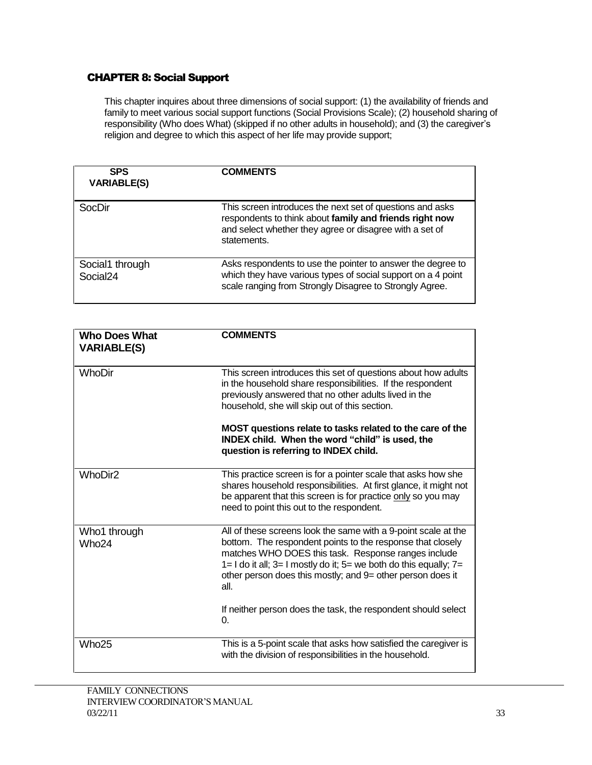## CHAPTER 8: Social Support

This chapter inquires about three dimensions of social support: (1) the availability of friends and family to meet various social support functions (Social Provisions Scale); (2) household sharing of responsibility (Who does What) (skipped if no other adults in household); and (3) the caregiver's religion and degree to which this aspect of her life may provide support;

| SPS VARIABLE(S) | COMMENTS |
|---|---|
| SocDir | This screen introduces the next set of questions and asks respondents to think about **family and friends right now** and select whether they agree or disagree with a set of statements. |
| Social1 through Social24 | Asks respondents to use the pointer to answer the degree to which they have various types of social support on a 4 point scale ranging from Strongly Disagree to Strongly Agree. |

| Who Does What VARIABLE(S) | COMMENTS |
|---|---|
| WhoDir | This screen introduces this set of questions about how adults in the household share responsibilities. If the respondent previously answered that no other adults lived in the household, she will skip out of this section.<br><br>**MOST questions relate to tasks related to the care of the INDEX child. When the word "child" is used, the question is referring to INDEX child.** |
| WhoDir2 | This practice screen is for a pointer scale that asks how she shares household responsibilities. At first glance, it might not be apparent that this screen is for practice only so you may need to point this out to the respondent. |
| Who1 through Who24 | All of these screens look the same with a 9-point scale at the bottom. The respondent points to the response that closely matches WHO DOES this task. Response ranges include 1= I do it all; 3= I mostly do it; 5= we both do this equally; 7= other person does this mostly; and 9= other person does it all.<br><br>If neither person does the task, the respondent should select 0. |
| Who25 | This is a 5-point scale that asks how satisfied the caregiver is with the division of responsibilities in the household. |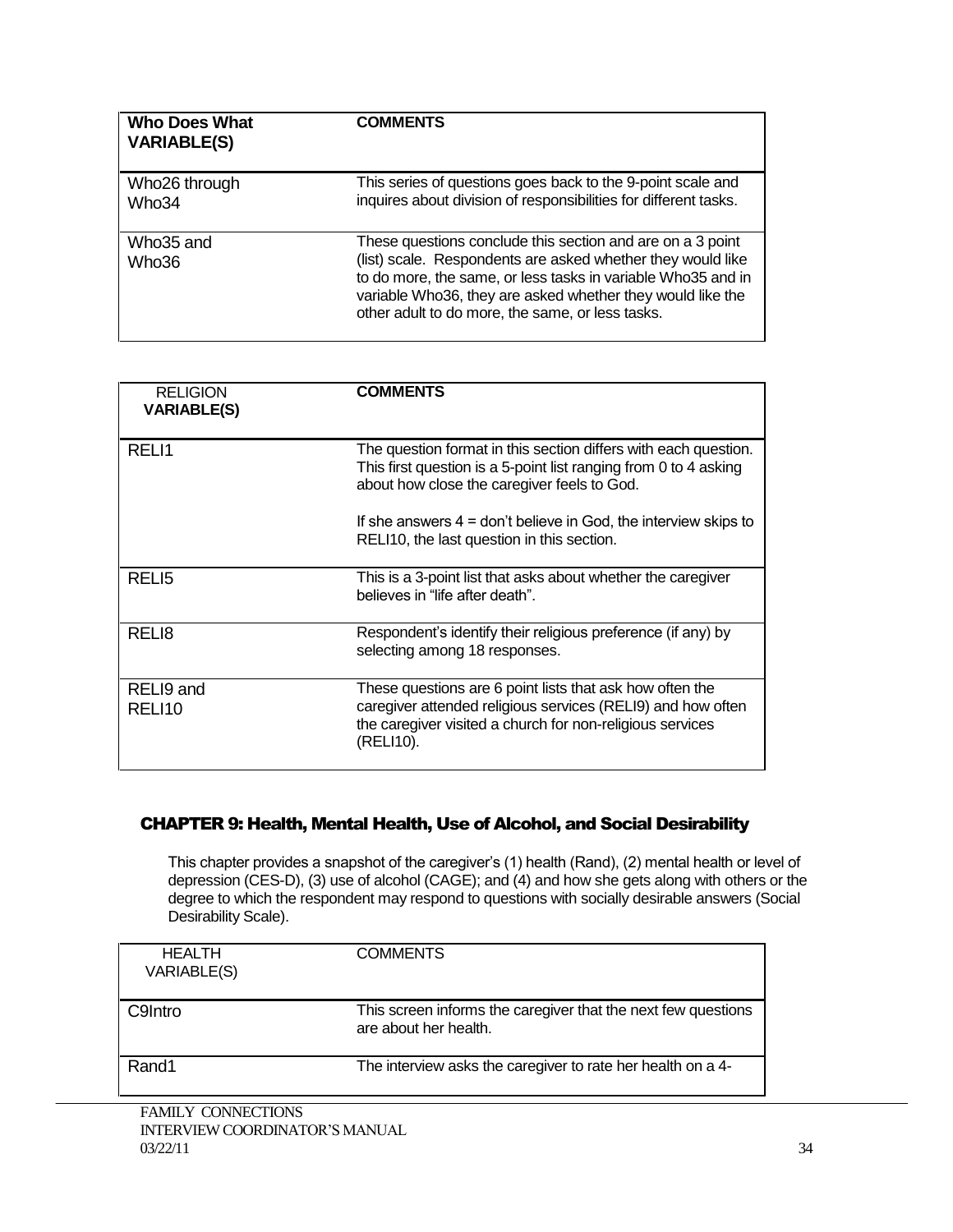| Who Does What VARIABLE(S) | COMMENTS |
|---|---|
| Who26 through Who34 | This series of questions goes back to the 9-point scale and inquires about division of responsibilities for different tasks. |
| Who35 and Who36 | These questions conclude this section and are on a 3 point (list) scale. Respondents are asked whether they would like to do more, the same, or less tasks in variable Who35 and in variable Who36, they are asked whether they would like the other adult to do more, the same, or less tasks. |

| RELIGION VARIABLE(S) | COMMENTS |
|---|---|
| RELI1 | The question format in this section differs with each question. This first question is a 5-point list ranging from 0 to 4 asking about how close the caregiver feels to God.<br><br>If she answers 4 = don't believe in God, the interview skips to RELI10, the last question in this section. |
| RELI5 | This is a 3-point list that asks about whether the caregiver believes in "life after death". |
| RELI8 | Respondent's identify their religious preference (if any) by selecting among 18 responses. |
| RELI9 and RELI10 | These questions are 6 point lists that ask how often the caregiver attended religious services (RELI9) and how often the caregiver visited a church for non-religious services (RELI10). |

## CHAPTER 9: Health, Mental Health, Use of Alcohol, and Social Desirability

This chapter provides a snapshot of the caregiver's (1) health (Rand), (2) mental health or level of depression (CES-D), (3) use of alcohol (CAGE); and (4) and how she gets along with others or the degree to which the respondent may respond to questions with socially desirable answers (Social Desirability Scale).

| HEALTH VARIABLE(S) | COMMENTS |
|---|---|
| C9Intro | This screen informs the caregiver that the next few questions are about her health. |
| Rand1 | The interview asks the caregiver to rate her health on a 4- |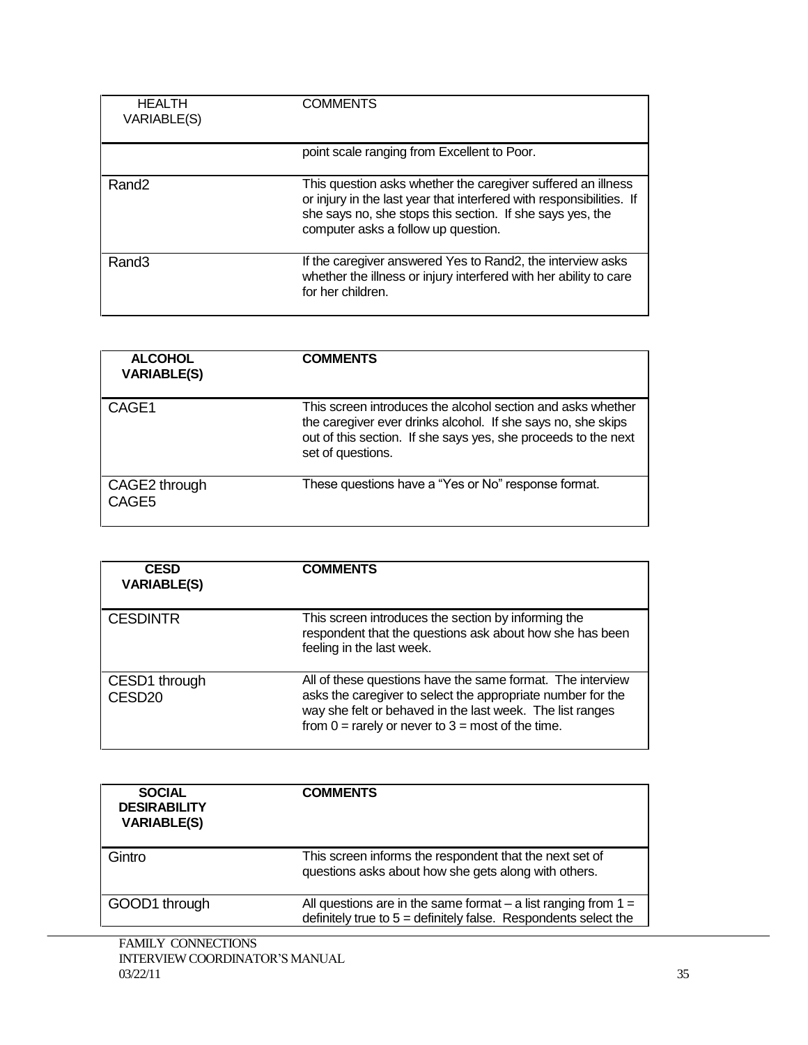| HEALTH VARIABLE(S) | COMMENTS |
|---|---|
| | point scale ranging from Excellent to Poor. |
| Rand2 | This question asks whether the caregiver suffered an illness or injury in the last year that interfered with responsibilities. If she says no, she stops this section. If she says yes, the computer asks a follow up question. |
| Rand3 | If the caregiver answered Yes to Rand2, the interview asks whether the illness or injury interfered with her ability to care for her children. |

| **ALCOHOL VARIABLE(S)** | **COMMENTS** |
|---|---|
| CAGE1 | This screen introduces the alcohol section and asks whether the caregiver ever drinks alcohol. If she says no, she skips out of this section. If she says yes, she proceeds to the next set of questions. |
| CAGE2 through CAGE5 | These questions have a "Yes or No" response format. |

| **CESD VARIABLE(S)** | **COMMENTS** |
|---|---|
| CESDINTR | This screen introduces the section by informing the respondent that the questions ask about how she has been feeling in the last week. |
| CESD1 through CESD20 | All of these questions have the same format. The interview asks the caregiver to select the appropriate number for the way she felt or behaved in the last week. The list ranges from 0 = rarely or never to 3 = most of the time. |

| **SOCIAL DESIRABILITY VARIABLE(S)** | **COMMENTS** |
|---|---|
| Gintro | This screen informs the respondent that the next set of questions asks about how she gets along with others. |
| GOOD1 through | All questions are in the same format – a list ranging from 1 = definitely true to 5 = definitely false. Respondents select the |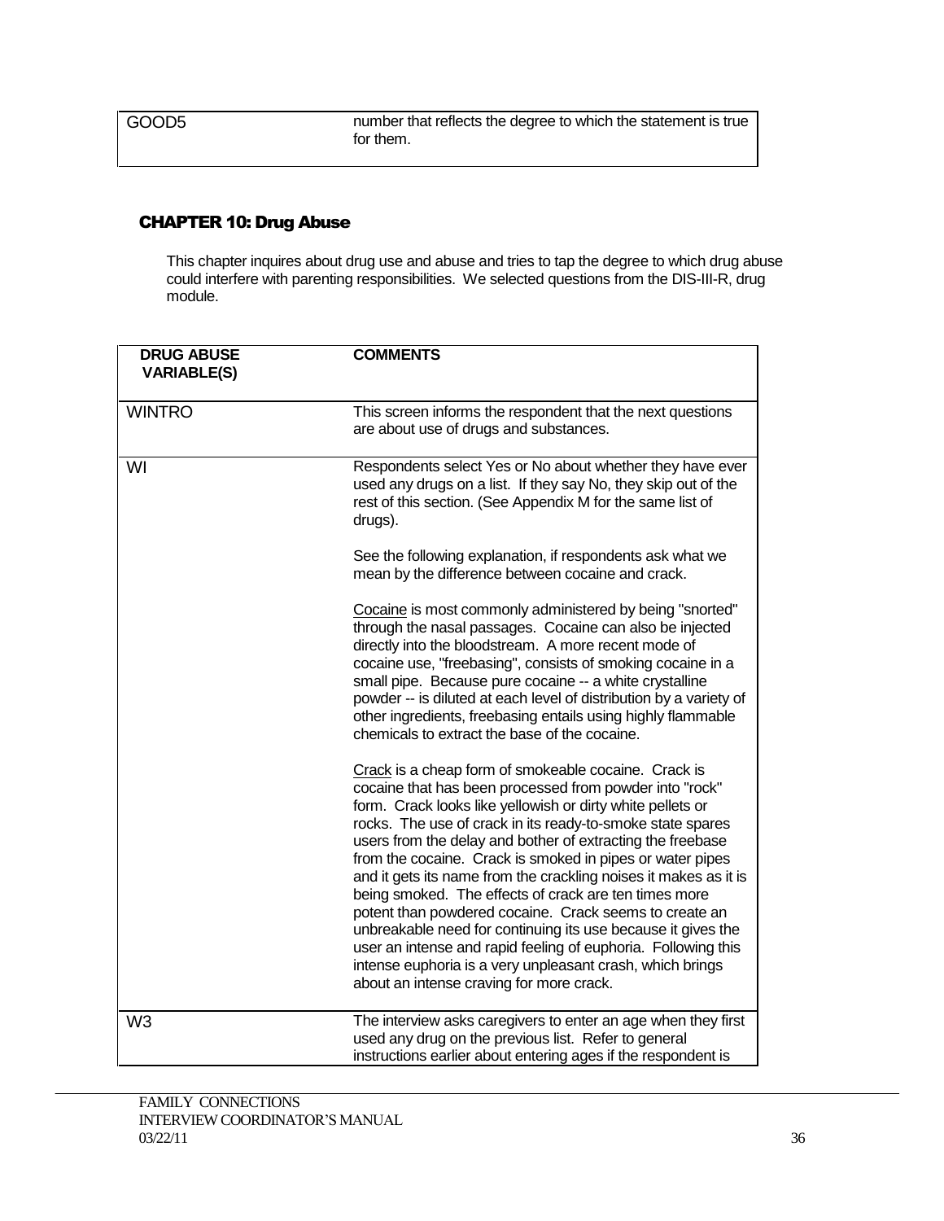| | |
|---|---|
| GOOD5 | number that reflects the degree to which the statement is true for them. |

## CHAPTER 10: Drug Abuse

This chapter inquires about drug use and abuse and tries to tap the degree to which drug abuse could interfere with parenting responsibilities. We selected questions from the DIS-III-R, drug module.

| DRUG ABUSE VARIABLE(S) | COMMENTS |
|---|---|
| WINTRO | This screen informs the respondent that the next questions are about use of drugs and substances. |
| WI | Respondents select Yes or No about whether they have ever used any drugs on a list. If they say No, they skip out of the rest of this section. (See Appendix M for the same list of drugs).<br><br>See the following explanation, if respondents ask what we mean by the difference between cocaine and crack.<br><br>Cocaine is most commonly administered by being "snorted" through the nasal passages. Cocaine can also be injected directly into the bloodstream. A more recent mode of cocaine use, "freebasing", consists of smoking cocaine in a small pipe. Because pure cocaine -- a white crystalline powder -- is diluted at each level of distribution by a variety of other ingredients, freebasing entails using highly flammable chemicals to extract the base of the cocaine.<br><br>Crack is a cheap form of smokeable cocaine. Crack is cocaine that has been processed from powder into "rock" form. Crack looks like yellowish or dirty white pellets or rocks. The use of crack in its ready-to-smoke state spares users from the delay and bother of extracting the freebase from the cocaine. Crack is smoked in pipes or water pipes and it gets its name from the crackling noises it makes as it is being smoked. The effects of crack are ten times more potent than powdered cocaine. Crack seems to create an unbreakable need for continuing its use because it gives the user an intense and rapid feeling of euphoria. Following this intense euphoria is a very unpleasant crash, which brings about an intense craving for more crack. |
| W3 | The interview asks caregivers to enter an age when they first used any drug on the previous list. Refer to general instructions earlier about entering ages if the respondent is |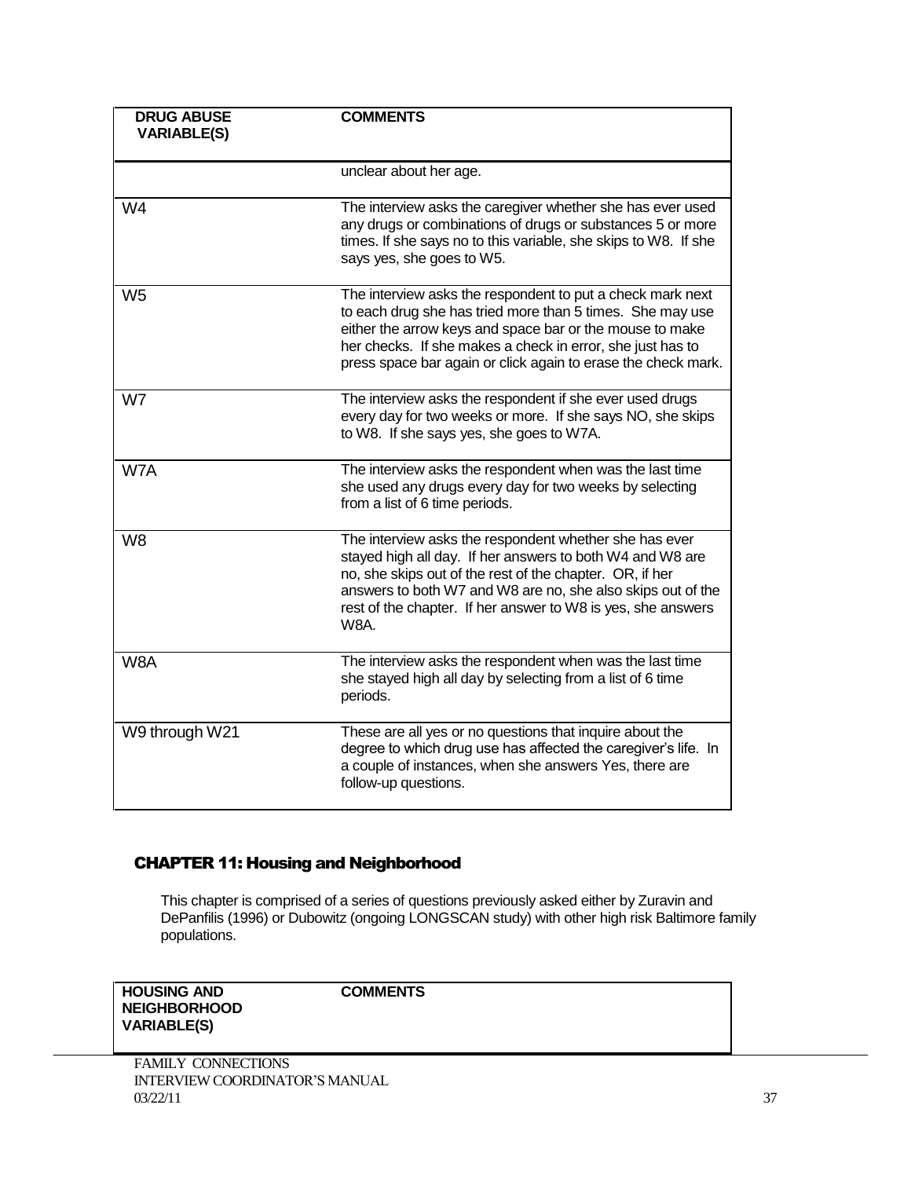| DRUG ABUSE VARIABLE(S) | COMMENTS |
|---|---|
| | unclear about her age. |
| W4 | The interview asks the caregiver whether she has ever used any drugs or combinations of drugs or substances 5 or more times. If she says no to this variable, she skips to W8. If she says yes, she goes to W5. |
| W5 | The interview asks the respondent to put a check mark next to each drug she has tried more than 5 times. She may use either the arrow keys and space bar or the mouse to make her checks. If she makes a check in error, she just has to press space bar again or click again to erase the check mark. |
| W7 | The interview asks the respondent if she ever used drugs every day for two weeks or more. If she says NO, she skips to W8. If she says yes, she goes to W7A. |
| W7A | The interview asks the respondent when was the last time she used any drugs every day for two weeks by selecting from a list of 6 time periods. |
| W8 | The interview asks the respondent whether she has ever stayed high all day. If her answers to both W4 and W8 are no, she skips out of the rest of the chapter. OR, if her answers to both W7 and W8 are no, she also skips out of the rest of the chapter. If her answer to W8 is yes, she answers W8A. |
| W8A | The interview asks the respondent when was the last time she stayed high all day by selecting from a list of 6 time periods. |
| W9 through W21 | These are all yes or no questions that inquire about the degree to which drug use has affected the caregiver's life. In a couple of instances, when she answers Yes, there are follow-up questions. |

## CHAPTER 11: Housing and Neighborhood

This chapter is comprised of a series of questions previously asked either by Zuravin and DePanfilis (1996) or Dubowitz (ongoing LONGSCAN study) with other high risk Baltimore family populations.

| HOUSING AND NEIGHBORHOOD VARIABLE(S) | COMMENTS |
|---|---|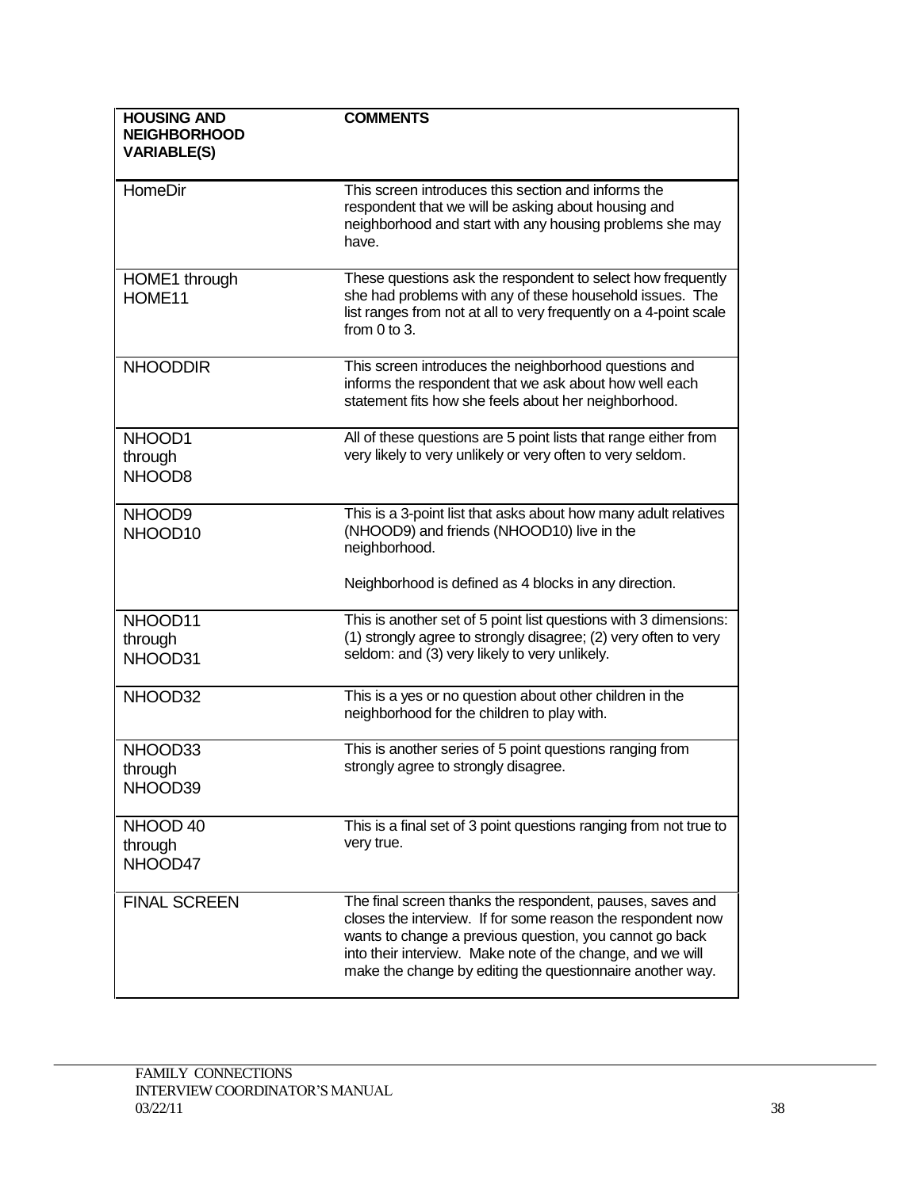| HOUSING AND NEIGHBORHOOD VARIABLE(S) | COMMENTS |
|---|---|
| HomeDir | This screen introduces this section and informs the respondent that we will be asking about housing and neighborhood and start with any housing problems she may have. |
| HOME1 through HOME11 | These questions ask the respondent to select how frequently she had problems with any of these household issues. The list ranges from not at all to very frequently on a 4-point scale from 0 to 3. |
| NHOODDIR | This screen introduces the neighborhood questions and informs the respondent that we ask about how well each statement fits how she feels about her neighborhood. |
| NHOOD1 through NHOOD8 | All of these questions are 5 point lists that range either from very likely to very unlikely or very often to very seldom. |
| NHOOD9 NHOOD10 | This is a 3-point list that asks about how many adult relatives (NHOOD9) and friends (NHOOD10) live in the neighborhood.<br><br>Neighborhood is defined as 4 blocks in any direction. |
| NHOOD11 through NHOOD31 | This is another set of 5 point list questions with 3 dimensions: (1) strongly agree to strongly disagree; (2) very often to very seldom: and (3) very likely to very unlikely. |
| NHOOD32 | This is a yes or no question about other children in the neighborhood for the children to play with. |
| NHOOD33 through NHOOD39 | This is another series of 5 point questions ranging from strongly agree to strongly disagree. |
| NHOOD 40 through NHOOD47 | This is a final set of 3 point questions ranging from not true to very true. |
| FINAL SCREEN | The final screen thanks the respondent, pauses, saves and closes the interview. If for some reason the respondent now wants to change a previous question, you cannot go back into their interview. Make note of the change, and we will make the change by editing the questionnaire another way. |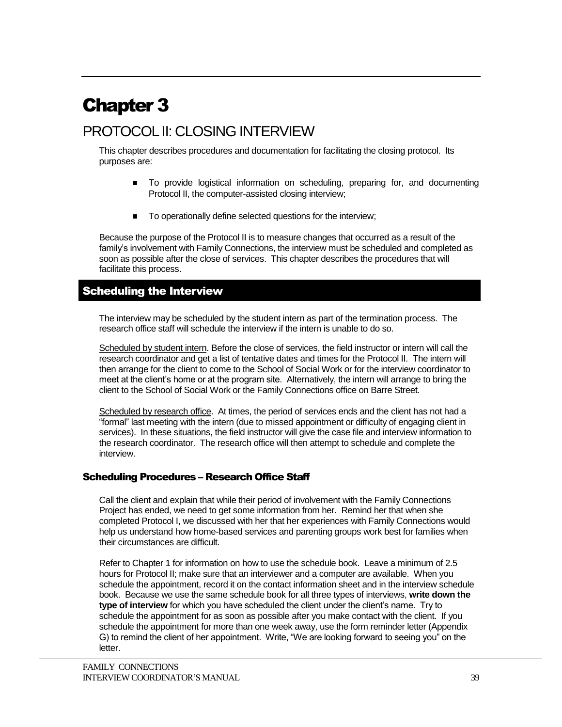# Chapter 3

## PROTOCOL II: CLOSING INTERVIEW

This chapter describes procedures and documentation for facilitating the closing protocol. Its purposes are:

- To provide logistical information on scheduling, preparing for, and documenting Protocol II, the computer-assisted closing interview;
- To operationally define selected questions for the interview;

Because the purpose of the Protocol II is to measure changes that occurred as a result of the family's involvement with Family Connections, the interview must be scheduled and completed as soon as possible after the close of services. This chapter describes the procedures that will facilitate this process.

## Scheduling the Interview

The interview may be scheduled by the student intern as part of the termination process. The research office staff will schedule the interview if the intern is unable to do so.

Scheduled by student intern. Before the close of services, the field instructor or intern will call the research coordinator and get a list of tentative dates and times for the Protocol II. The intern will then arrange for the client to come to the School of Social Work or for the interview coordinator to meet at the client's home or at the program site. Alternatively, the intern will arrange to bring the client to the School of Social Work or the Family Connections office on Barre Street.

Scheduled by research office. At times, the period of services ends and the client has not had a "formal" last meeting with the intern (due to missed appointment or difficulty of engaging client in services). In these situations, the field instructor will give the case file and interview information to the research coordinator. The research office will then attempt to schedule and complete the interview.

### Scheduling Procedures – Research Office Staff

Call the client and explain that while their period of involvement with the Family Connections Project has ended, we need to get some information from her. Remind her that when she completed Protocol I, we discussed with her that her experiences with Family Connections would help us understand how home-based services and parenting groups work best for families when their circumstances are difficult.

Refer to Chapter 1 for information on how to use the schedule book. Leave a minimum of 2.5 hours for Protocol II; make sure that an interviewer and a computer are available. When you schedule the appointment, record it on the contact information sheet and in the interview schedule book. Because we use the same schedule book for all three types of interviews, **write down the type of interview** for which you have scheduled the client under the client's name. Try to schedule the appointment for as soon as possible after you make contact with the client. If you schedule the appointment for more than one week away, use the form reminder letter (Appendix G) to remind the client of her appointment. Write, "We are looking forward to seeing you" on the letter.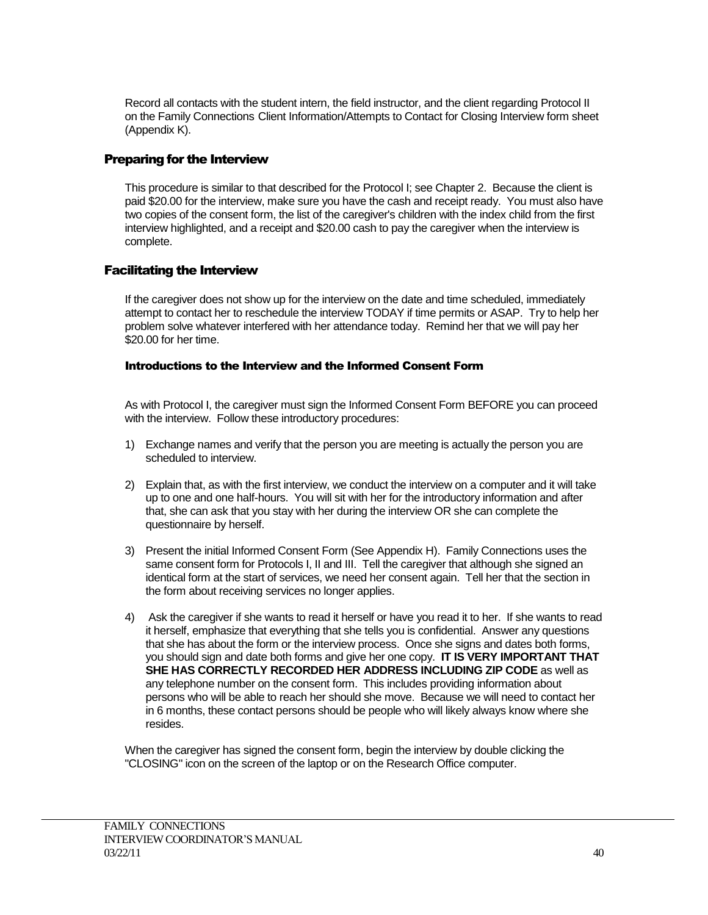Record all contacts with the student intern, the field instructor, and the client regarding Protocol II on the Family Connections Client Information/Attempts to Contact for Closing Interview form sheet (Appendix K).

## Preparing for the Interview

This procedure is similar to that described for the Protocol I; see Chapter 2. Because the client is paid $20.00 for the interview, make sure you have the cash and receipt ready. You must also have two copies of the consent form, the list of the caregiver's children with the index child from the first interview highlighted, and a receipt and $20.00 cash to pay the caregiver when the interview is complete.

## Facilitating the Interview

If the caregiver does not show up for the interview on the date and time scheduled, immediately attempt to contact her to reschedule the interview TODAY if time permits or ASAP. Try to help her problem solve whatever interfered with her attendance today. Remind her that we will pay her $20.00 for her time.

### Introductions to the Interview and the Informed Consent Form

As with Protocol I, the caregiver must sign the Informed Consent Form BEFORE you can proceed with the interview. Follow these introductory procedures:

1) Exchange names and verify that the person you are meeting is actually the person you are scheduled to interview.

2) Explain that, as with the first interview, we conduct the interview on a computer and it will take up to one and one half-hours. You will sit with her for the introductory information and after that, she can ask that you stay with her during the interview OR she can complete the questionnaire by herself.

3) Present the initial Informed Consent Form (See Appendix H). Family Connections uses the same consent form for Protocols I, II and III. Tell the caregiver that although she signed an identical form at the start of services, we need her consent again. Tell her that the section in the form about receiving services no longer applies.

4) Ask the caregiver if she wants to read it herself or have you read it to her. If she wants to read it herself, emphasize that everything that she tells you is confidential. Answer any questions that she has about the form or the interview process. Once she signs and dates both forms, you should sign and date both forms and give her one copy. **IT IS VERY IMPORTANT THAT SHE HAS CORRECTLY RECORDED HER ADDRESS INCLUDING ZIP CODE** as well as any telephone number on the consent form. This includes providing information about persons who will be able to reach her should she move. Because we will need to contact her in 6 months, these contact persons should be people who will likely always know where she resides.

When the caregiver has signed the consent form, begin the interview by double clicking the "CLOSING" icon on the screen of the laptop or on the Research Office computer.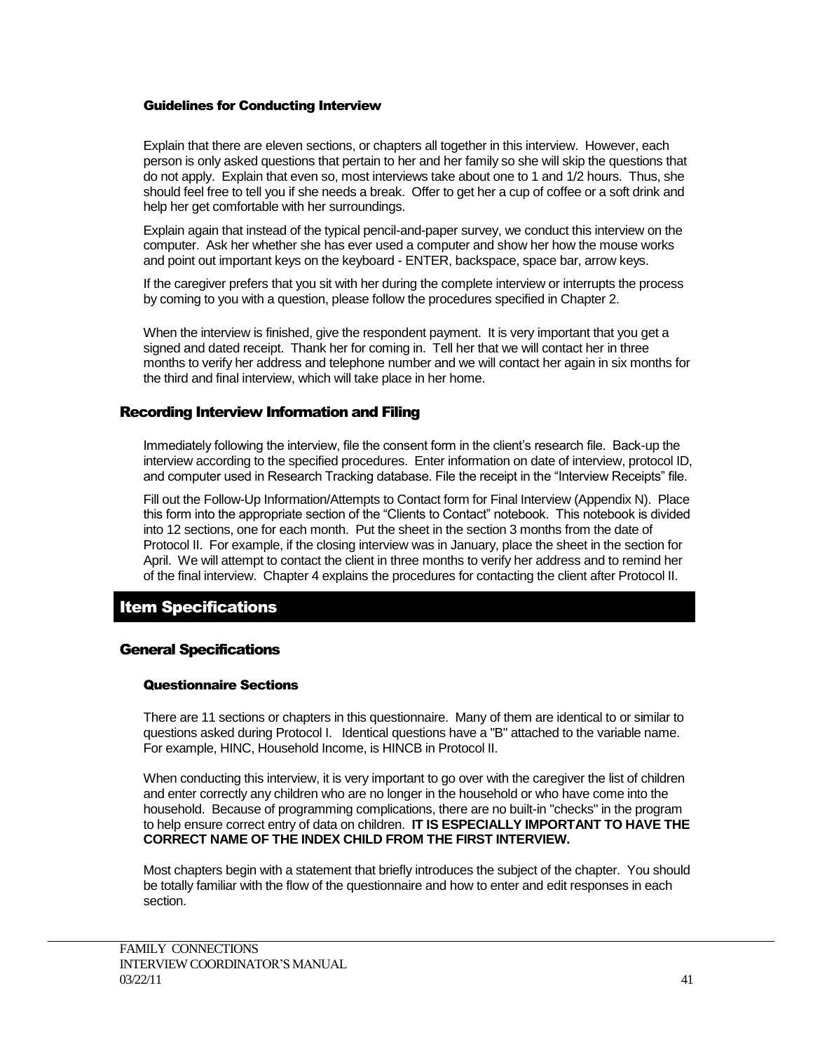### Guidelines for Conducting Interview

Explain that there are eleven sections, or chapters all together in this interview. However, each person is only asked questions that pertain to her and her family so she will skip the questions that do not apply. Explain that even so, most interviews take about one to 1 and 1/2 hours. Thus, she should feel free to tell you if she needs a break. Offer to get her a cup of coffee or a soft drink and help her get comfortable with her surroundings.

Explain again that instead of the typical pencil-and-paper survey, we conduct this interview on the computer. Ask her whether she has ever used a computer and show her how the mouse works and point out important keys on the keyboard - ENTER, backspace, space bar, arrow keys.

If the caregiver prefers that you sit with her during the complete interview or interrupts the process by coming to you with a question, please follow the procedures specified in Chapter 2.

When the interview is finished, give the respondent payment. It is very important that you get a signed and dated receipt. Thank her for coming in. Tell her that we will contact her in three months to verify her address and telephone number and we will contact her again in six months for the third and final interview, which will take place in her home.

## Recording Interview Information and Filing

Immediately following the interview, file the consent form in the client's research file. Back-up the interview according to the specified procedures. Enter information on date of interview, protocol ID, and computer used in Research Tracking database. File the receipt in the "Interview Receipts" file.

Fill out the Follow-Up Information/Attempts to Contact form for Final Interview (Appendix N). Place this form into the appropriate section of the "Clients to Contact" notebook. This notebook is divided into 12 sections, one for each month. Put the sheet in the section 3 months from the date of Protocol II. For example, if the closing interview was in January, place the sheet in the section for April. We will attempt to contact the client in three months to verify her address and to remind her of the final interview. Chapter 4 explains the procedures for contacting the client after Protocol II.

# Item Specifications

## General Specifications

### Questionnaire Sections

There are 11 sections or chapters in this questionnaire. Many of them are identical to or similar to questions asked during Protocol I. Identical questions have a "B" attached to the variable name. For example, HINC, Household Income, is HINCB in Protocol II.

When conducting this interview, it is very important to go over with the caregiver the list of children and enter correctly any children who are no longer in the household or who have come into the household. Because of programming complications, there are no built-in "checks" in the program to help ensure correct entry of data on children. **IT IS ESPECIALLY IMPORTANT TO HAVE THE CORRECT NAME OF THE INDEX CHILD FROM THE FIRST INTERVIEW.**

Most chapters begin with a statement that briefly introduces the subject of the chapter. You should be totally familiar with the flow of the questionnaire and how to enter and edit responses in each section.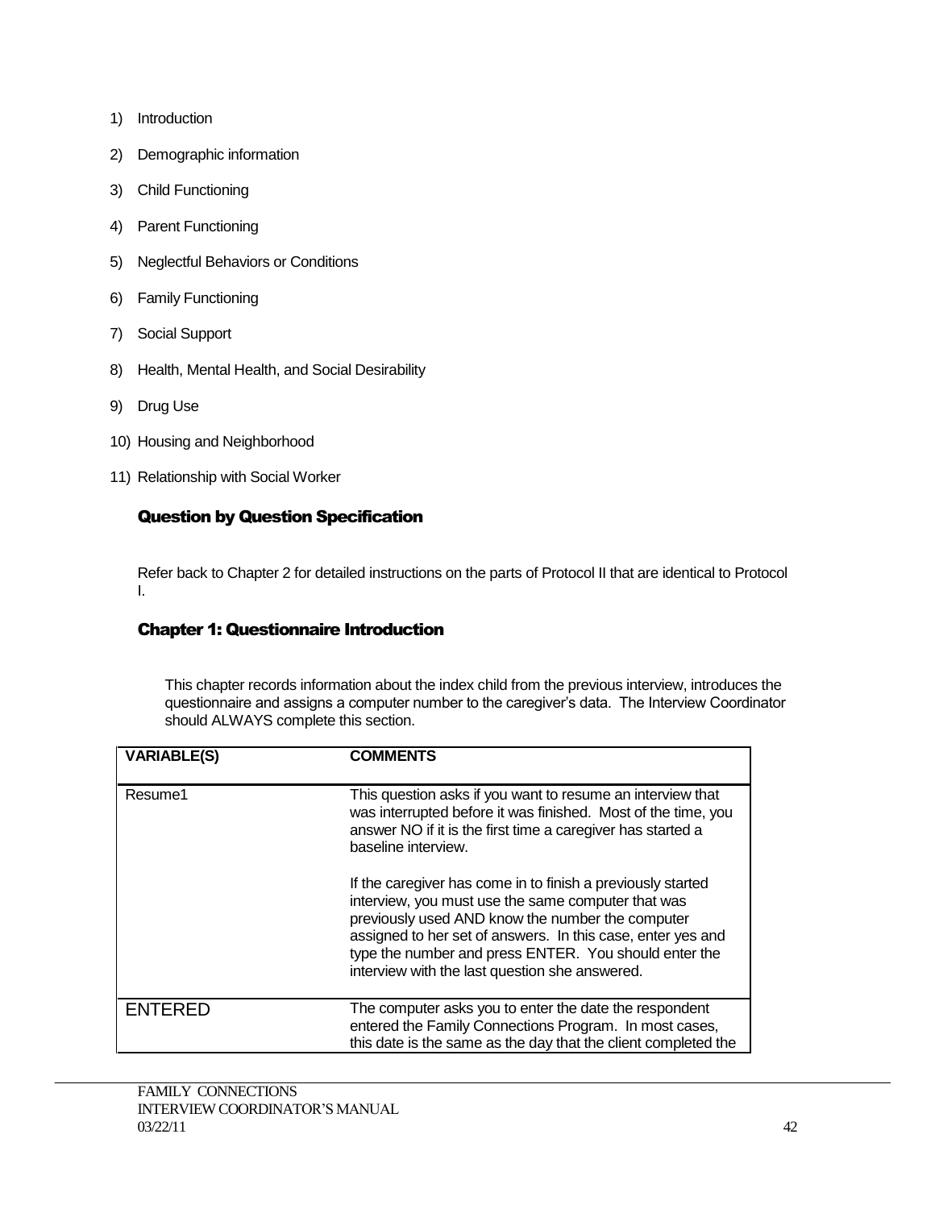1) Introduction
2) Demographic information
3) Child Functioning
4) Parent Functioning
5) Neglectful Behaviors or Conditions
6) Family Functioning
7) Social Support
8) Health, Mental Health, and Social Desirability
9) Drug Use
10) Housing and Neighborhood
11) Relationship with Social Worker

## Question by Question Specification

Refer back to Chapter 2 for detailed instructions on the parts of Protocol II that are identical to Protocol I.

## Chapter 1: Questionnaire Introduction

This chapter records information about the index child from the previous interview, introduces the questionnaire and assigns a computer number to the caregiver's data. The Interview Coordinator should ALWAYS complete this section.

| VARIABLE(S) | COMMENTS |
|---|---|
| Resume1 | This question asks if you want to resume an interview that was interrupted before it was finished. Most of the time, you answer NO if it is the first time a caregiver has started a baseline interview.<br><br>If the caregiver has come in to finish a previously started interview, you must use the same computer that was previously used AND know the number the computer assigned to her set of answers. In this case, enter yes and type the number and press ENTER. You should enter the interview with the last question she answered. |
| ENTERED | The computer asks you to enter the date the respondent entered the Family Connections Program. In most cases, this date is the same as the day that the client completed the |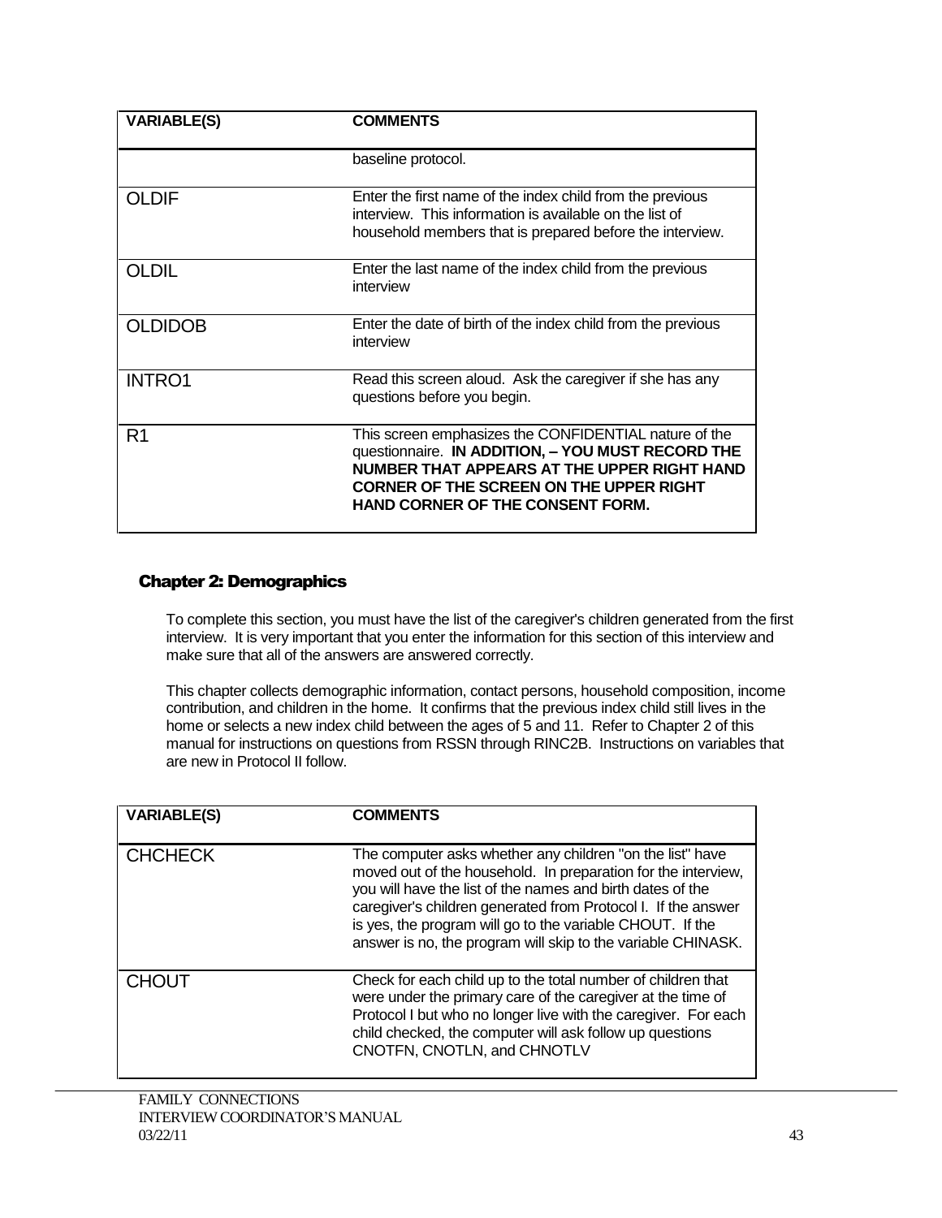| VARIABLE(S) | COMMENTS |
| --- | --- |
| | baseline protocol. |
| OLDIF | Enter the first name of the index child from the previous interview. This information is available on the list of household members that is prepared before the interview. |
| OLDIL | Enter the last name of the index child from the previous interview |
| OLDIDOB | Enter the date of birth of the index child from the previous interview |
| INTRO1 | Read this screen aloud. Ask the caregiver if she has any questions before you begin. |
| R1 | This screen emphasizes the CONFIDENTIAL nature of the questionnaire. **IN ADDITION, – YOU MUST RECORD THE NUMBER THAT APPEARS AT THE UPPER RIGHT HAND CORNER OF THE SCREEN ON THE UPPER RIGHT HAND CORNER OF THE CONSENT FORM.** |

## Chapter 2: Demographics

To complete this section, you must have the list of the caregiver's children generated from the first interview. It is very important that you enter the information for this section of this interview and make sure that all of the answers are answered correctly.

This chapter collects demographic information, contact persons, household composition, income contribution, and children in the home. It confirms that the previous index child still lives in the home or selects a new index child between the ages of 5 and 11. Refer to Chapter 2 of this manual for instructions on questions from RSSN through RINC2B. Instructions on variables that are new in Protocol II follow.

| VARIABLE(S) | COMMENTS |
| --- | --- |
| CHCHECK | The computer asks whether any children "on the list" have moved out of the household. In preparation for the interview, you will have the list of the names and birth dates of the caregiver's children generated from Protocol I. If the answer is yes, the program will go to the variable CHOUT. If the answer is no, the program will skip to the variable CHINASK. |
| CHOUT | Check for each child up to the total number of children that were under the primary care of the caregiver at the time of Protocol I but who no longer live with the caregiver. For each child checked, the computer will ask follow up questions CNOTFN, CNOTLN, and CHNOTLV |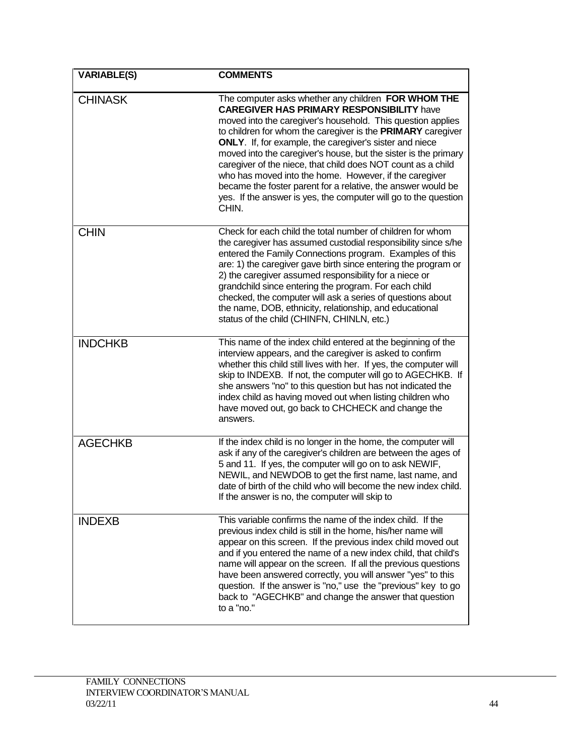| VARIABLE(S) | COMMENTS |
|---|---|
| CHINASK | The computer asks whether any children **FOR WHOM THE CAREGIVER HAS PRIMARY RESPONSIBILITY** have moved into the caregiver's household. This question applies to children for whom the caregiver is the **PRIMARY** caregiver **ONLY**. If, for example, the caregiver's sister and niece moved into the caregiver's house, but the sister is the primary caregiver of the niece, that child does NOT count as a child who has moved into the home. However, if the caregiver became the foster parent for a relative, the answer would be yes. If the answer is yes, the computer will go to the question CHIN. |
| CHIN | Check for each child the total number of children for whom the caregiver has assumed custodial responsibility since s/he entered the Family Connections program. Examples of this are: 1) the caregiver gave birth since entering the program or 2) the caregiver assumed responsibility for a niece or grandchild since entering the program. For each child checked, the computer will ask a series of questions about the name, DOB, ethnicity, relationship, and educational status of the child (CHINFN, CHINLN, etc.) |
| INDCHKB | This name of the index child entered at the beginning of the interview appears, and the caregiver is asked to confirm whether this child still lives with her. If yes, the computer will skip to INDEXB. If not, the computer will go to AGECHKB. If she answers "no" to this question but has not indicated the index child as having moved out when listing children who have moved out, go back to CHCHECK and change the answers. |
| AGECHKB | If the index child is no longer in the home, the computer will ask if any of the caregiver's children are between the ages of 5 and 11. If yes, the computer will go on to ask NEWIF, NEWIL, and NEWDOB to get the first name, last name, and date of birth of the child who will become the new index child. If the answer is no, the computer will skip to |
| INDEXB | This variable confirms the name of the index child. If the previous index child is still in the home, his/her name will appear on this screen. If the previous index child moved out and if you entered the name of a new index child, that child's name will appear on the screen. If all the previous questions have been answered correctly, you will answer "yes" to this question. If the answer is "no," use the "previous" key to go back to "AGECHKB" and change the answer that question to a "no." |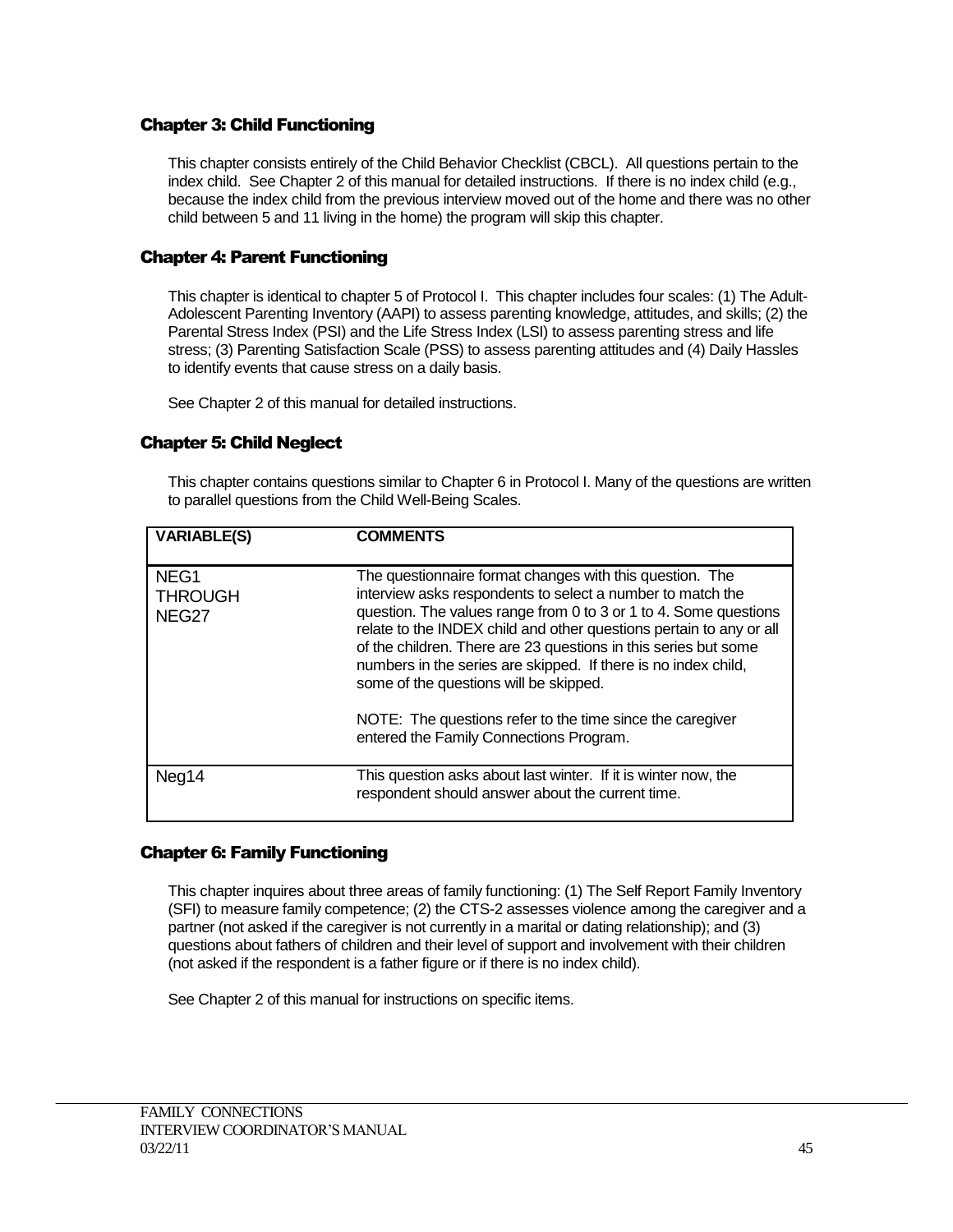## Chapter 3: Child Functioning

This chapter consists entirely of the Child Behavior Checklist (CBCL). All questions pertain to the index child. See Chapter 2 of this manual for detailed instructions. If there is no index child (e.g., because the index child from the previous interview moved out of the home and there was no other child between 5 and 11 living in the home) the program will skip this chapter.

## Chapter 4: Parent Functioning

This chapter is identical to chapter 5 of Protocol I. This chapter includes four scales: (1) The Adult-Adolescent Parenting Inventory (AAPI) to assess parenting knowledge, attitudes, and skills; (2) the Parental Stress Index (PSI) and the Life Stress Index (LSI) to assess parenting stress and life stress; (3) Parenting Satisfaction Scale (PSS) to assess parenting attitudes and (4) Daily Hassles to identify events that cause stress on a daily basis.

See Chapter 2 of this manual for detailed instructions.

## Chapter 5: Child Neglect

This chapter contains questions similar to Chapter 6 in Protocol I. Many of the questions are written to parallel questions from the Child Well-Being Scales.

| VARIABLE(S) | COMMENTS |
|---|---|
| NEG1 THROUGH NEG27 | The questionnaire format changes with this question. The interview asks respondents to select a number to match the question. The values range from 0 to 3 or 1 to 4. Some questions relate to the INDEX child and other questions pertain to any or all of the children. There are 23 questions in this series but some numbers in the series are skipped. If there is no index child, some of the questions will be skipped.<br><br>NOTE: The questions refer to the time since the caregiver entered the Family Connections Program. |
| Neg14 | This question asks about last winter. If it is winter now, the respondent should answer about the current time. |

## Chapter 6: Family Functioning

This chapter inquires about three areas of family functioning: (1) The Self Report Family Inventory (SFI) to measure family competence; (2) the CTS-2 assesses violence among the caregiver and a partner (not asked if the caregiver is not currently in a marital or dating relationship); and (3) questions about fathers of children and their level of support and involvement with their children (not asked if the respondent is a father figure or if there is no index child).

See Chapter 2 of this manual for instructions on specific items.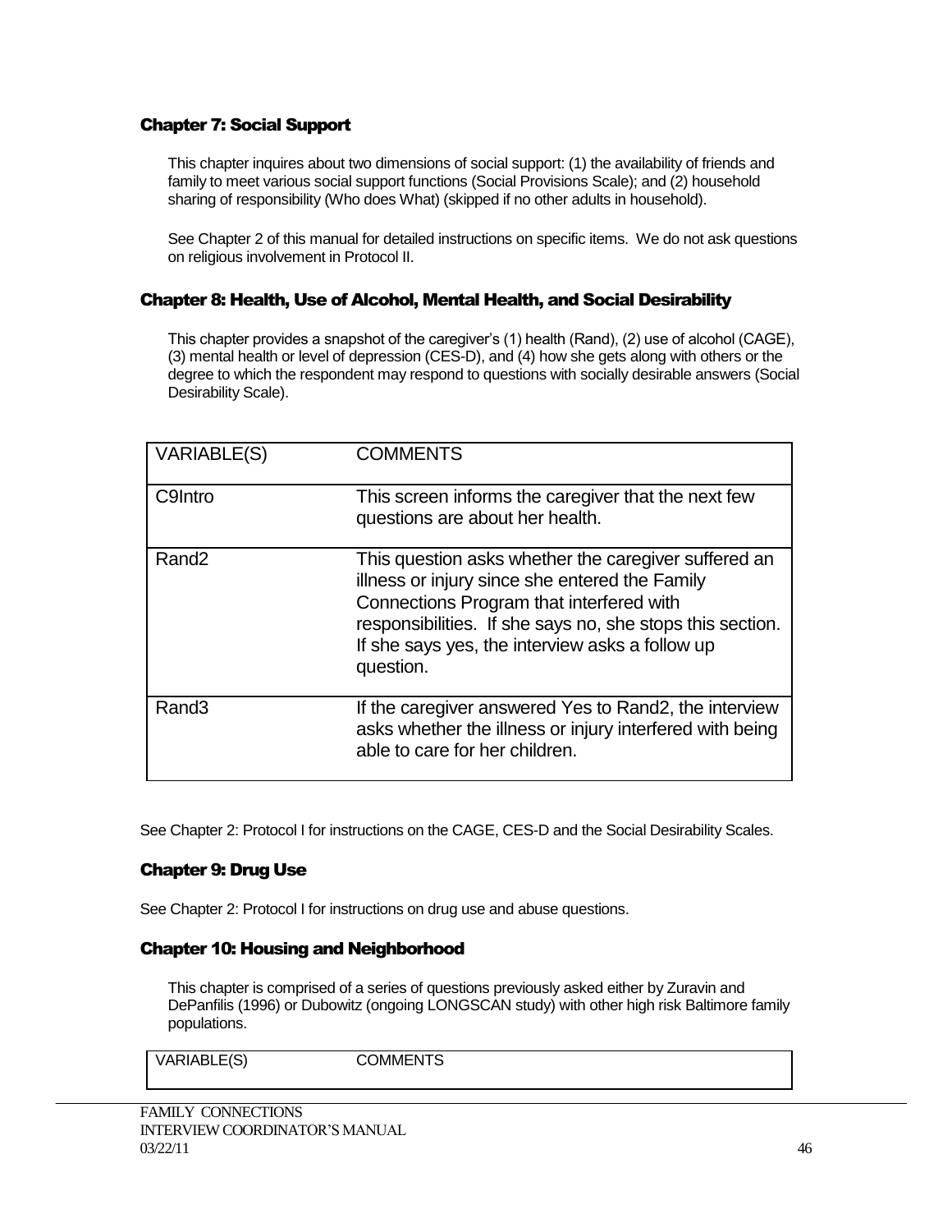### Chapter 7: Social Support

This chapter inquires about two dimensions of social support: (1) the availability of friends and family to meet various social support functions (Social Provisions Scale); and (2) household sharing of responsibility (Who does What) (skipped if no other adults in household).

See Chapter 2 of this manual for detailed instructions on specific items. We do not ask questions on religious involvement in Protocol II.

### Chapter 8: Health, Use of Alcohol, Mental Health, and Social Desirability

This chapter provides a snapshot of the caregiver's (1) health (Rand), (2) use of alcohol (CAGE), (3) mental health or level of depression (CES-D), and (4) how she gets along with others or the degree to which the respondent may respond to questions with socially desirable answers (Social Desirability Scale).

| VARIABLE(S) | COMMENTS |
|---|---|
| C9Intro | This screen informs the caregiver that the next few questions are about her health. |
| Rand2 | This question asks whether the caregiver suffered an illness or injury since she entered the Family Connections Program that interfered with responsibilities. If she says no, she stops this section. If she says yes, the interview asks a follow up question. |
| Rand3 | If the caregiver answered Yes to Rand2, the interview asks whether the illness or injury interfered with being able to care for her children. |

See Chapter 2: Protocol I for instructions on the CAGE, CES-D and the Social Desirability Scales.

### Chapter 9: Drug Use

See Chapter 2: Protocol I for instructions on drug use and abuse questions.

### Chapter 10: Housing and Neighborhood

This chapter is comprised of a series of questions previously asked either by Zuravin and DePanfilis (1996) or Dubowitz (ongoing LONGSCAN study) with other high risk Baltimore family populations.

| VARIABLE(S) | COMMENTS |
|---|---|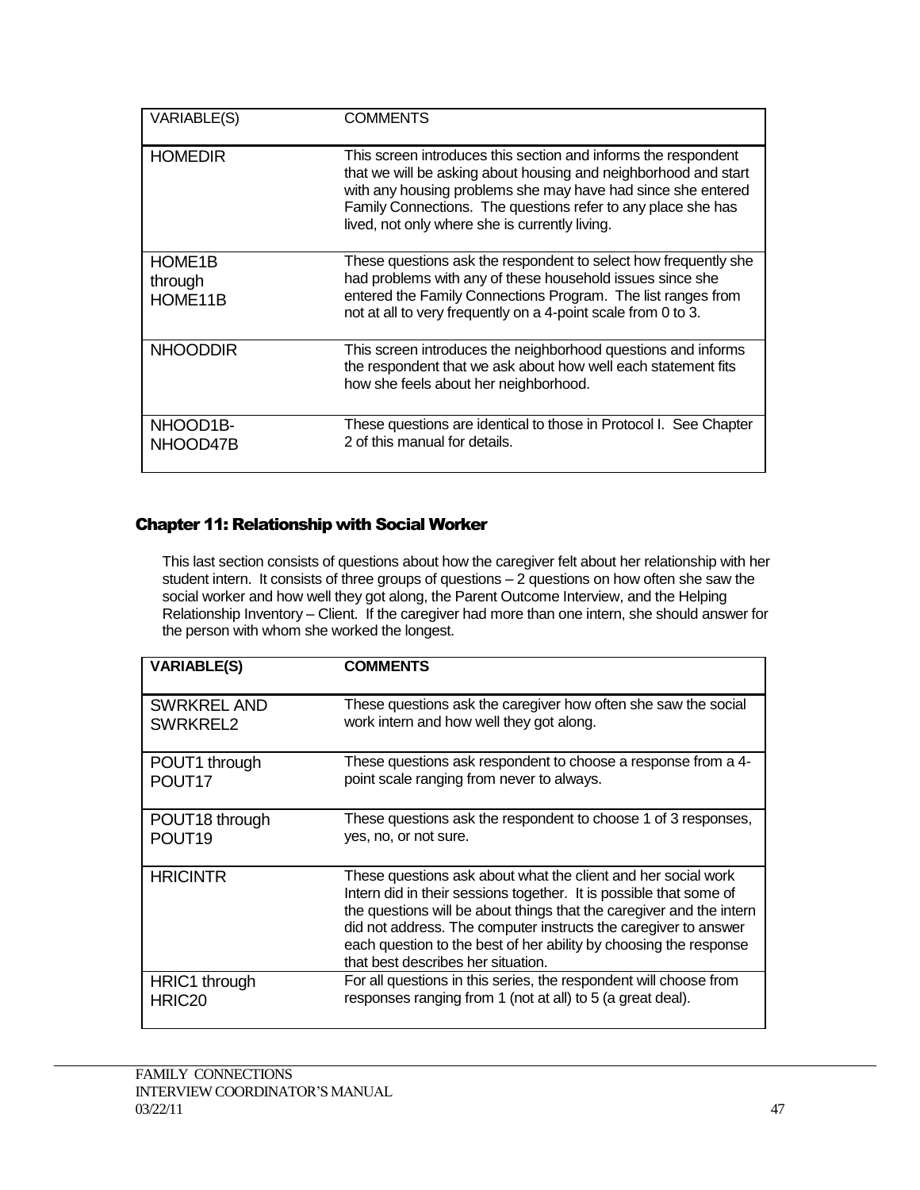| VARIABLE(S) | COMMENTS |
|---|---|
| HOMEDIR | This screen introduces this section and informs the respondent that we will be asking about housing and neighborhood and start with any housing problems she may have had since she entered Family Connections. The questions refer to any place she has lived, not only where she is currently living. |
| HOME1B through HOME11B | These questions ask the respondent to select how frequently she had problems with any of these household issues since she entered the Family Connections Program. The list ranges from not at all to very frequently on a 4-point scale from 0 to 3. |
| NHOODDIR | This screen introduces the neighborhood questions and informs the respondent that we ask about how well each statement fits how she feels about her neighborhood. |
| NHOOD1B-NHOOD47B | These questions are identical to those in Protocol I. See Chapter 2 of this manual for details. |

## Chapter 11: Relationship with Social Worker

This last section consists of questions about how the caregiver felt about her relationship with her student intern. It consists of three groups of questions – 2 questions on how often she saw the social worker and how well they got along, the Parent Outcome Interview, and the Helping Relationship Inventory – Client. If the caregiver had more than one intern, she should answer for the person with whom she worked the longest.

| VARIABLE(S) | COMMENTS |
|---|---|
| SWRKREL AND SWRKREL2 | These questions ask the caregiver how often she saw the social work intern and how well they got along. |
| POUT1 through POUT17 | These questions ask respondent to choose a response from a 4-point scale ranging from never to always. |
| POUT18 through POUT19 | These questions ask the respondent to choose 1 of 3 responses, yes, no, or not sure. |
| HRICINTR | These questions ask about what the client and her social work Intern did in their sessions together. It is possible that some of the questions will be about things that the caregiver and the intern did not address. The computer instructs the caregiver to answer each question to the best of her ability by choosing the response that best describes her situation. |
| HRIC1 through HRIC20 | For all questions in this series, the respondent will choose from responses ranging from 1 (not at all) to 5 (a great deal). |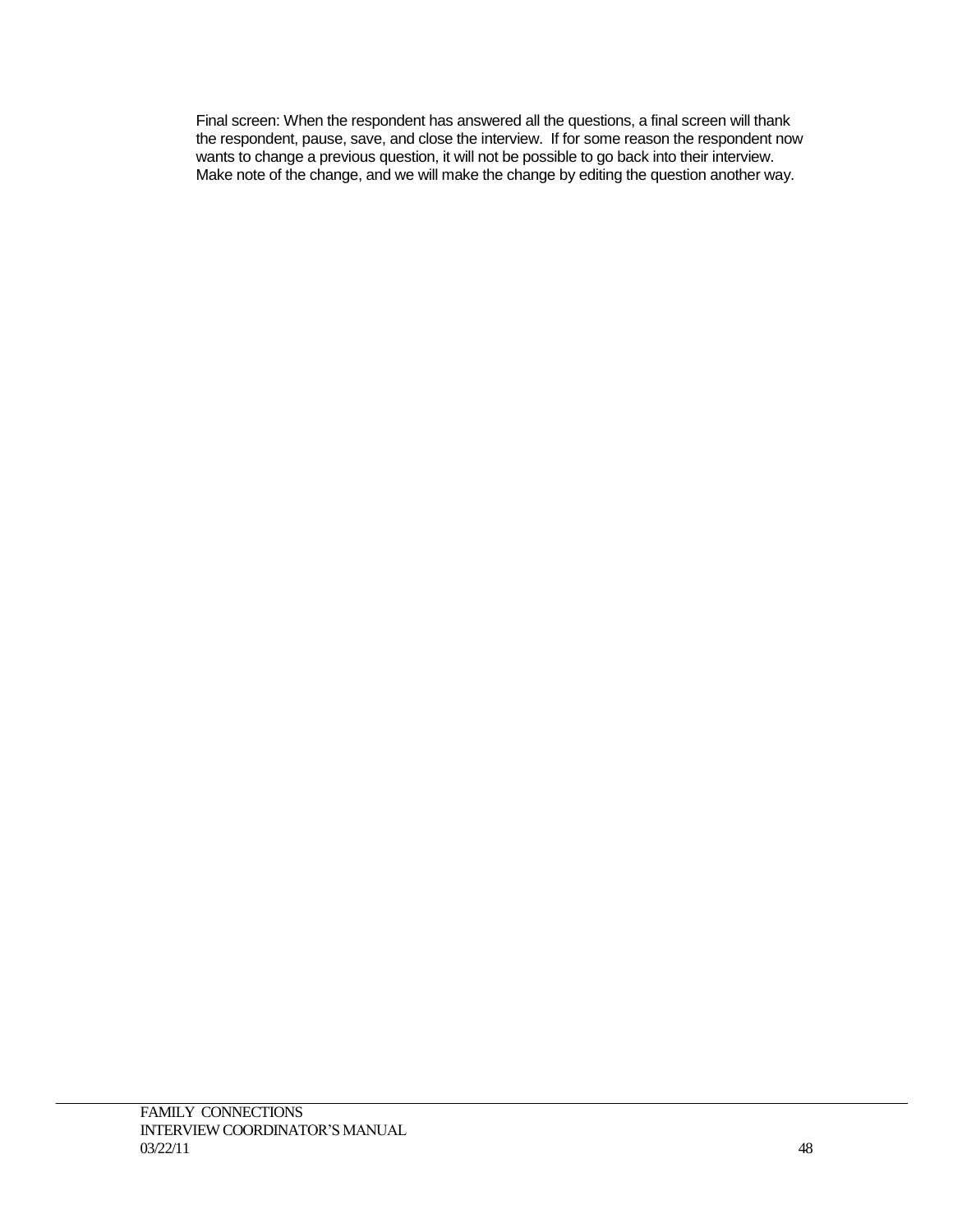Final screen: When the respondent has answered all the questions, a final screen will thank the respondent, pause, save, and close the interview. If for some reason the respondent now wants to change a previous question, it will not be possible to go back into their interview. Make note of the change, and we will make the change by editing the question another way.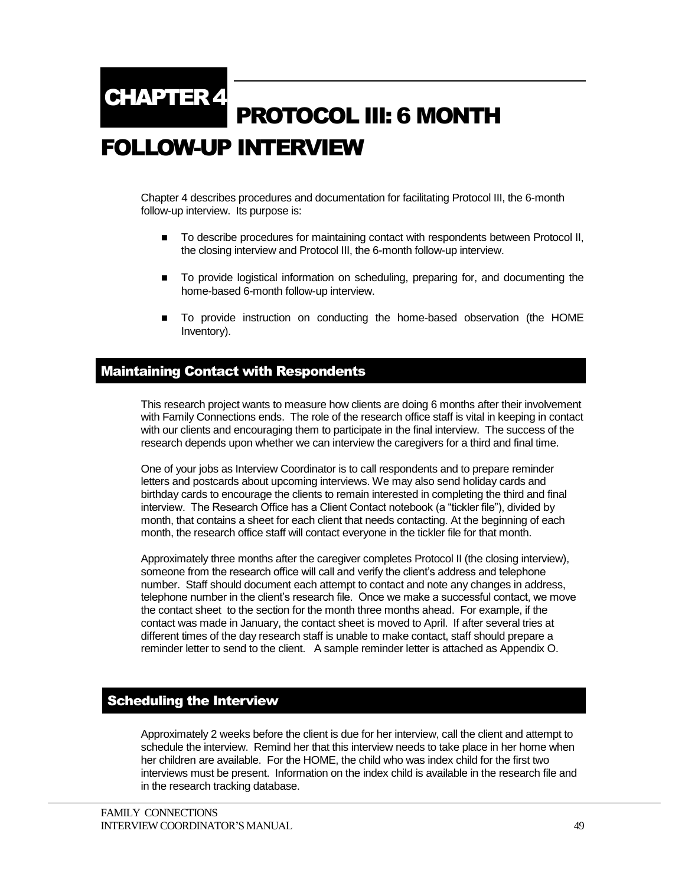# CHAPTER 4 PROTOCOL III: 6 MONTH FOLLOW-UP INTERVIEW

Chapter 4 describes procedures and documentation for facilitating Protocol III, the 6-month follow-up interview. Its purpose is:

- To describe procedures for maintaining contact with respondents between Protocol II, the closing interview and Protocol III, the 6-month follow-up interview.
- To provide logistical information on scheduling, preparing for, and documenting the home-based 6-month follow-up interview.
- To provide instruction on conducting the home-based observation (the HOME Inventory).

## Maintaining Contact with Respondents

This research project wants to measure how clients are doing 6 months after their involvement with Family Connections ends. The role of the research office staff is vital in keeping in contact with our clients and encouraging them to participate in the final interview. The success of the research depends upon whether we can interview the caregivers for a third and final time.

One of your jobs as Interview Coordinator is to call respondents and to prepare reminder letters and postcards about upcoming interviews. We may also send holiday cards and birthday cards to encourage the clients to remain interested in completing the third and final interview. The Research Office has a Client Contact notebook (a "tickler file"), divided by month, that contains a sheet for each client that needs contacting. At the beginning of each month, the research office staff will contact everyone in the tickler file for that month.

Approximately three months after the caregiver completes Protocol II (the closing interview), someone from the research office will call and verify the client's address and telephone number. Staff should document each attempt to contact and note any changes in address, telephone number in the client's research file. Once we make a successful contact, we move the contact sheet to the section for the month three months ahead. For example, if the contact was made in January, the contact sheet is moved to April. If after several tries at different times of the day research staff is unable to make contact, staff should prepare a reminder letter to send to the client. A sample reminder letter is attached as Appendix O.

## Scheduling the Interview

Approximately 2 weeks before the client is due for her interview, call the client and attempt to schedule the interview. Remind her that this interview needs to take place in her home when her children are available. For the HOME, the child who was index child for the first two interviews must be present. Information on the index child is available in the research file and in the research tracking database.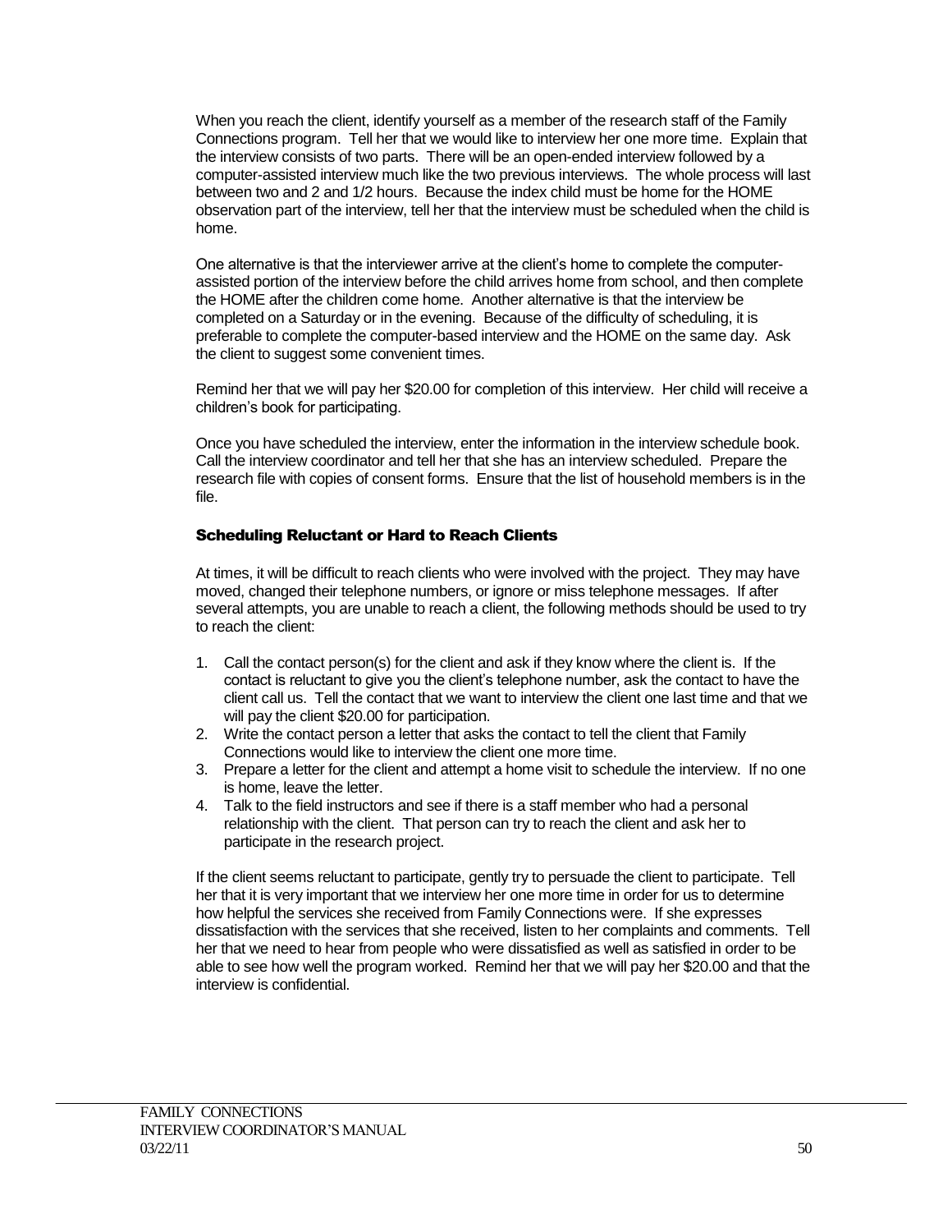When you reach the client, identify yourself as a member of the research staff of the Family Connections program. Tell her that we would like to interview her one more time. Explain that the interview consists of two parts. There will be an open-ended interview followed by a computer-assisted interview much like the two previous interviews. The whole process will last between two and 2 and 1/2 hours. Because the index child must be home for the HOME observation part of the interview, tell her that the interview must be scheduled when the child is home.

One alternative is that the interviewer arrive at the client's home to complete the computer-assisted portion of the interview before the child arrives home from school, and then complete the HOME after the children come home. Another alternative is that the interview be completed on a Saturday or in the evening. Because of the difficulty of scheduling, it is preferable to complete the computer-based interview and the HOME on the same day. Ask the client to suggest some convenient times.

Remind her that we will pay her $20.00 for completion of this interview. Her child will receive a children's book for participating.

Once you have scheduled the interview, enter the information in the interview schedule book. Call the interview coordinator and tell her that she has an interview scheduled. Prepare the research file with copies of consent forms. Ensure that the list of household members is in the file.

### Scheduling Reluctant or Hard to Reach Clients

At times, it will be difficult to reach clients who were involved with the project. They may have moved, changed their telephone numbers, or ignore or miss telephone messages. If after several attempts, you are unable to reach a client, the following methods should be used to try to reach the client:

1. Call the contact person(s) for the client and ask if they know where the client is. If the contact is reluctant to give you the client's telephone number, ask the contact to have the client call us. Tell the contact that we want to interview the client one last time and that we will pay the client $20.00 for participation.
2. Write the contact person a letter that asks the contact to tell the client that Family Connections would like to interview the client one more time.
3. Prepare a letter for the client and attempt a home visit to schedule the interview. If no one is home, leave the letter.
4. Talk to the field instructors and see if there is a staff member who had a personal relationship with the client. That person can try to reach the client and ask her to participate in the research project.

If the client seems reluctant to participate, gently try to persuade the client to participate. Tell her that it is very important that we interview her one more time in order for us to determine how helpful the services she received from Family Connections were. If she expresses dissatisfaction with the services that she received, listen to her complaints and comments. Tell her that we need to hear from people who were dissatisfied as well as satisfied in order to be able to see how well the program worked. Remind her that we will pay her $20.00 and that the interview is confidential.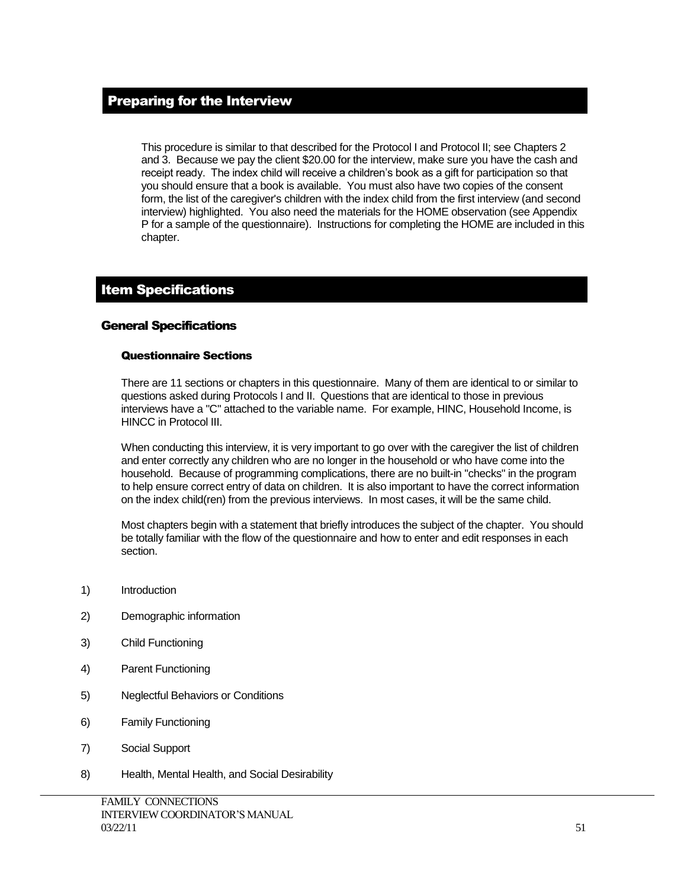## Preparing for the Interview

This procedure is similar to that described for the Protocol I and Protocol II; see Chapters 2 and 3. Because we pay the client $20.00 for the interview, make sure you have the cash and receipt ready. The index child will receive a children's book as a gift for participation so that you should ensure that a book is available. You must also have two copies of the consent form, the list of the caregiver's children with the index child from the first interview (and second interview) highlighted. You also need the materials for the HOME observation (see Appendix P for a sample of the questionnaire). Instructions for completing the HOME are included in this chapter.

## Item Specifications

### General Specifications

#### Questionnaire Sections

There are 11 sections or chapters in this questionnaire. Many of them are identical to or similar to questions asked during Protocols I and II. Questions that are identical to those in previous interviews have a "C" attached to the variable name. For example, HINC, Household Income, is HINCC in Protocol III.

When conducting this interview, it is very important to go over with the caregiver the list of children and enter correctly any children who are no longer in the household or who have come into the household. Because of programming complications, there are no built-in "checks" in the program to help ensure correct entry of data on children. It is also important to have the correct information on the index child(ren) from the previous interviews. In most cases, it will be the same child.

Most chapters begin with a statement that briefly introduces the subject of the chapter. You should be totally familiar with the flow of the questionnaire and how to enter and edit responses in each section.

1) Introduction
2) Demographic information
3) Child Functioning
4) Parent Functioning
5) Neglectful Behaviors or Conditions
6) Family Functioning
7) Social Support
8) Health, Mental Health, and Social Desirability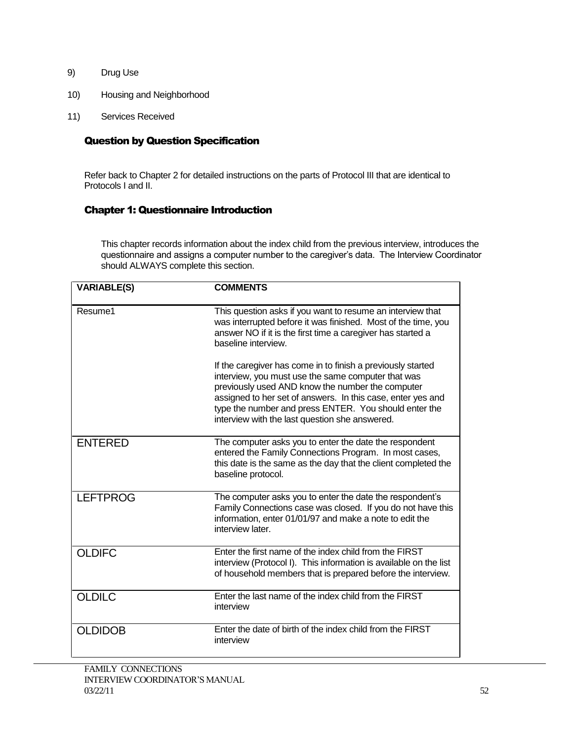9) Drug Use

10) Housing and Neighborhood

11) Services Received

## Question by Question Specification

Refer back to Chapter 2 for detailed instructions on the parts of Protocol III that are identical to Protocols I and II.

## Chapter 1: Questionnaire Introduction

This chapter records information about the index child from the previous interview, introduces the questionnaire and assigns a computer number to the caregiver's data. The Interview Coordinator should ALWAYS complete this section.

| VARIABLE(S) | COMMENTS |
|---|---|
| Resume1 | This question asks if you want to resume an interview that was interrupted before it was finished. Most of the time, you answer NO if it is the first time a caregiver has started a baseline interview.<br><br>If the caregiver has come in to finish a previously started interview, you must use the same computer that was previously used AND know the number the computer assigned to her set of answers. In this case, enter yes and type the number and press ENTER. You should enter the interview with the last question she answered. |
| ENTERED | The computer asks you to enter the date the respondent entered the Family Connections Program. In most cases, this date is the same as the day that the client completed the baseline protocol. |
| LEFTPROG | The computer asks you to enter the date the respondent's Family Connections case was closed. If you do not have this information, enter 01/01/97 and make a note to edit the interview later. |
| OLDIFC | Enter the first name of the index child from the FIRST interview (Protocol I). This information is available on the list of household members that is prepared before the interview. |
| OLDILC | Enter the last name of the index child from the FIRST interview |
| OLDIDOB | Enter the date of birth of the index child from the FIRST interview |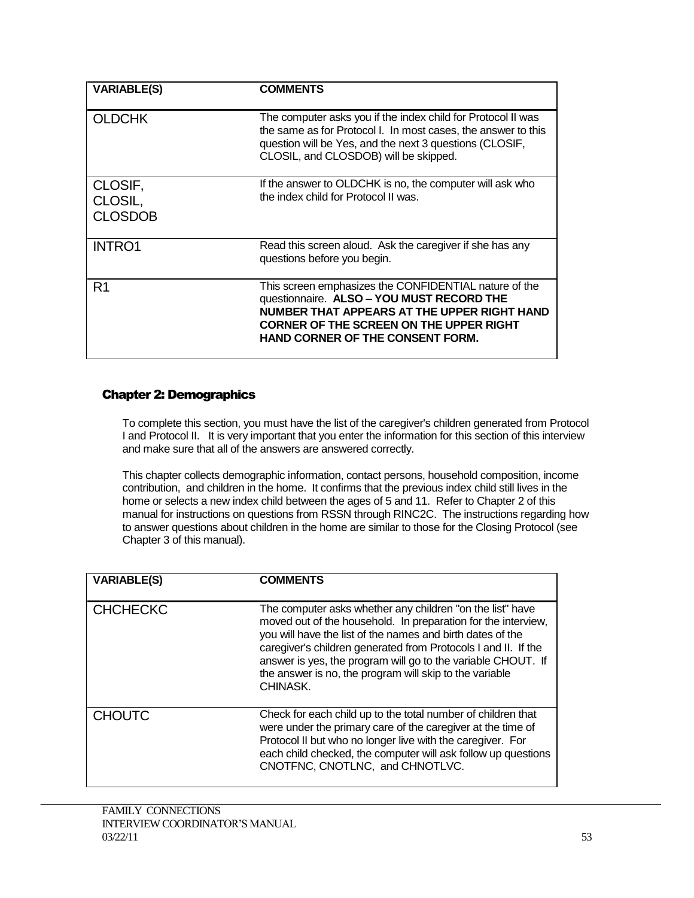| VARIABLE(S) | COMMENTS |
| --- | --- |
| OLDCHK | The computer asks you if the index child for Protocol II was the same as for Protocol I. In most cases, the answer to this question will be Yes, and the next 3 questions (CLOSIF, CLOSIL, and CLOSDOB) will be skipped. |
| CLOSIF, CLOSIL, CLOSDOB | If the answer to OLDCHK is no, the computer will ask who the index child for Protocol II was. |
| INTRO1 | Read this screen aloud. Ask the caregiver if she has any questions before you begin. |
| R1 | This screen emphasizes the CONFIDENTIAL nature of the questionnaire. **ALSO – YOU MUST RECORD THE NUMBER THAT APPEARS AT THE UPPER RIGHT HAND CORNER OF THE SCREEN ON THE UPPER RIGHT HAND CORNER OF THE CONSENT FORM.** |

## Chapter 2: Demographics

To complete this section, you must have the list of the caregiver's children generated from Protocol I and Protocol II. It is very important that you enter the information for this section of this interview and make sure that all of the answers are answered correctly.

This chapter collects demographic information, contact persons, household composition, income contribution, and children in the home. It confirms that the previous index child still lives in the home or selects a new index child between the ages of 5 and 11. Refer to Chapter 2 of this manual for instructions on questions from RSSN through RINC2C. The instructions regarding how to answer questions about children in the home are similar to those for the Closing Protocol (see Chapter 3 of this manual).

| VARIABLE(S) | COMMENTS |
| --- | --- |
| CHCHECKC | The computer asks whether any children "on the list" have moved out of the household. In preparation for the interview, you will have the list of the names and birth dates of the caregiver's children generated from Protocols I and II. If the answer is yes, the program will go to the variable CHOUT. If the answer is no, the program will skip to the variable CHINASK. |
| CHOUTC | Check for each child up to the total number of children that were under the primary care of the caregiver at the time of Protocol II but who no longer live with the caregiver. For each child checked, the computer will ask follow up questions CNOTFNC, CNOTLNC, and CHNOTLVC. |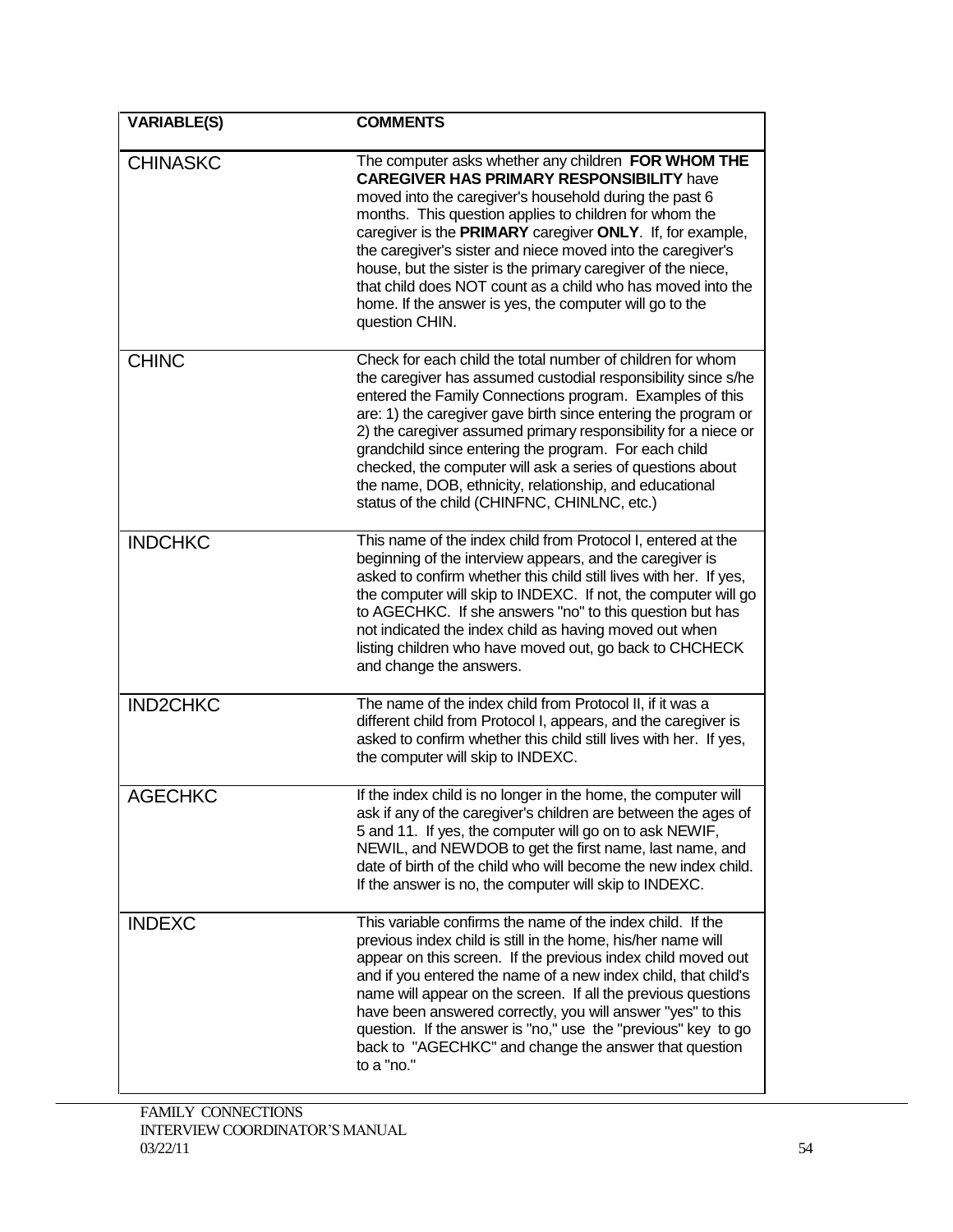| VARIABLE(S) | COMMENTS |
| --- | --- |
| CHINASKC | The computer asks whether any children **FOR WHOM THE CAREGIVER HAS PRIMARY RESPONSIBILITY** have moved into the caregiver's household during the past 6 months. This question applies to children for whom the caregiver is the **PRIMARY** caregiver **ONLY**. If, for example, the caregiver's sister and niece moved into the caregiver's house, but the sister is the primary caregiver of the niece, that child does NOT count as a child who has moved into the home. If the answer is yes, the computer will go to the question CHIN. |
| CHINC | Check for each child the total number of children for whom the caregiver has assumed custodial responsibility since s/he entered the Family Connections program. Examples of this are: 1) the caregiver gave birth since entering the program or 2) the caregiver assumed primary responsibility for a niece or grandchild since entering the program. For each child checked, the computer will ask a series of questions about the name, DOB, ethnicity, relationship, and educational status of the child (CHINFNC, CHINLNC, etc.) |
| INDCHKC | This name of the index child from Protocol I, entered at the beginning of the interview appears, and the caregiver is asked to confirm whether this child still lives with her. If yes, the computer will skip to INDEXC. If not, the computer will go to AGECHKC. If she answers "no" to this question but has not indicated the index child as having moved out when listing children who have moved out, go back to CHCHECK and change the answers. |
| IND2CHKC | The name of the index child from Protocol II, if it was a different child from Protocol I, appears, and the caregiver is asked to confirm whether this child still lives with her. If yes, the computer will skip to INDEXC. |
| AGECHKC | If the index child is no longer in the home, the computer will ask if any of the caregiver's children are between the ages of 5 and 11. If yes, the computer will go on to ask NEWIF, NEWIL, and NEWDOB to get the first name, last name, and date of birth of the child who will become the new index child. If the answer is no, the computer will skip to INDEXC. |
| INDEXC | This variable confirms the name of the index child. If the previous index child is still in the home, his/her name will appear on this screen. If the previous index child moved out and if you entered the name of a new index child, that child's name will appear on the screen. If all the previous questions have been answered correctly, you will answer "yes" to this question. If the answer is "no," use the "previous" key to go back to "AGECHKC" and change the answer that question to a "no." |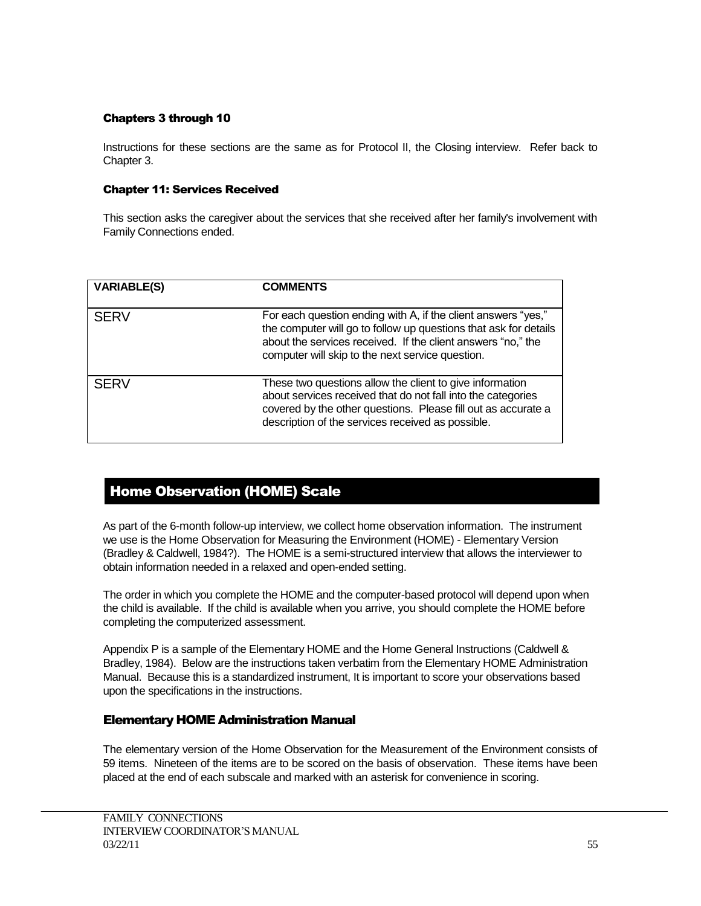### Chapters 3 through 10

Instructions for these sections are the same as for Protocol II, the Closing interview. Refer back to Chapter 3.

### Chapter 11: Services Received

This section asks the caregiver about the services that she received after her family's involvement with Family Connections ended.

| VARIABLE(S) | COMMENTS |
|---|---|
| SERV | For each question ending with A, if the client answers "yes," the computer will go to follow up questions that ask for details about the services received. If the client answers "no," the computer will skip to the next service question. |
| SERV | These two questions allow the client to give information about services received that do not fall into the categories covered by the other questions. Please fill out as accurate a description of the services received as possible. |

## Home Observation (HOME) Scale

As part of the 6-month follow-up interview, we collect home observation information. The instrument we use is the Home Observation for Measuring the Environment (HOME) - Elementary Version (Bradley & Caldwell, 1984?). The HOME is a semi-structured interview that allows the interviewer to obtain information needed in a relaxed and open-ended setting.

The order in which you complete the HOME and the computer-based protocol will depend upon when the child is available. If the child is available when you arrive, you should complete the HOME before completing the computerized assessment.

Appendix P is a sample of the Elementary HOME and the Home General Instructions (Caldwell & Bradley, 1984). Below are the instructions taken verbatim from the Elementary HOME Administration Manual. Because this is a standardized instrument, It is important to score your observations based upon the specifications in the instructions.

### Elementary HOME Administration Manual

The elementary version of the Home Observation for the Measurement of the Environment consists of 59 items. Nineteen of the items are to be scored on the basis of observation. These items have been placed at the end of each subscale and marked with an asterisk for convenience in scoring.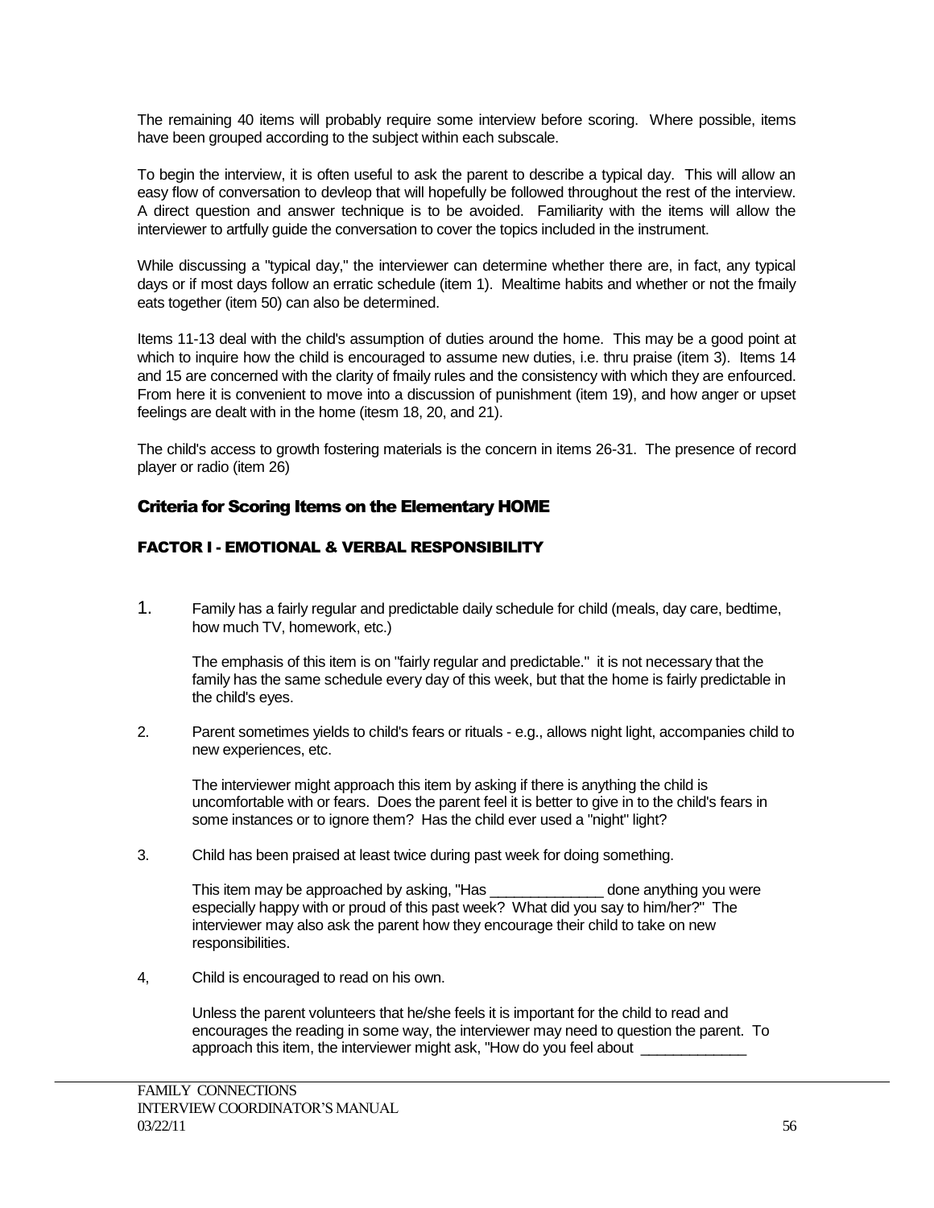The remaining 40 items will probably require some interview before scoring. Where possible, items have been grouped according to the subject within each subscale.

To begin the interview, it is often useful to ask the parent to describe a typical day. This will allow an easy flow of conversation to devleop that will hopefully be followed throughout the rest of the interview. A direct question and answer technique is to be avoided. Familiarity with the items will allow the interviewer to artfully guide the conversation to cover the topics included in the instrument.

While discussing a "typical day," the interviewer can determine whether there are, in fact, any typical days or if most days follow an erratic schedule (item 1). Mealtime habits and whether or not the fmaily eats together (item 50) can also be determined.

Items 11-13 deal with the child's assumption of duties around the home. This may be a good point at which to inquire how the child is encouraged to assume new duties, i.e. thru praise (item 3). Items 14 and 15 are concerned with the clarity of fmaily rules and the consistency with which they are enfourced. From here it is convenient to move into a discussion of punishment (item 19), and how anger or upset feelings are dealt with in the home (itesm 18, 20, and 21).

The child's access to growth fostering materials is the concern in items 26-31. The presence of record player or radio (item 26)

## Criteria for Scoring Items on the Elementary HOME

### FACTOR I - EMOTIONAL & VERBAL RESPONSIBILITY

1. Family has a fairly regular and predictable daily schedule for child (meals, day care, bedtime, how much TV, homework, etc.)

   The emphasis of this item is on "fairly regular and predictable." it is not necessary that the family has the same schedule every day of this week, but that the home is fairly predictable in the child's eyes.

2. Parent sometimes yields to child's fears or rituals - e.g., allows night light, accompanies child to new experiences, etc.

   The interviewer might approach this item by asking if there is anything the child is uncomfortable with or fears. Does the parent feel it is better to give in to the child's fears in some instances or to ignore them? Has the child ever used a "night" light?

3. Child has been praised at least twice during past week for doing something.

   This item may be approached by asking, "Has ______________ done anything you were especially happy with or proud of this past week? What did you say to him/her?" The interviewer may also ask the parent how they encourage their child to take on new responsibilities.

4, Child is encouraged to read on his own.

   Unless the parent volunteers that he/she feels it is important for the child to read and encourages the reading in some way, the interviewer may need to question the parent. To approach this item, the interviewer might ask, "How do you feel about _____________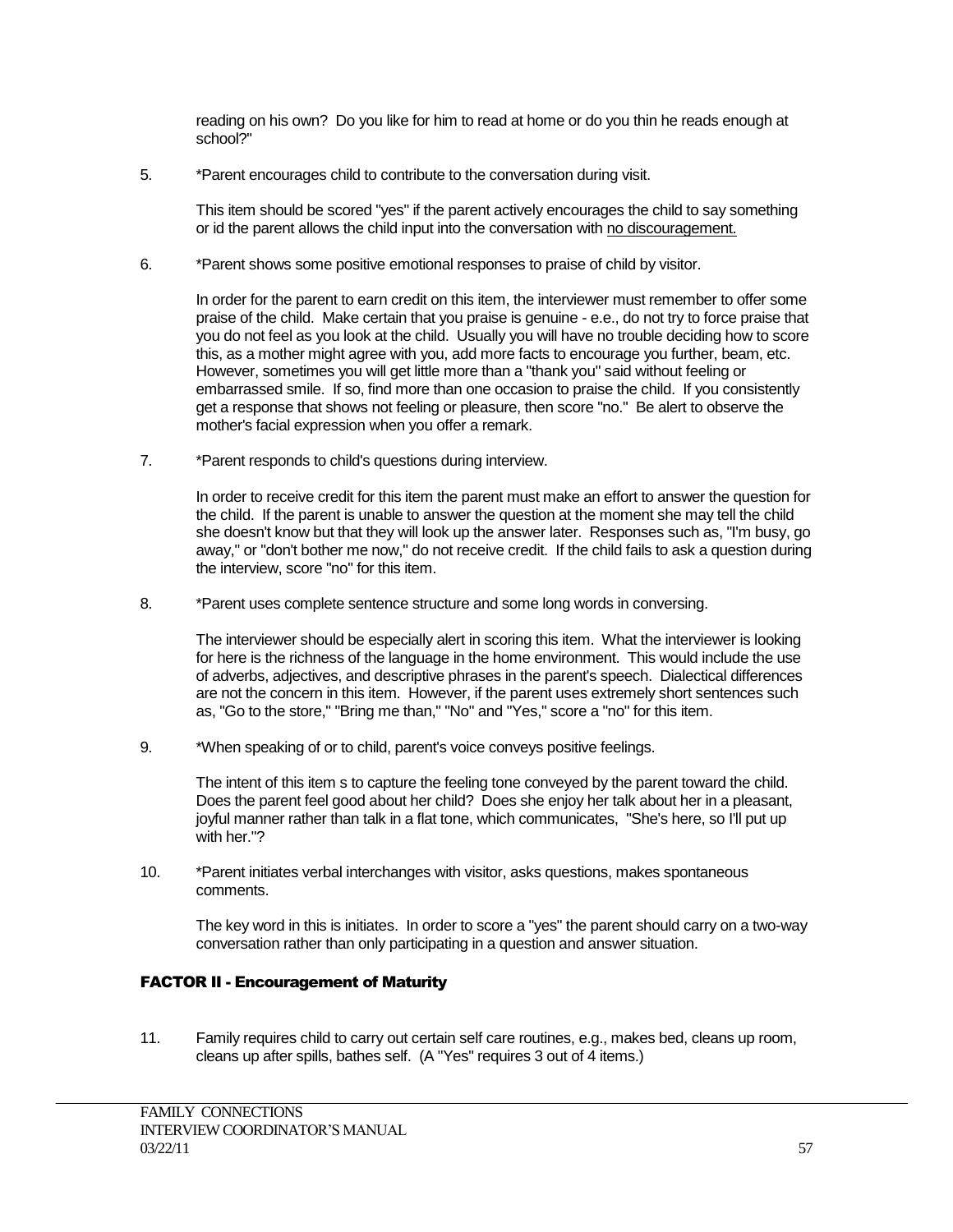reading on his own? Do you like for him to read at home or do you thin he reads enough at school?"

5. *Parent encourages child to contribute to the conversation during visit.

   This item should be scored "yes" if the parent actively encourages the child to say something or id the parent allows the child input into the conversation with no discouragement.

6. *Parent shows some positive emotional responses to praise of child by visitor.

   In order for the parent to earn credit on this item, the interviewer must remember to offer some praise of the child. Make certain that you praise is genuine - e.e., do not try to force praise that you do not feel as you look at the child. Usually you will have no trouble deciding how to score this, as a mother might agree with you, add more facts to encourage you further, beam, etc. However, sometimes you will get little more than a "thank you" said without feeling or embarrassed smile. If so, find more than one occasion to praise the child. If you consistently get a response that shows not feeling or pleasure, then score "no." Be alert to observe the mother's facial expression when you offer a remark.

7. *Parent responds to child's questions during interview.

   In order to receive credit for this item the parent must make an effort to answer the question for the child. If the parent is unable to answer the question at the moment she may tell the child she doesn't know but that they will look up the answer later. Responses such as, "I'm busy, go away," or "don't bother me now," do not receive credit. If the child fails to ask a question during the interview, score "no" for this item.

8. *Parent uses complete sentence structure and some long words in conversing.

   The interviewer should be especially alert in scoring this item. What the interviewer is looking for here is the richness of the language in the home environment. This would include the use of adverbs, adjectives, and descriptive phrases in the parent's speech. Dialectical differences are not the concern in this item. However, if the parent uses extremely short sentences such as, "Go to the store," "Bring me than," "No" and "Yes," score a "no" for this item.

9. *When speaking of or to child, parent's voice conveys positive feelings.

   The intent of this item s to capture the feeling tone conveyed by the parent toward the child. Does the parent feel good about her child? Does she enjoy her talk about her in a pleasant, joyful manner rather than talk in a flat tone, which communicates, "She's here, so I'll put up with her."?

10. *Parent initiates verbal interchanges with visitor, asks questions, makes spontaneous comments.

    The key word in this is initiates. In order to score a "yes" the parent should carry on a two-way conversation rather than only participating in a question and answer situation.

### FACTOR II - Encouragement of Maturity

11. Family requires child to carry out certain self care routines, e.g., makes bed, cleans up room, cleans up after spills, bathes self. (A "Yes" requires 3 out of 4 items.)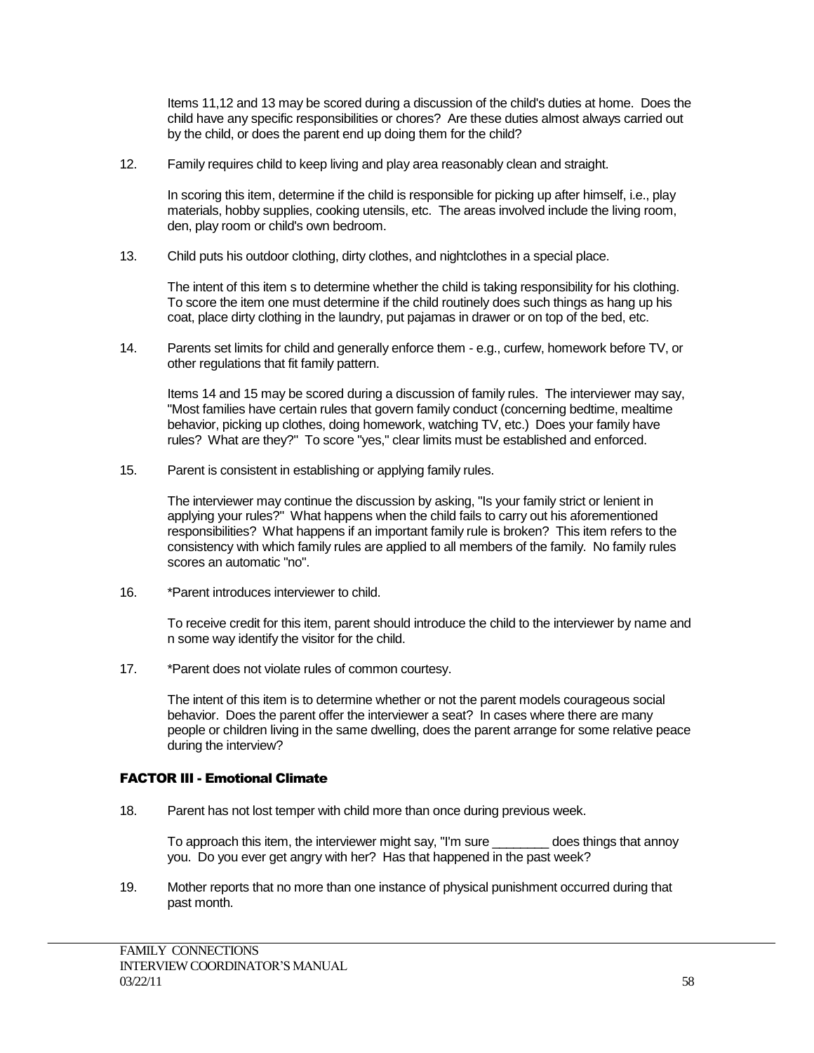Items 11,12 and 13 may be scored during a discussion of the child's duties at home. Does the child have any specific responsibilities or chores? Are these duties almost always carried out by the child, or does the parent end up doing them for the child?

12. Family requires child to keep living and play area reasonably clean and straight.

    In scoring this item, determine if the child is responsible for picking up after himself, i.e., play materials, hobby supplies, cooking utensils, etc. The areas involved include the living room, den, play room or child's own bedroom.

13. Child puts his outdoor clothing, dirty clothes, and nightclothes in a special place.

    The intent of this item s to determine whether the child is taking responsibility for his clothing. To score the item one must determine if the child routinely does such things as hang up his coat, place dirty clothing in the laundry, put pajamas in drawer or on top of the bed, etc.

14. Parents set limits for child and generally enforce them - e.g., curfew, homework before TV, or other regulations that fit family pattern.

    Items 14 and 15 may be scored during a discussion of family rules. The interviewer may say, "Most families have certain rules that govern family conduct (concerning bedtime, mealtime behavior, picking up clothes, doing homework, watching TV, etc.) Does your family have rules? What are they?" To score "yes," clear limits must be established and enforced.

15. Parent is consistent in establishing or applying family rules.

    The interviewer may continue the discussion by asking, "Is your family strict or lenient in applying your rules?" What happens when the child fails to carry out his aforementioned responsibilities? What happens if an important family rule is broken? This item refers to the consistency with which family rules are applied to all members of the family. No family rules scores an automatic "no".

16. *Parent introduces interviewer to child.

    To receive credit for this item, parent should introduce the child to the interviewer by name and n some way identify the visitor for the child.

17. *Parent does not violate rules of common courtesy.

    The intent of this item is to determine whether or not the parent models courageous social behavior. Does the parent offer the interviewer a seat? In cases where there are many people or children living in the same dwelling, does the parent arrange for some relative peace during the interview?

### FACTOR III - Emotional Climate

18. Parent has not lost temper with child more than once during previous week.

    To approach this item, the interviewer might say, "I'm sure ________ does things that annoy you. Do you ever get angry with her? Has that happened in the past week?

19. Mother reports that no more than one instance of physical punishment occurred during that past month.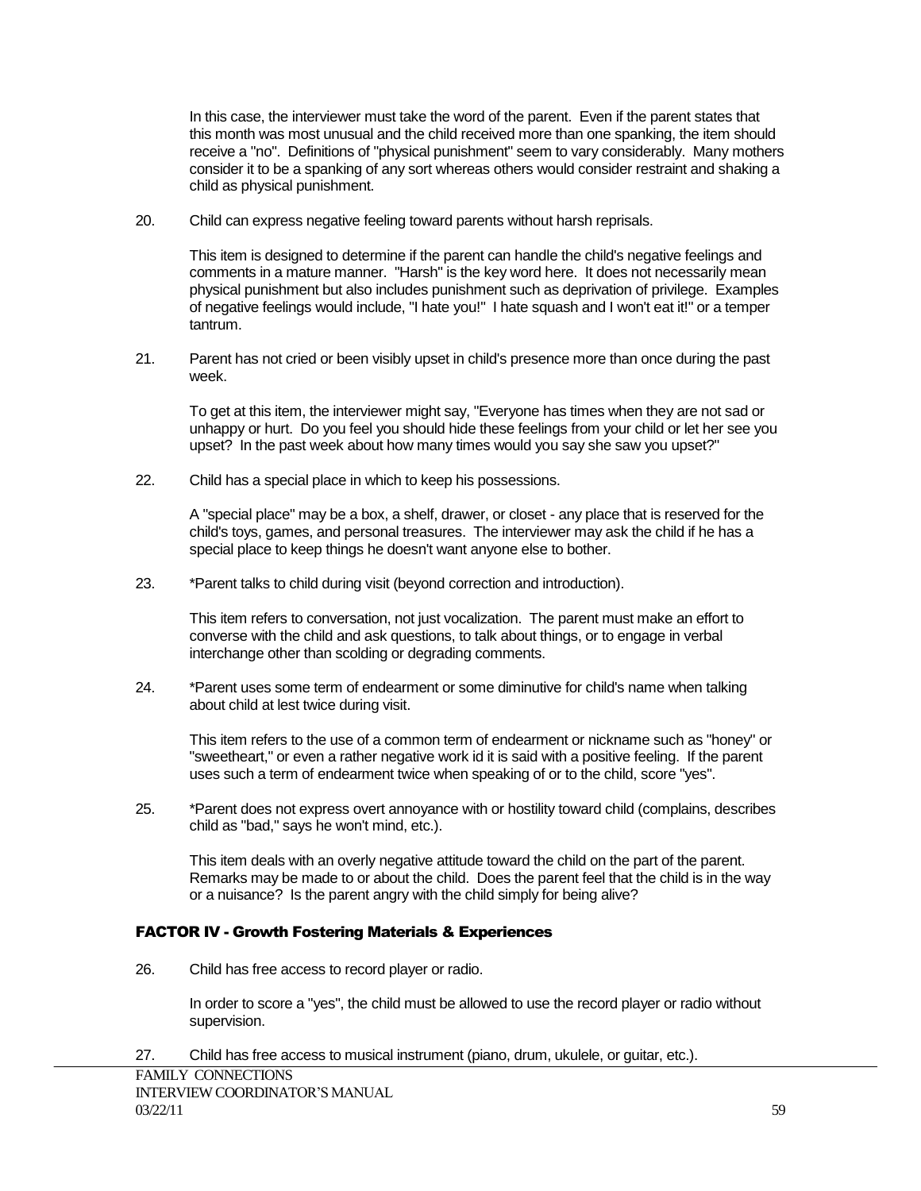In this case, the interviewer must take the word of the parent. Even if the parent states that this month was most unusual and the child received more than one spanking, the item should receive a "no". Definitions of "physical punishment" seem to vary considerably. Many mothers consider it to be a spanking of any sort whereas others would consider restraint and shaking a child as physical punishment.

20. Child can express negative feeling toward parents without harsh reprisals.

    This item is designed to determine if the parent can handle the child's negative feelings and comments in a mature manner. "Harsh" is the key word here. It does not necessarily mean physical punishment but also includes punishment such as deprivation of privilege. Examples of negative feelings would include, "I hate you!" I hate squash and I won't eat it!" or a temper tantrum.

21. Parent has not cried or been visibly upset in child's presence more than once during the past week.

    To get at this item, the interviewer might say, "Everyone has times when they are not sad or unhappy or hurt. Do you feel you should hide these feelings from your child or let her see you upset? In the past week about how many times would you say she saw you upset?"

22. Child has a special place in which to keep his possessions.

    A "special place" may be a box, a shelf, drawer, or closet - any place that is reserved for the child's toys, games, and personal treasures. The interviewer may ask the child if he has a special place to keep things he doesn't want anyone else to bother.

23. *Parent talks to child during visit (beyond correction and introduction).

    This item refers to conversation, not just vocalization. The parent must make an effort to converse with the child and ask questions, to talk about things, or to engage in verbal interchange other than scolding or degrading comments.

24. *Parent uses some term of endearment or some diminutive for child's name when talking about child at lest twice during visit.

    This item refers to the use of a common term of endearment or nickname such as "honey" or "sweetheart," or even a rather negative work id it is said with a positive feeling. If the parent uses such a term of endearment twice when speaking of or to the child, score "yes".

25. *Parent does not express overt annoyance with or hostility toward child (complains, describes child as "bad," says he won't mind, etc.).

    This item deals with an overly negative attitude toward the child on the part of the parent. Remarks may be made to or about the child. Does the parent feel that the child is in the way or a nuisance? Is the parent angry with the child simply for being alive?

### FACTOR IV - Growth Fostering Materials & Experiences

26. Child has free access to record player or radio.

    In order to score a "yes", the child must be allowed to use the record player or radio without supervision.

27. Child has free access to musical instrument (piano, drum, ukulele, or guitar, etc.).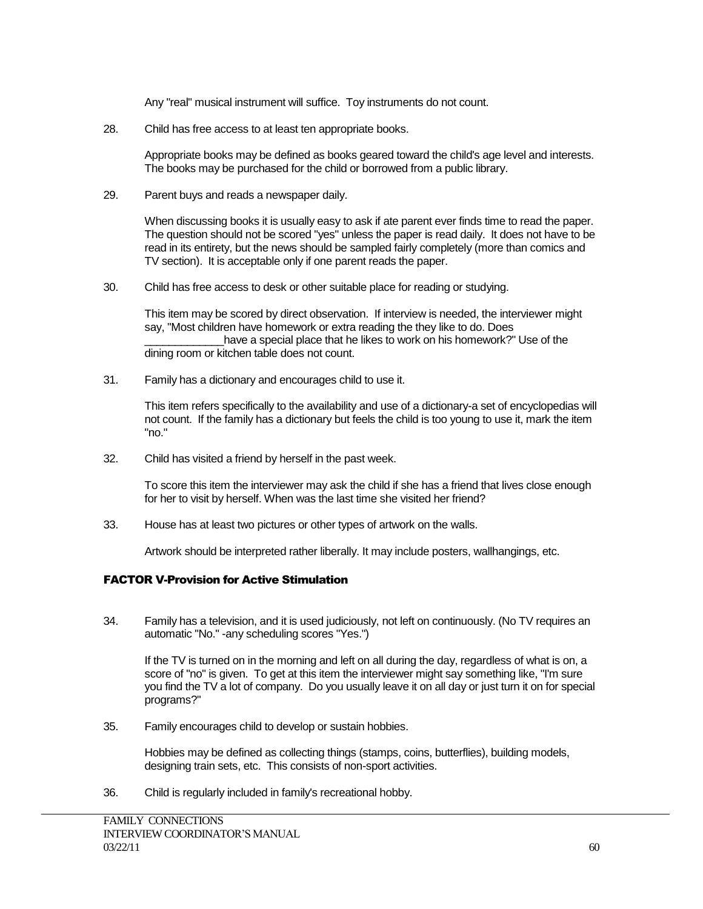Any "real" musical instrument will suffice. Toy instruments do not count.

28. Child has free access to at least ten appropriate books.

    Appropriate books may be defined as books geared toward the child's age level and interests. The books may be purchased for the child or borrowed from a public library.

29. Parent buys and reads a newspaper daily.

    When discussing books it is usually easy to ask if ate parent ever finds time to read the paper. The question should not be scored "yes" unless the paper is read daily. It does not have to be read in its entirety, but the news should be sampled fairly completely (more than comics and TV section). It is acceptable only if one parent reads the paper.

30. Child has free access to desk or other suitable place for reading or studying.

    This item may be scored by direct observation. If interview is needed, the interviewer might say, "Most children have homework or extra reading the they like to do. Does _____________have a special place that he likes to work on his homework?" Use of the dining room or kitchen table does not count.

31. Family has a dictionary and encourages child to use it.

    This item refers specifically to the availability and use of a dictionary-a set of encyclopedias will not count. If the family has a dictionary but feels the child is too young to use it, mark the item "no."

32. Child has visited a friend by herself in the past week.

    To score this item the interviewer may ask the child if she has a friend that lives close enough for her to visit by herself. When was the last time she visited her friend?

33. House has at least two pictures or other types of artwork on the walls.

    Artwork should be interpreted rather liberally. It may include posters, wallhangings, etc.

### FACTOR V-Provision for Active Stimulation

34. Family has a television, and it is used judiciously, not left on continuously. (No TV requires an automatic "No." -any scheduling scores "Yes.")

    If the TV is turned on in the morning and left on all during the day, regardless of what is on, a score of "no" is given. To get at this item the interviewer might say something like, "I'm sure you find the TV a lot of company. Do you usually leave it on all day or just turn it on for special programs?"

35. Family encourages child to develop or sustain hobbies.

    Hobbies may be defined as collecting things (stamps, coins, butterflies), building models, designing train sets, etc. This consists of non-sport activities.

36. Child is regularly included in family's recreational hobby.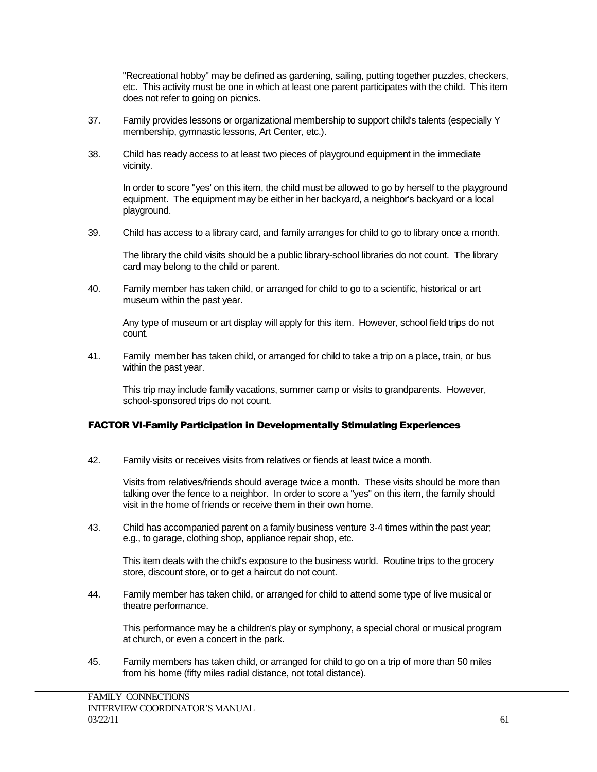"Recreational hobby" may be defined as gardening, sailing, putting together puzzles, checkers, etc. This activity must be one in which at least one parent participates with the child. This item does not refer to going on picnics.

37. Family provides lessons or organizational membership to support child's talents (especially Y membership, gymnastic lessons, Art Center, etc.).

38. Child has ready access to at least two pieces of playground equipment in the immediate vicinity.

    In order to score "yes' on this item, the child must be allowed to go by herself to the playground equipment. The equipment may be either in her backyard, a neighbor's backyard or a local playground.

39. Child has access to a library card, and family arranges for child to go to library once a month.

    The library the child visits should be a public library-school libraries do not count. The library card may belong to the child or parent.

40. Family member has taken child, or arranged for child to go to a scientific, historical or art museum within the past year.

    Any type of museum or art display will apply for this item. However, school field trips do not count.

41. Family member has taken child, or arranged for child to take a trip on a place, train, or bus within the past year.

    This trip may include family vacations, summer camp or visits to grandparents. However, school-sponsored trips do not count.

### FACTOR VI-Family Participation in Developmentally Stimulating Experiences

42. Family visits or receives visits from relatives or fiends at least twice a month.

    Visits from relatives/friends should average twice a month. These visits should be more than talking over the fence to a neighbor. In order to score a "yes" on this item, the family should visit in the home of friends or receive them in their own home.

43. Child has accompanied parent on a family business venture 3-4 times within the past year; e.g., to garage, clothing shop, appliance repair shop, etc.

    This item deals with the child's exposure to the business world. Routine trips to the grocery store, discount store, or to get a haircut do not count.

44. Family member has taken child, or arranged for child to attend some type of live musical or theatre performance.

    This performance may be a children's play or symphony, a special choral or musical program at church, or even a concert in the park.

45. Family members has taken child, or arranged for child to go on a trip of more than 50 miles from his home (fifty miles radial distance, not total distance).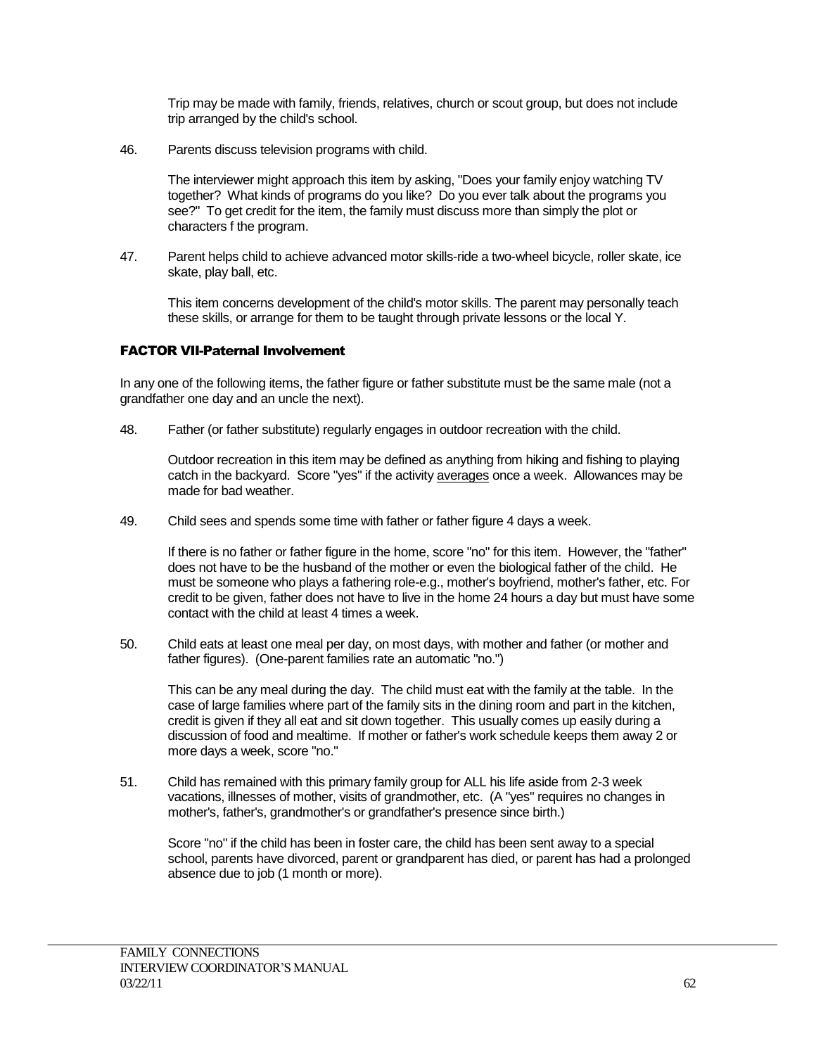Trip may be made with family, friends, relatives, church or scout group, but does not include trip arranged by the child's school.

46. Parents discuss television programs with child.

    The interviewer might approach this item by asking, "Does your family enjoy watching TV together? What kinds of programs do you like? Do you ever talk about the programs you see?" To get credit for the item, the family must discuss more than simply the plot or characters f the program.

47. Parent helps child to achieve advanced motor skills-ride a two-wheel bicycle, roller skate, ice skate, play ball, etc.

    This item concerns development of the child's motor skills. The parent may personally teach these skills, or arrange for them to be taught through private lessons or the local Y.

### FACTOR VII-Paternal Involvement

In any one of the following items, the father figure or father substitute must be the same male (not a grandfather one day and an uncle the next).

48. Father (or father substitute) regularly engages in outdoor recreation with the child.

    Outdoor recreation in this item may be defined as anything from hiking and fishing to playing catch in the backyard. Score "yes" if the activity <u>averages</u> once a week. Allowances may be made for bad weather.

49. Child sees and spends some time with father or father figure 4 days a week.

    If there is no father or father figure in the home, score "no" for this item. However, the "father" does not have to be the husband of the mother or even the biological father of the child. He must be someone who plays a fathering role-e.g., mother's boyfriend, mother's father, etc. For credit to be given, father does not have to live in the home 24 hours a day but must have some contact with the child at least 4 times a week.

50. Child eats at least one meal per day, on most days, with mother and father (or mother and father figures). (One-parent families rate an automatic "no.")

    This can be any meal during the day. The child must eat with the family at the table. In the case of large families where part of the family sits in the dining room and part in the kitchen, credit is given if they all eat and sit down together. This usually comes up easily during a discussion of food and mealtime. If mother or father's work schedule keeps them away 2 or more days a week, score "no."

51. Child has remained with this primary family group for ALL his life aside from 2-3 week vacations, illnesses of mother, visits of grandmother, etc. (A "yes" requires no changes in mother's, father's, grandmother's or grandfather's presence since birth.)

    Score "no" if the child has been in foster care, the child has been sent away to a special school, parents have divorced, parent or grandparent has died, or parent has had a prolonged absence due to job (1 month or more).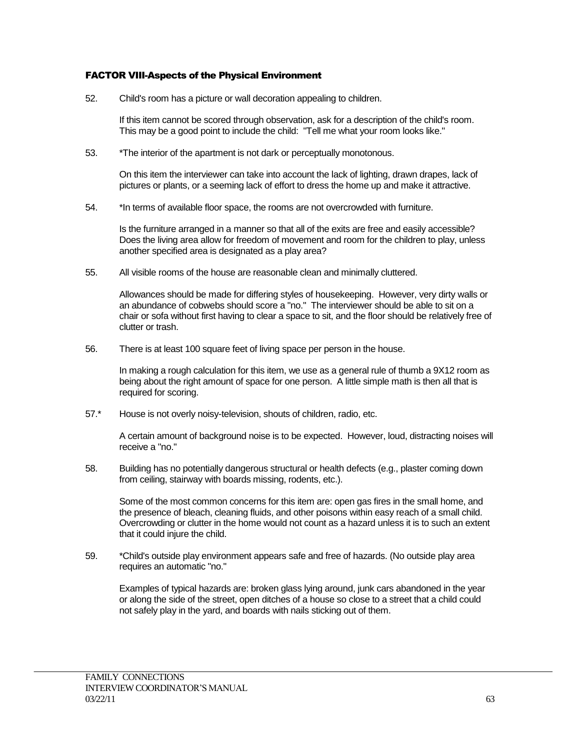### FACTOR VIII-Aspects of the Physical Environment

52. Child's room has a picture or wall decoration appealing to children.

    If this item cannot be scored through observation, ask for a description of the child's room. This may be a good point to include the child: "Tell me what your room looks like."

53. *The interior of the apartment is not dark or perceptually monotonous.

    On this item the interviewer can take into account the lack of lighting, drawn drapes, lack of pictures or plants, or a seeming lack of effort to dress the home up and make it attractive.

54. *In terms of available floor space, the rooms are not overcrowded with furniture.

    Is the furniture arranged in a manner so that all of the exits are free and easily accessible? Does the living area allow for freedom of movement and room for the children to play, unless another specified area is designated as a play area?

55. All visible rooms of the house are reasonable clean and minimally cluttered.

    Allowances should be made for differing styles of housekeeping. However, very dirty walls or an abundance of cobwebs should score a "no." The interviewer should be able to sit on a chair or sofa without first having to clear a space to sit, and the floor should be relatively free of clutter or trash.

56. There is at least 100 square feet of living space per person in the house.

    In making a rough calculation for this item, we use as a general rule of thumb a 9X12 room as being about the right amount of space for one person. A little simple math is then all that is required for scoring.

57.* House is not overly noisy-television, shouts of children, radio, etc.

    A certain amount of background noise is to be expected. However, loud, distracting noises will receive a "no."

58. Building has no potentially dangerous structural or health defects (e.g., plaster coming down from ceiling, stairway with boards missing, rodents, etc.).

    Some of the most common concerns for this item are: open gas fires in the small home, and the presence of bleach, cleaning fluids, and other poisons within easy reach of a small child. Overcrowding or clutter in the home would not count as a hazard unless it is to such an extent that it could injure the child.

59. *Child's outside play environment appears safe and free of hazards. (No outside play area requires an automatic "no."

    Examples of typical hazards are: broken glass lying around, junk cars abandoned in the year or along the side of the street, open ditches of a house so close to a street that a child could not safely play in the yard, and boards with nails sticking out of them.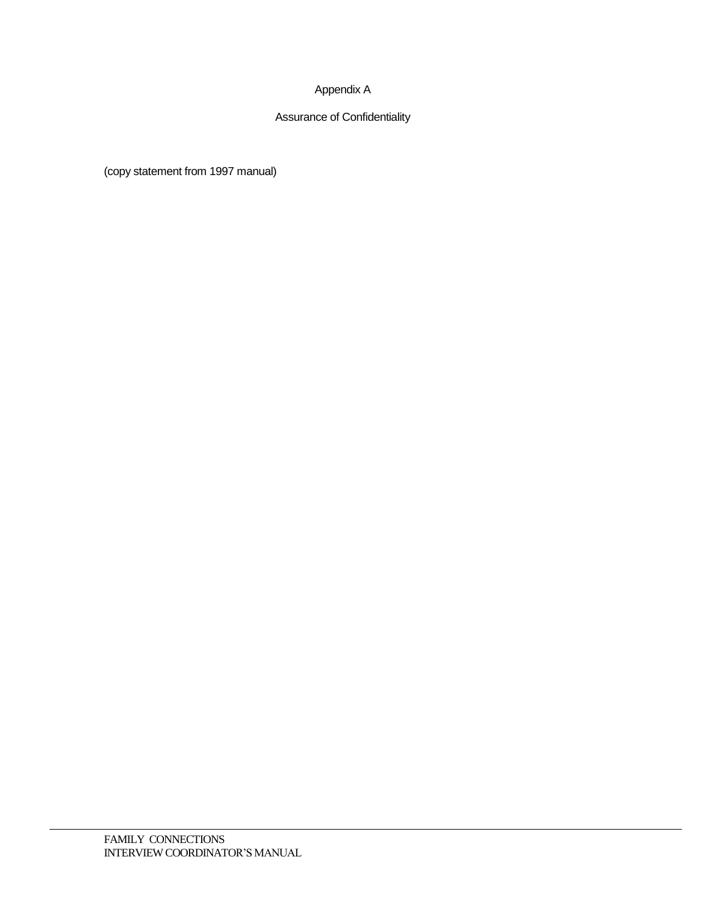# Appendix A

## Assurance of Confidentiality

(copy statement from 1997 manual)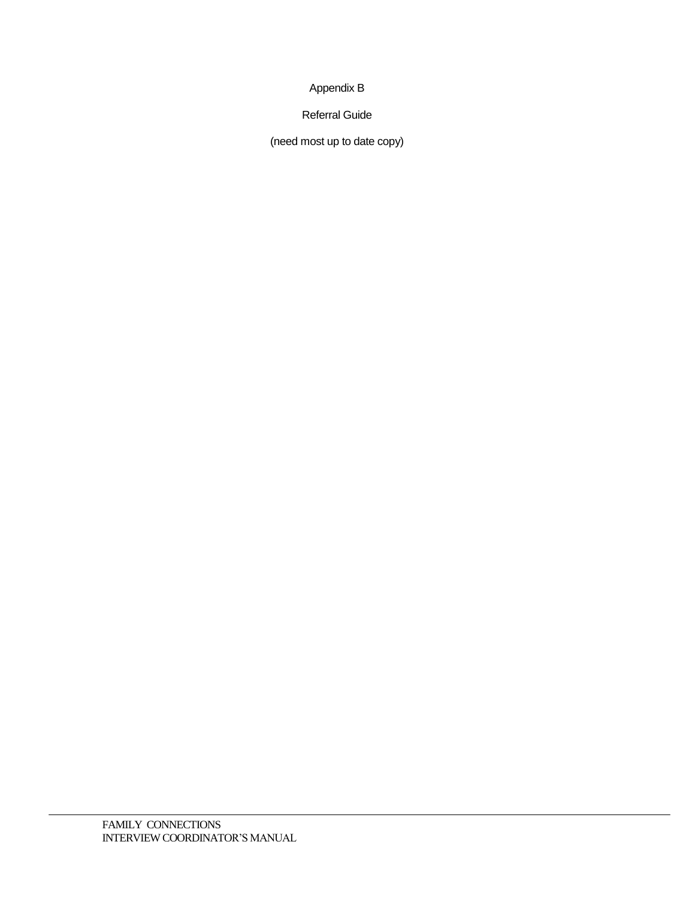# Appendix B

## Referral Guide

(need most up to date copy)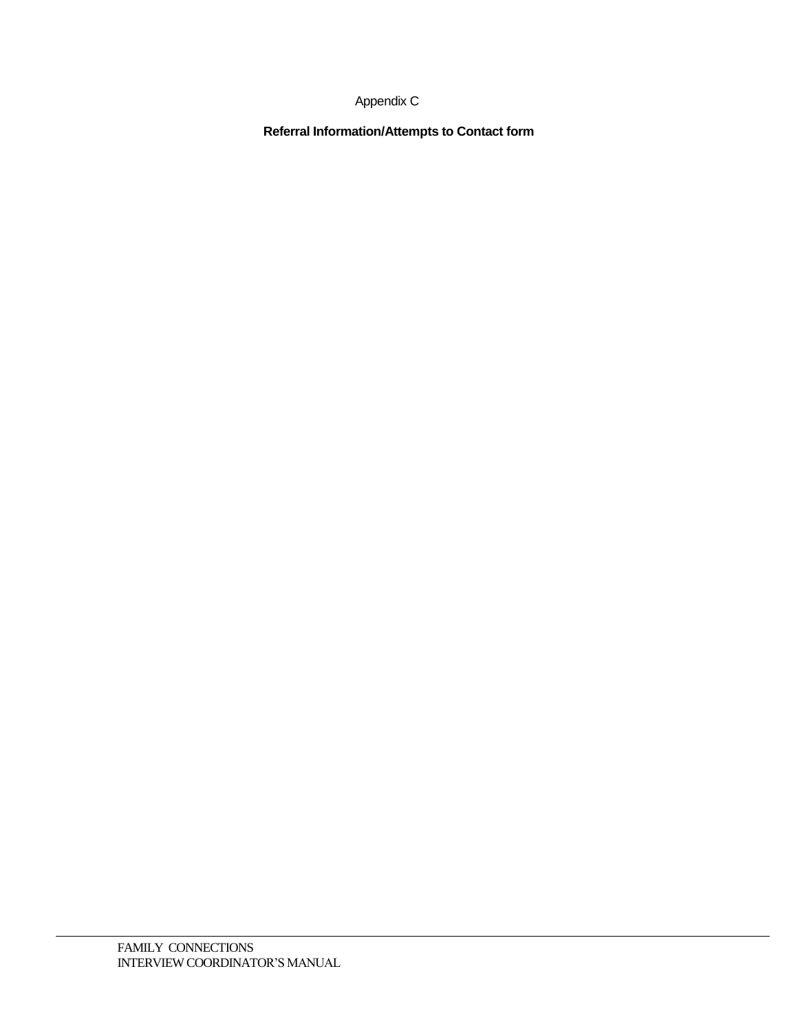Appendix C

**Referral Information/Attempts to Contact form**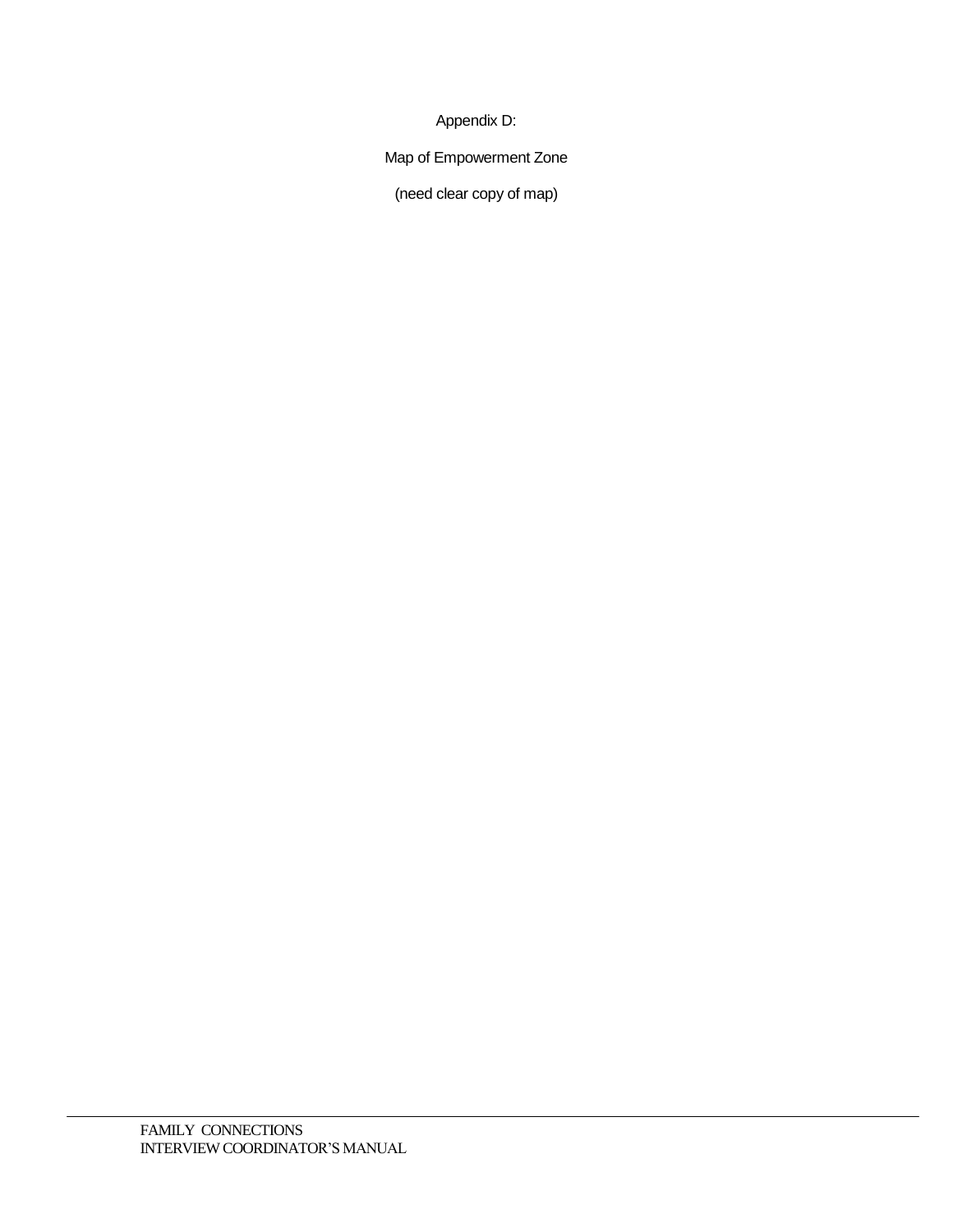Appendix D:

Map of Empowerment Zone

(need clear copy of map)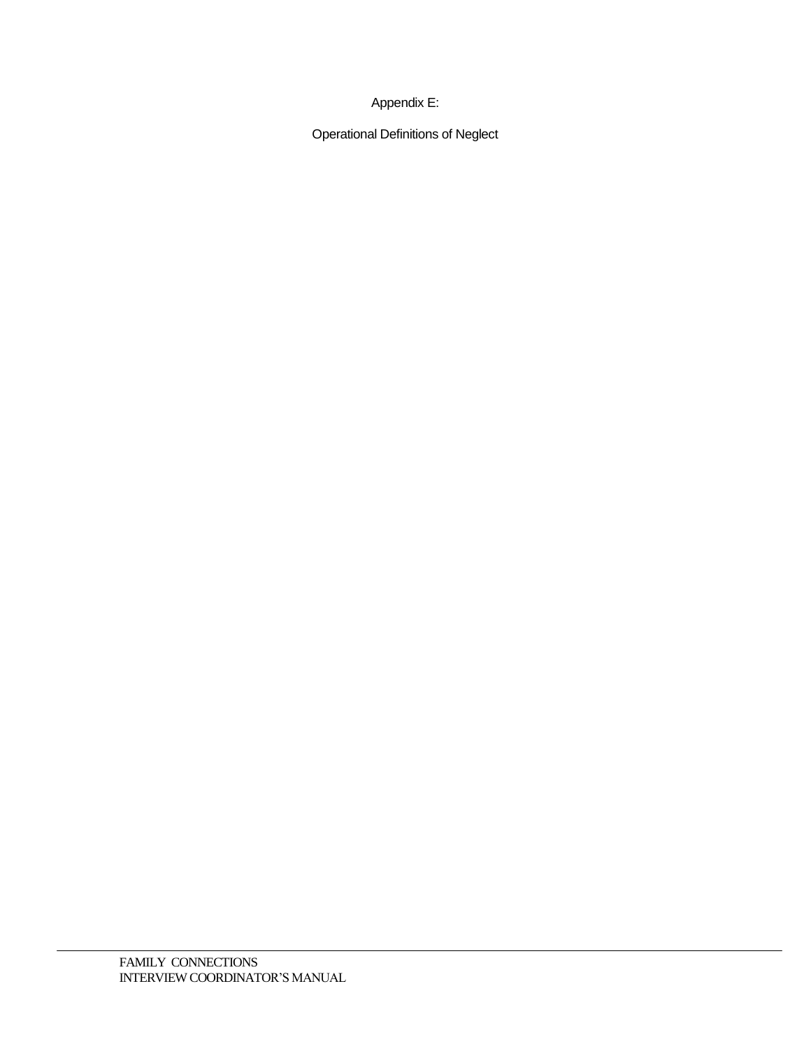# Appendix E:

## Operational Definitions of Neglect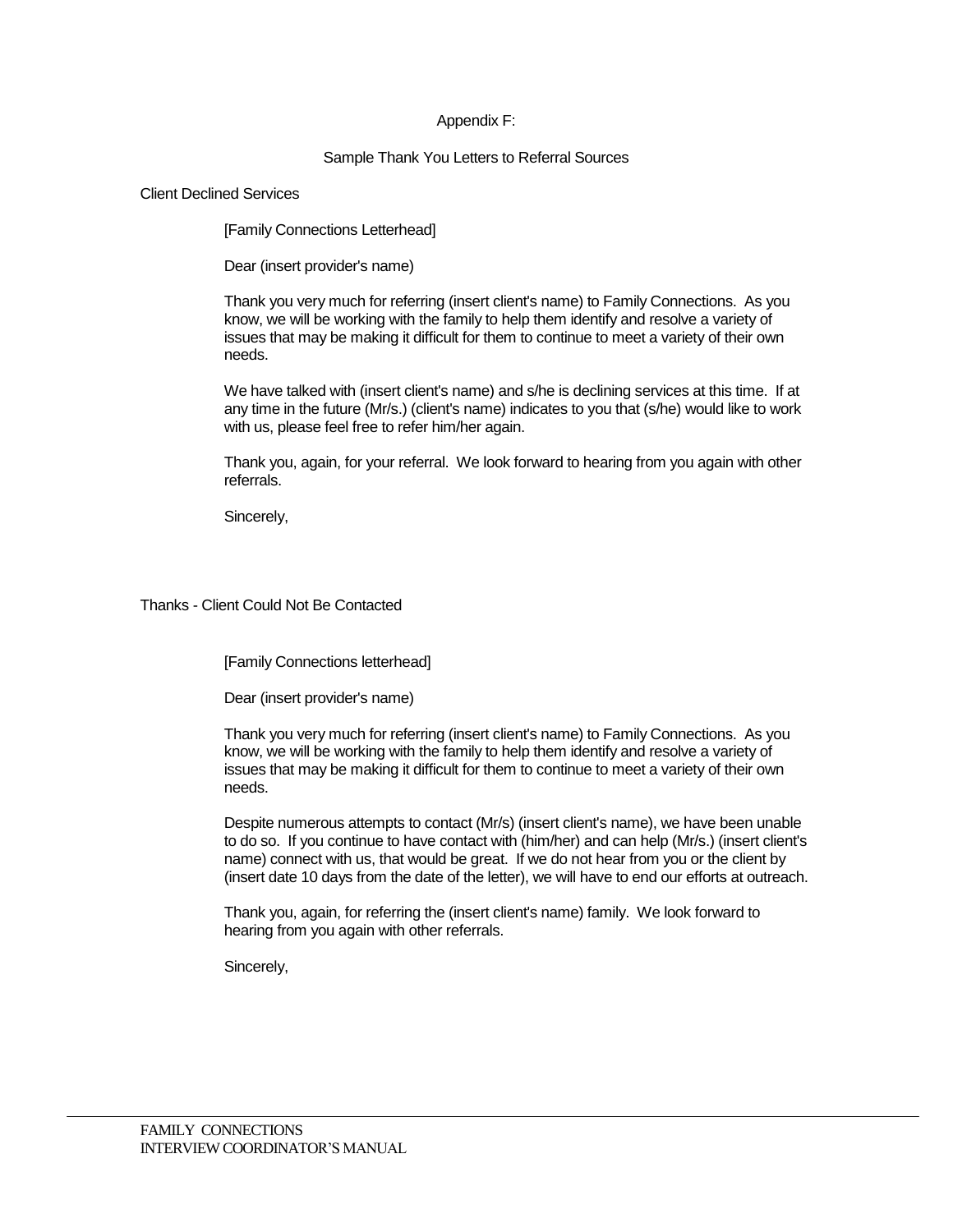# Appendix F:

## Sample Thank You Letters to Referral Sources

### Client Declined Services

[Family Connections Letterhead]

Dear (insert provider's name)

Thank you very much for referring (insert client's name) to Family Connections. As you know, we will be working with the family to help them identify and resolve a variety of issues that may be making it difficult for them to continue to meet a variety of their own needs.

We have talked with (insert client's name) and s/he is declining services at this time. If at any time in the future (Mr/s.) (client's name) indicates to you that (s/he) would like to work with us, please feel free to refer him/her again.

Thank you, again, for your referral. We look forward to hearing from you again with other referrals.

Sincerely,

### Thanks - Client Could Not Be Contacted

[Family Connections letterhead]

Dear (insert provider's name)

Thank you very much for referring (insert client's name) to Family Connections. As you know, we will be working with the family to help them identify and resolve a variety of issues that may be making it difficult for them to continue to meet a variety of their own needs.

Despite numerous attempts to contact (Mr/s) (insert client's name), we have been unable to do so. If you continue to have contact with (him/her) and can help (Mr/s.) (insert client's name) connect with us, that would be great. If we do not hear from you or the client by (insert date 10 days from the date of the letter), we will have to end our efforts at outreach.

Thank you, again, for referring the (insert client's name) family. We look forward to hearing from you again with other referrals.

Sincerely,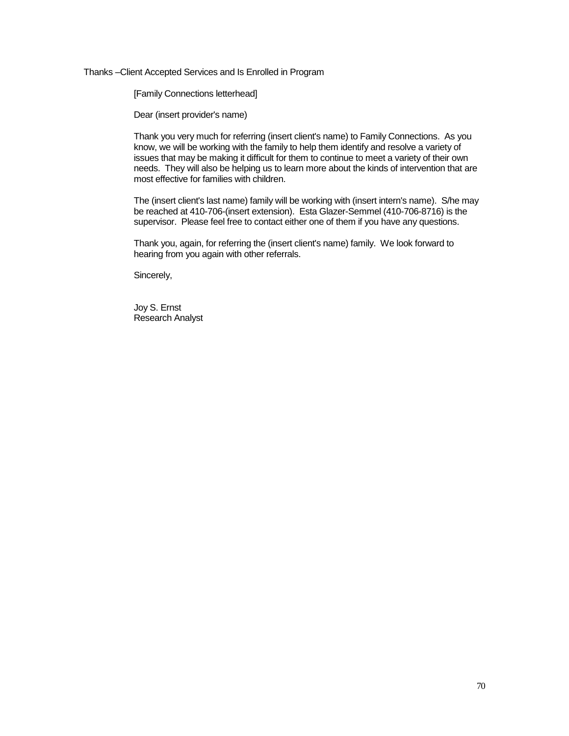Thanks –Client Accepted Services and Is Enrolled in Program

[Family Connections letterhead]

Dear (insert provider's name)

Thank you very much for referring (insert client's name) to Family Connections. As you know, we will be working with the family to help them identify and resolve a variety of issues that may be making it difficult for them to continue to meet a variety of their own needs. They will also be helping us to learn more about the kinds of intervention that are most effective for families with children.

The (insert client's last name) family will be working with (insert intern's name). S/he may be reached at 410-706-(insert extension). Esta Glazer-Semmel (410-706-8716) is the supervisor. Please feel free to contact either one of them if you have any questions.

Thank you, again, for referring the (insert client's name) family. We look forward to hearing from you again with other referrals.

Sincerely,

Joy S. Ernst
Research Analyst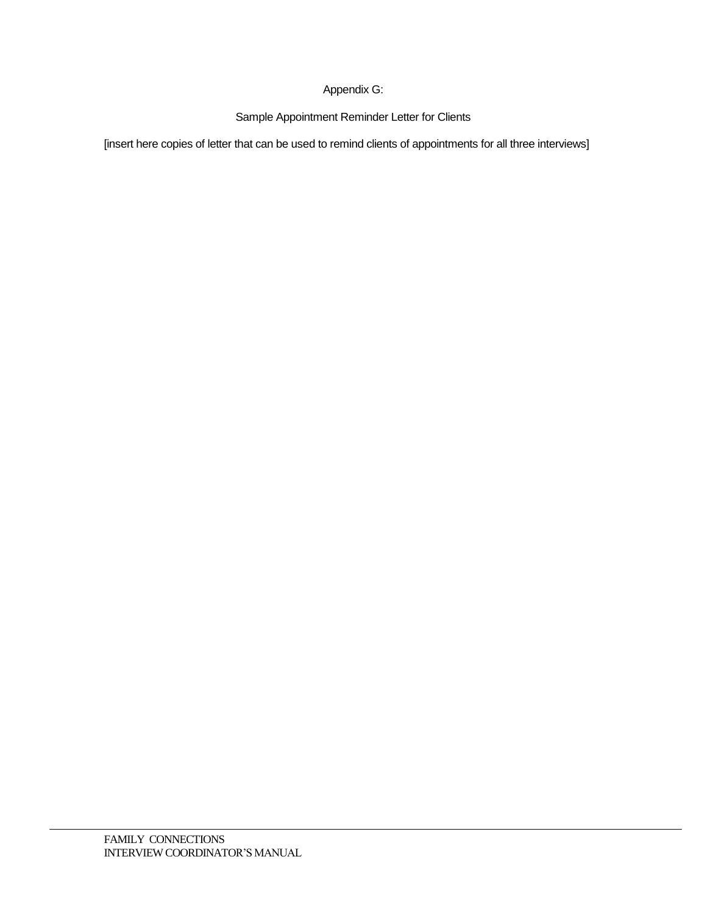# Appendix G:

## Sample Appointment Reminder Letter for Clients

[insert here copies of letter that can be used to remind clients of appointments for all three interviews]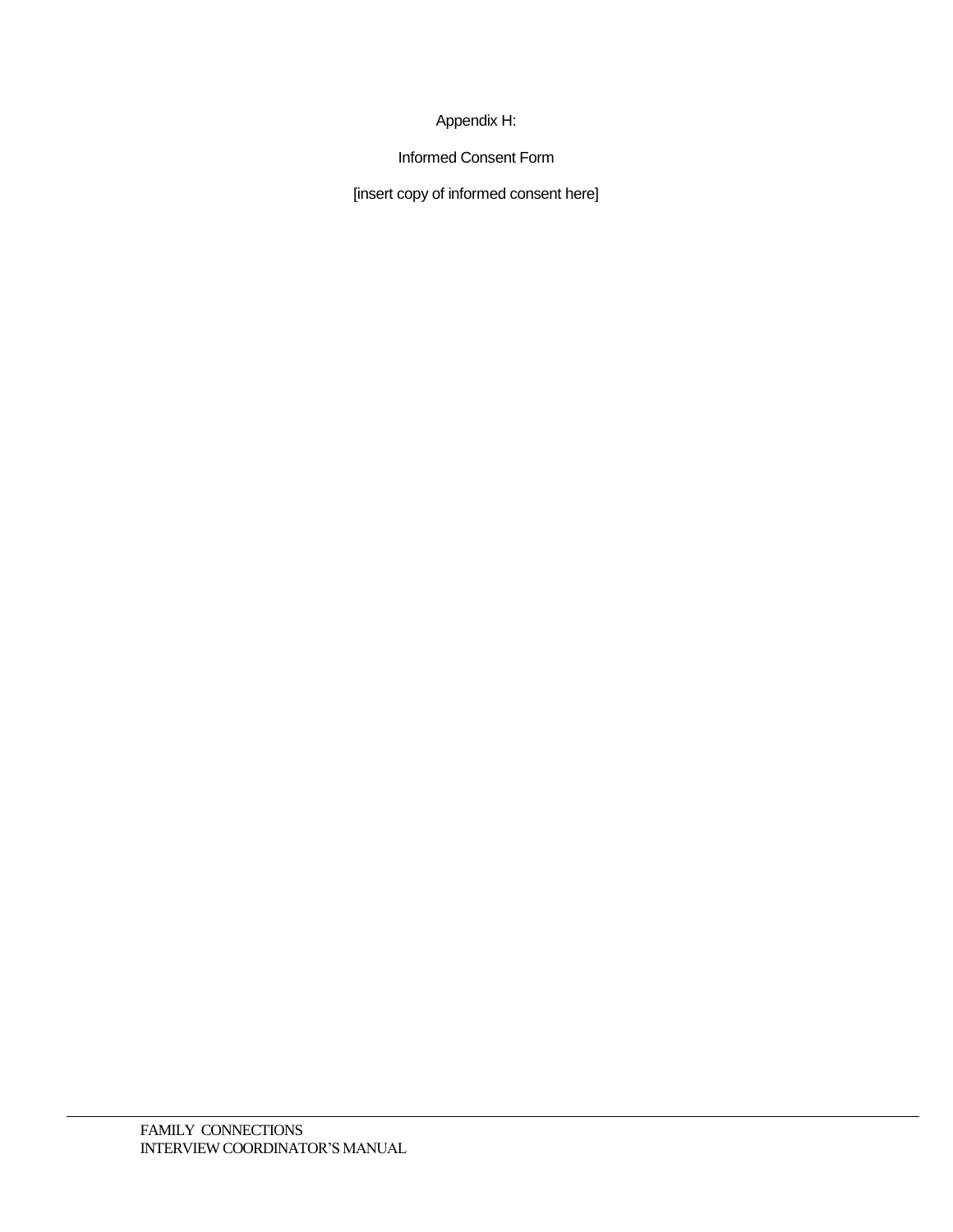# Appendix H:

## Informed Consent Form

[insert copy of informed consent here]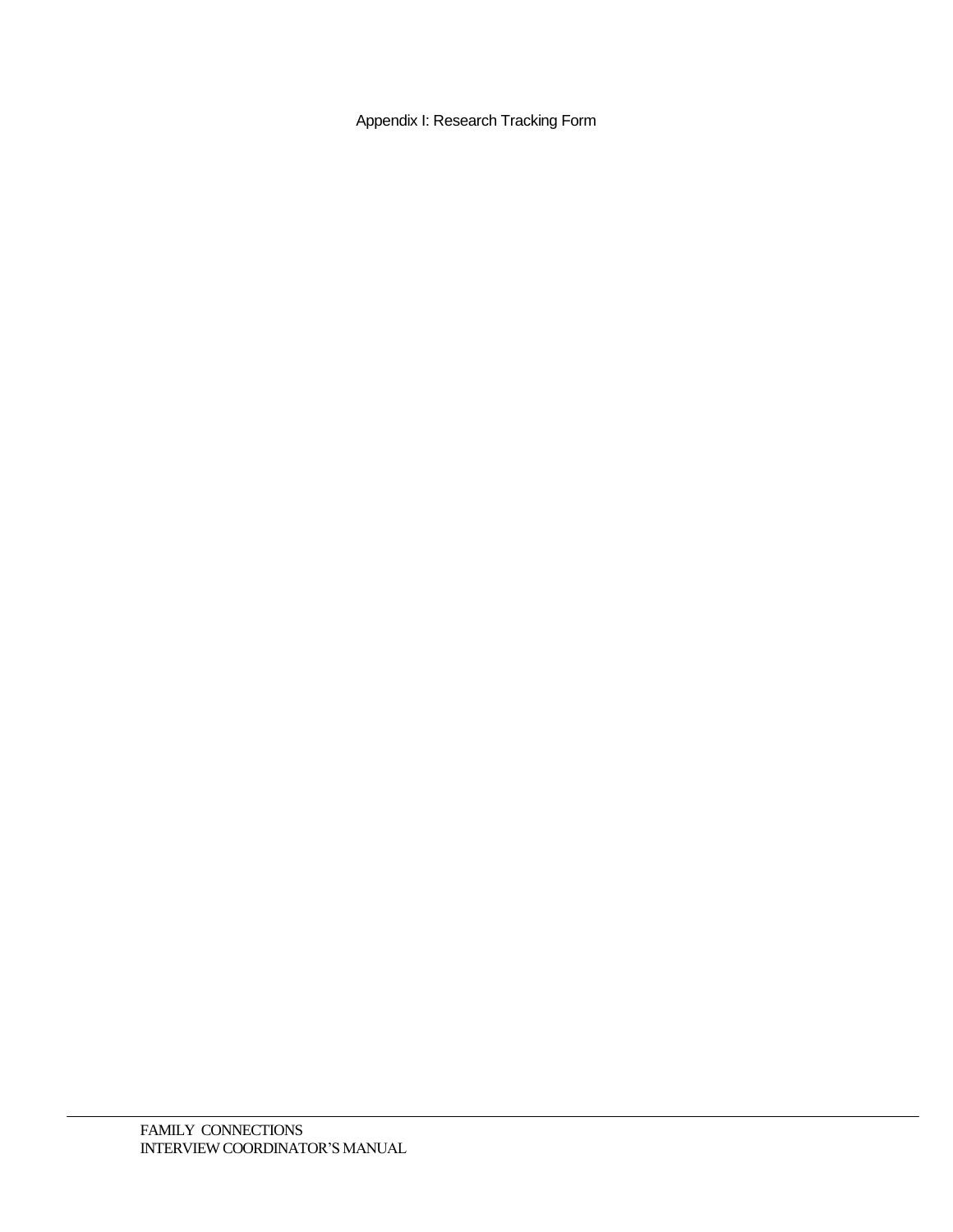Appendix I: Research Tracking Form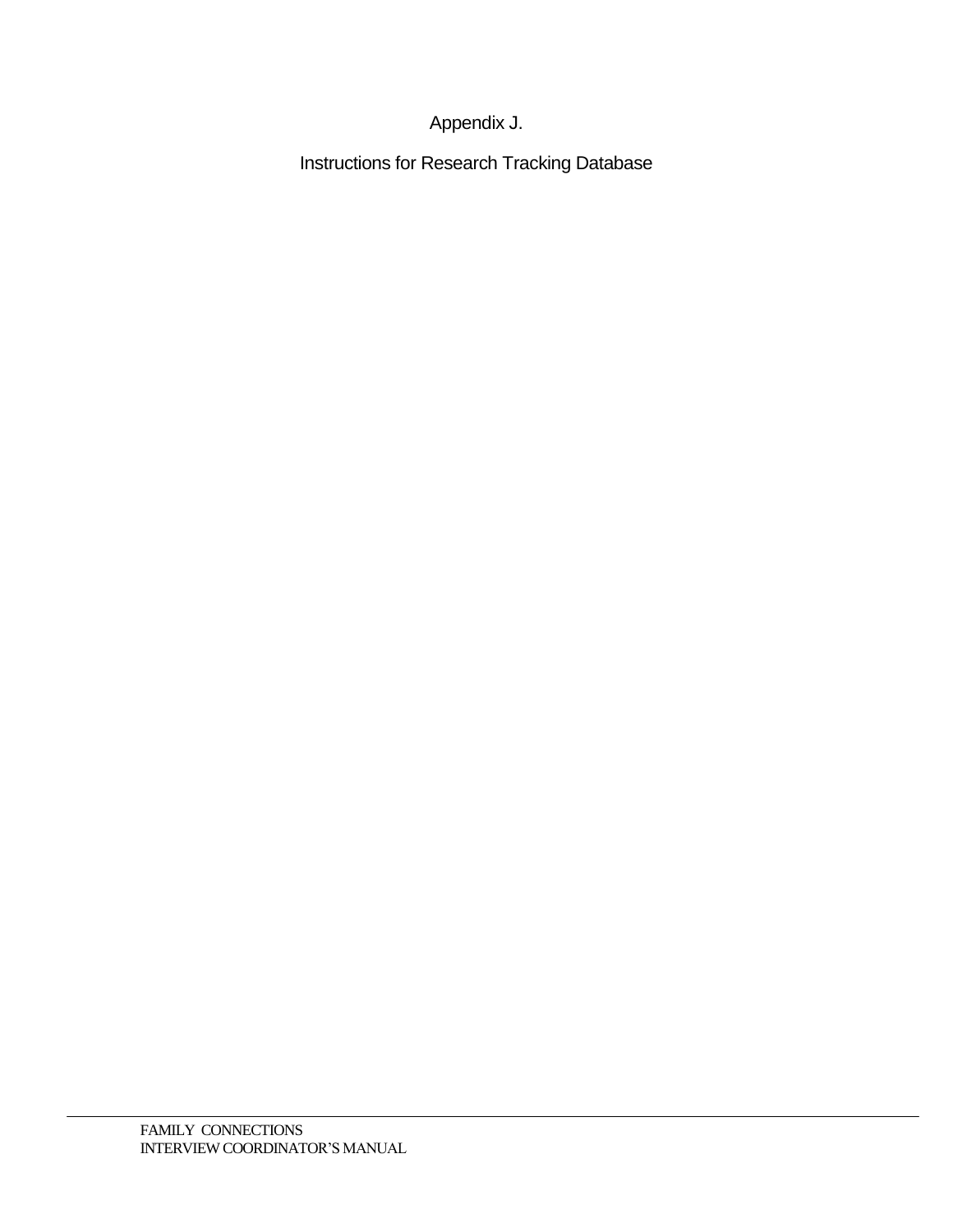# Appendix J.

## Instructions for Research Tracking Database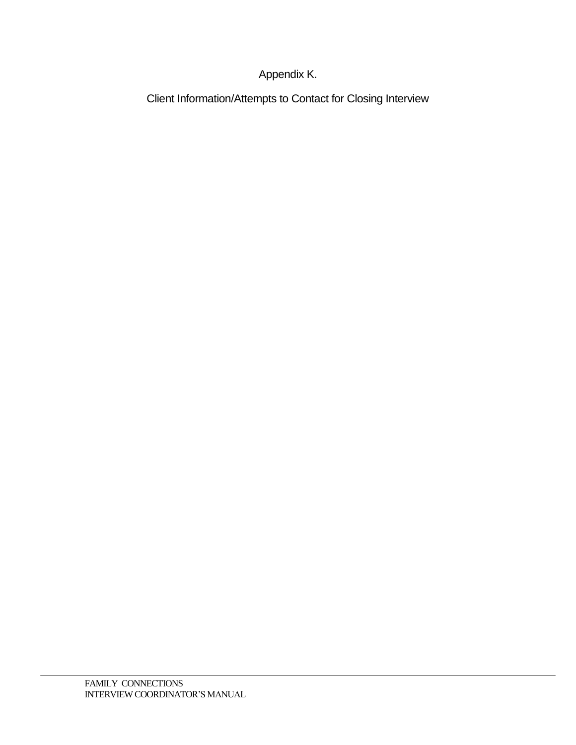# Appendix K.

## Client Information/Attempts to Contact for Closing Interview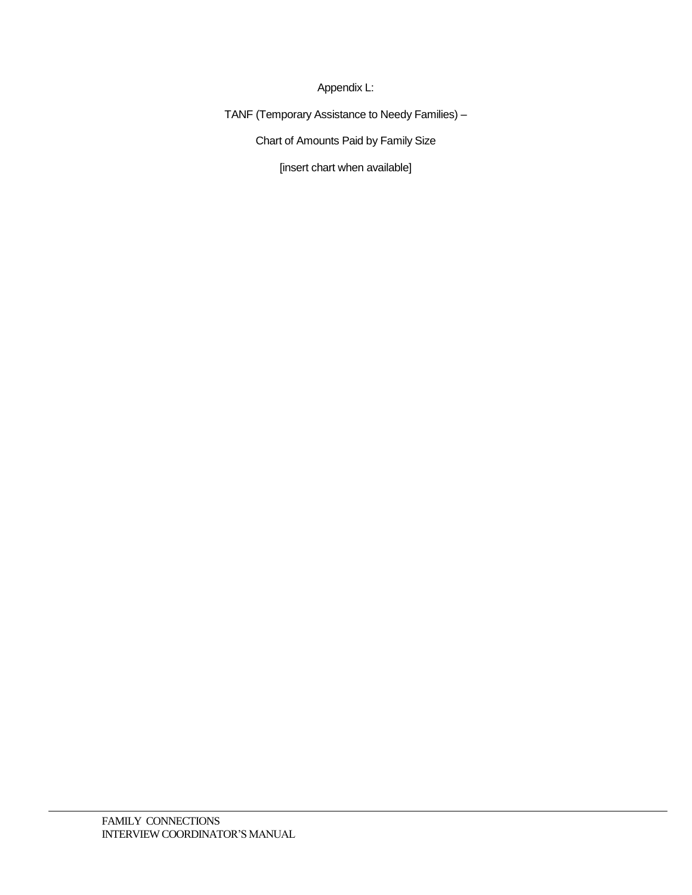# Appendix L:

## TANF (Temporary Assistance to Needy Families) –

## Chart of Amounts Paid by Family Size

[insert chart when available]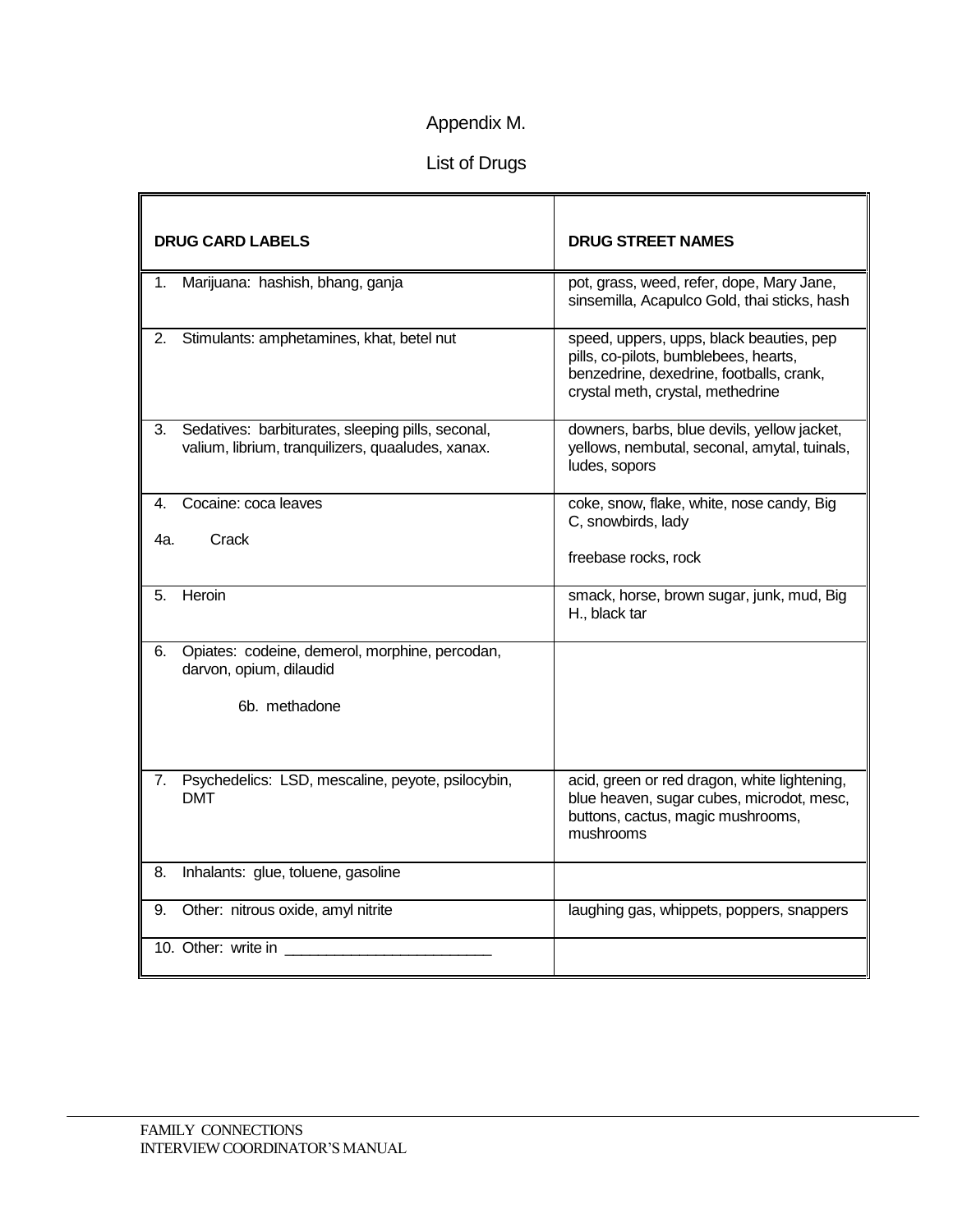# Appendix M.

## List of Drugs

| DRUG CARD LABELS | DRUG STREET NAMES |
|---|---|
| 1. Marijuana: hashish, bhang, ganja | pot, grass, weed, refer, dope, Mary Jane, sinsemilla, Acapulco Gold, thai sticks, hash |
| 2. Stimulants: amphetamines, khat, betel nut | speed, uppers, upps, black beauties, pep pills, co-pilots, bumblebees, hearts, benzedrine, dexedrine, footballs, crank, crystal meth, crystal, methedrine |
| 3. Sedatives: barbiturates, sleeping pills, seconal, valium, librium, tranquilizers, quaaludes, xanax. | downers, barbs, blue devils, yellow jacket, yellows, nembutal, seconal, amytal, tuinals, ludes, sopors |
| 4. Cocaine: coca leaves<br><br>4a. Crack | coke, snow, flake, white, nose candy, Big C, snowbirds, lady<br><br>freebase rocks, rock |
| 5. Heroin | smack, horse, brown sugar, junk, mud, Big H., black tar |
| 6. Opiates: codeine, demerol, morphine, percodan, darvon, opium, dilaudid<br><br>6b. methadone | |
| 7. Psychedelics: LSD, mescaline, peyote, psilocybin, DMT | acid, green or red dragon, white lightening, blue heaven, sugar cubes, microdot, mesc, buttons, cactus, magic mushrooms, mushrooms |
| 8. Inhalants: glue, toluene, gasoline | |
| 9. Other: nitrous oxide, amyl nitrite | laughing gas, whippets, poppers, snappers |
| 10. Other: write in ________________________ | |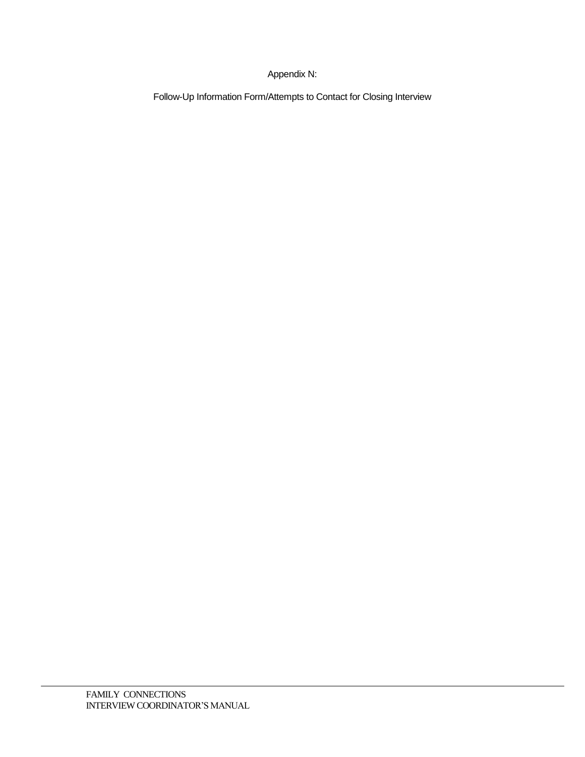Appendix N:

Follow-Up Information Form/Attempts to Contact for Closing Interview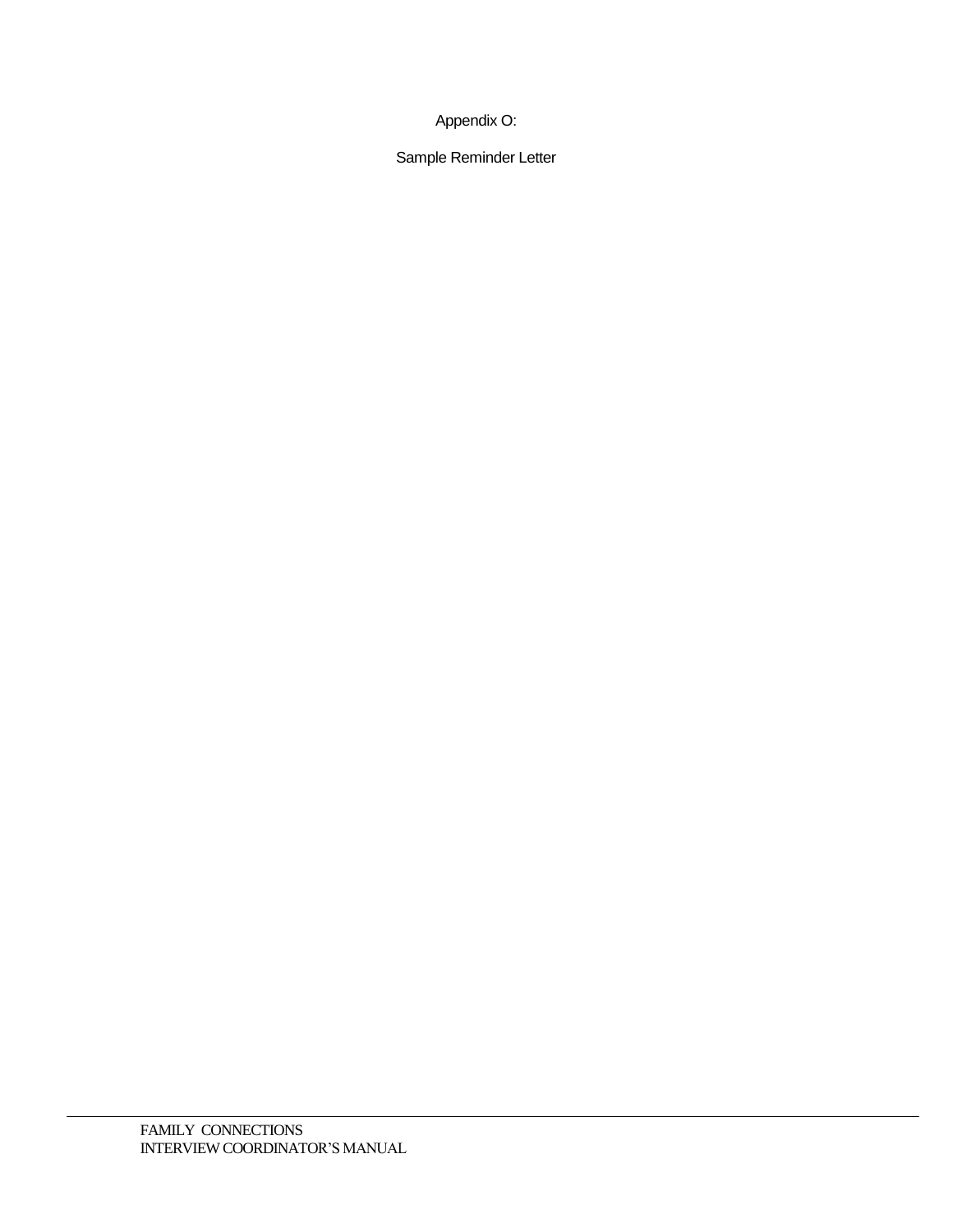Appendix O:

Sample Reminder Letter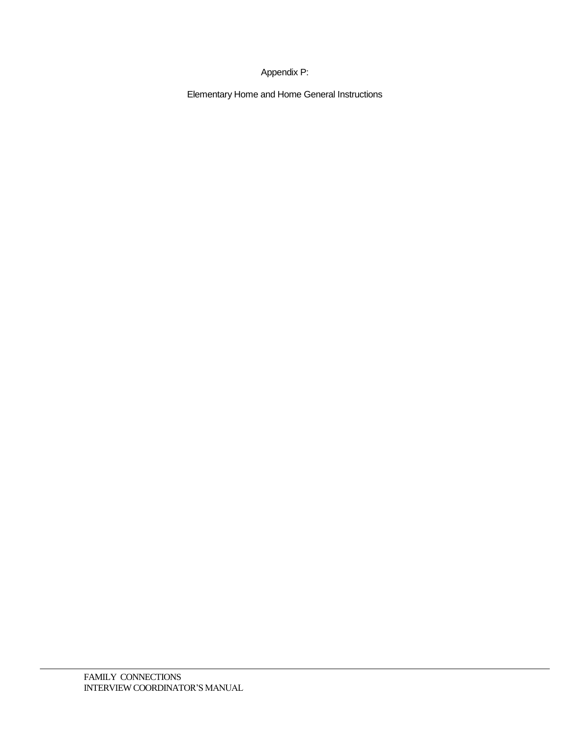Appendix P:

Elementary Home and Home General Instructions